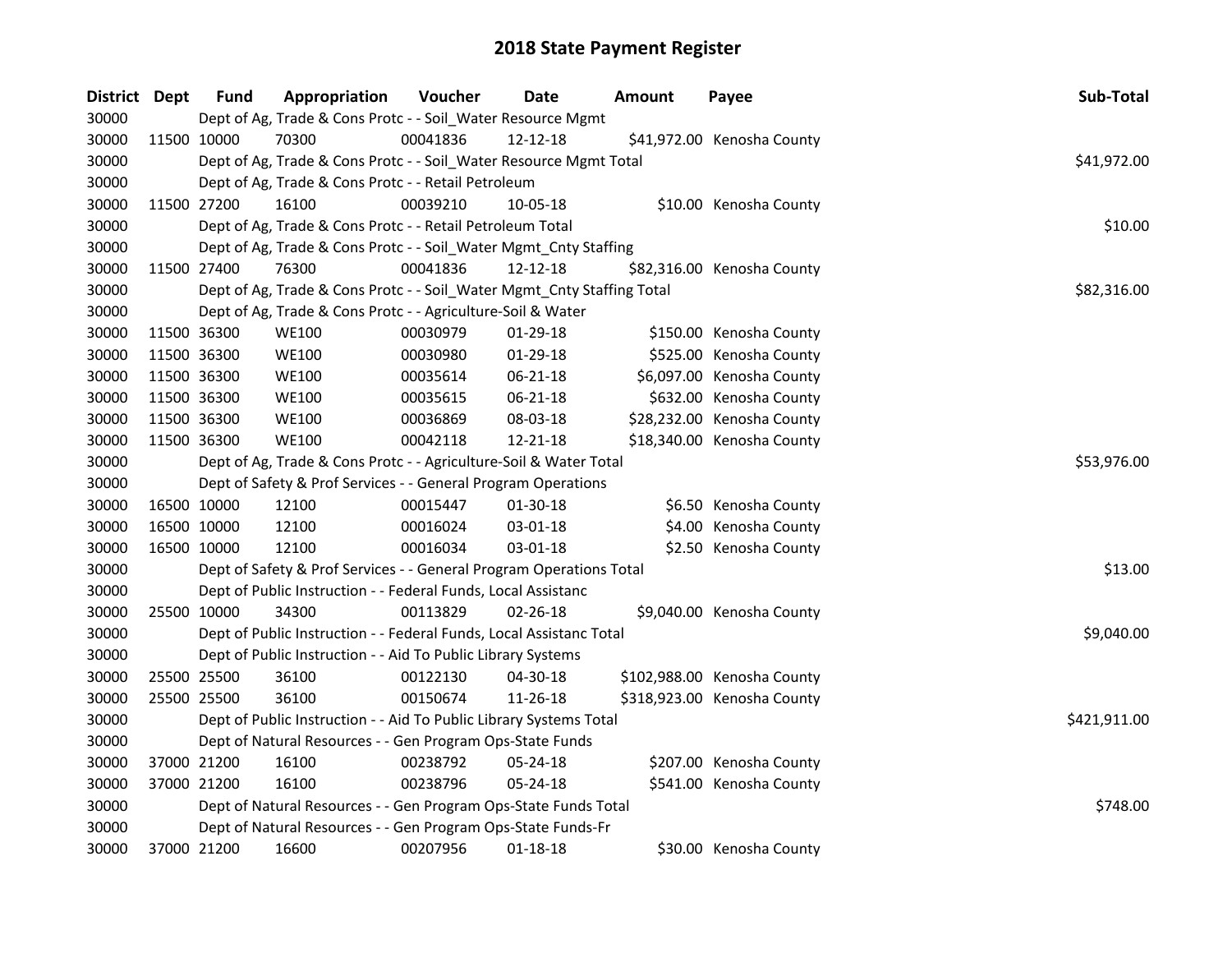# 2018 State Payment Register

| District | Dept | Fund | Appropriation | Voucher | Date | Amount | Payee | Sub-Total |
|---|---|---|---|---|---|---|---|---|
| 30000 | | Dept of Ag, Trade & Cons Protc - - Soil_Water Resource Mgmt | | | | | | |
| 30000 | 11500 | 10000 | 70300 | 00041836 | 12-12-18 | $41,972.00 | Kenosha County | |
| 30000 | | Dept of Ag, Trade & Cons Protc - - Soil_Water Resource Mgmt Total | | | | | | $41,972.00 |
| 30000 | | Dept of Ag, Trade & Cons Protc - - Retail Petroleum | | | | | | |
| 30000 | 11500 | 27200 | 16100 | 00039210 | 10-05-18 | $10.00 | Kenosha County | |
| 30000 | | Dept of Ag, Trade & Cons Protc - - Retail Petroleum Total | | | | | | $10.00 |
| 30000 | | Dept of Ag, Trade & Cons Protc - - Soil_Water Mgmt_Cnty Staffing | | | | | | |
| 30000 | 11500 | 27400 | 76300 | 00041836 | 12-12-18 | $82,316.00 | Kenosha County | |
| 30000 | | Dept of Ag, Trade & Cons Protc - - Soil_Water Mgmt_Cnty Staffing Total | | | | | | $82,316.00 |
| 30000 | | Dept of Ag, Trade & Cons Protc - - Agriculture-Soil & Water | | | | | | |
| 30000 | 11500 | 36300 | WE100 | 00030979 | 01-29-18 | $150.00 | Kenosha County | |
| 30000 | 11500 | 36300 | WE100 | 00030980 | 01-29-18 | $525.00 | Kenosha County | |
| 30000 | 11500 | 36300 | WE100 | 00035614 | 06-21-18 | $6,097.00 | Kenosha County | |
| 30000 | 11500 | 36300 | WE100 | 00035615 | 06-21-18 | $632.00 | Kenosha County | |
| 30000 | 11500 | 36300 | WE100 | 00036869 | 08-03-18 | $28,232.00 | Kenosha County | |
| 30000 | 11500 | 36300 | WE100 | 00042118 | 12-21-18 | $18,340.00 | Kenosha County | |
| 30000 | | Dept of Ag, Trade & Cons Protc - - Agriculture-Soil & Water Total | | | | | | $53,976.00 |
| 30000 | | Dept of Safety & Prof Services - - General Program Operations | | | | | | |
| 30000 | 16500 | 10000 | 12100 | 00015447 | 01-30-18 | $6.50 | Kenosha County | |
| 30000 | 16500 | 10000 | 12100 | 00016024 | 03-01-18 | $4.00 | Kenosha County | |
| 30000 | 16500 | 10000 | 12100 | 00016034 | 03-01-18 | $2.50 | Kenosha County | |
| 30000 | | Dept of Safety & Prof Services - - General Program Operations Total | | | | | | $13.00 |
| 30000 | | Dept of Public Instruction - - Federal Funds, Local Assistanc | | | | | | |
| 30000 | 25500 | 10000 | 34300 | 00113829 | 02-26-18 | $9,040.00 | Kenosha County | |
| 30000 | | Dept of Public Instruction - - Federal Funds, Local Assistanc Total | | | | | | $9,040.00 |
| 30000 | | Dept of Public Instruction - - Aid To Public Library Systems | | | | | | |
| 30000 | 25500 | 25500 | 36100 | 00122130 | 04-30-18 | $102,988.00 | Kenosha County | |
| 30000 | 25500 | 25500 | 36100 | 00150674 | 11-26-18 | $318,923.00 | Kenosha County | |
| 30000 | | Dept of Public Instruction - - Aid To Public Library Systems Total | | | | | | $421,911.00 |
| 30000 | | Dept of Natural Resources - - Gen Program Ops-State Funds | | | | | | |
| 30000 | 37000 | 21200 | 16100 | 00238792 | 05-24-18 | $207.00 | Kenosha County | |
| 30000 | 37000 | 21200 | 16100 | 00238796 | 05-24-18 | $541.00 | Kenosha County | |
| 30000 | | Dept of Natural Resources - - Gen Program Ops-State Funds Total | | | | | | $748.00 |
| 30000 | | Dept of Natural Resources - - Gen Program Ops-State Funds-Fr | | | | | | |
| 30000 | 37000 | 21200 | 16600 | 00207956 | 01-18-18 | $30.00 | Kenosha County | |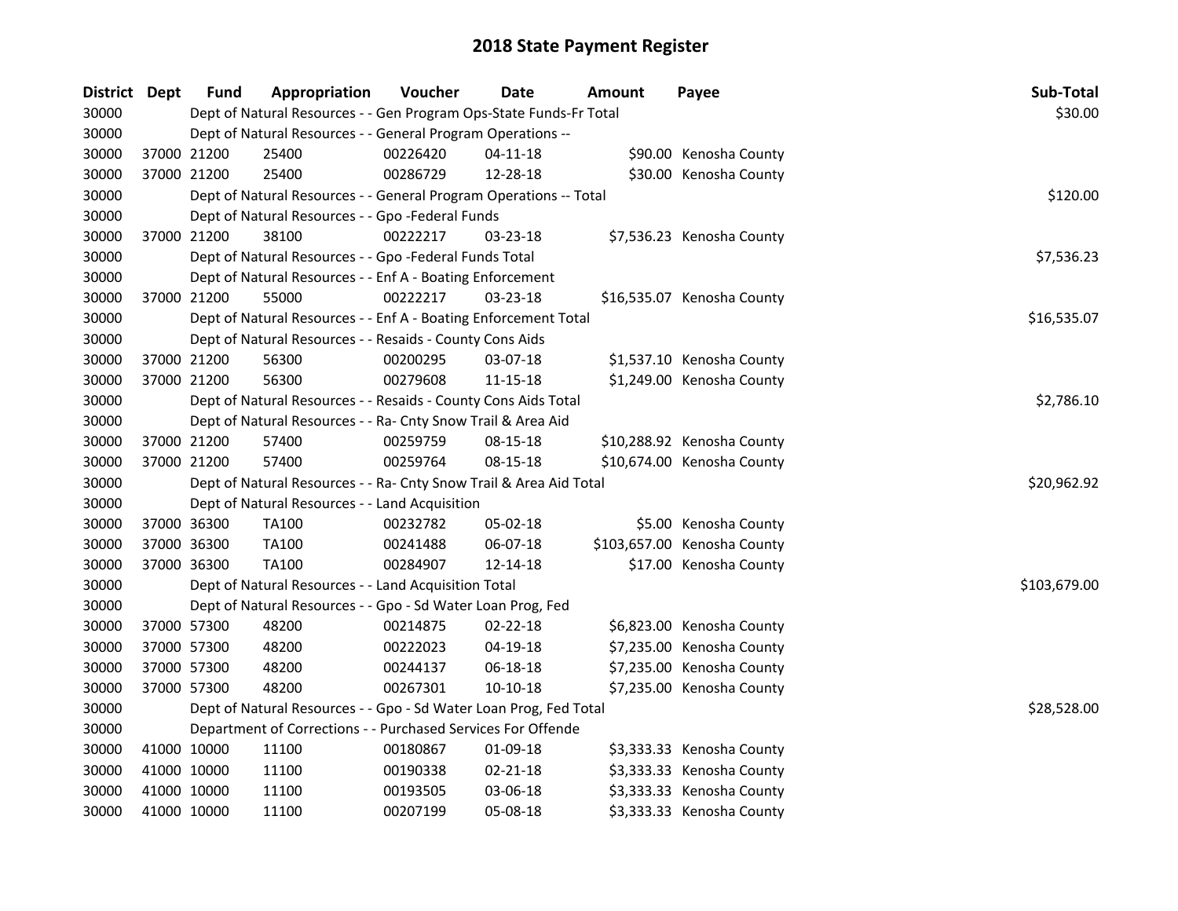# 2018 State Payment Register

| District | Dept | Fund | Appropriation | Voucher | Date | Amount | Payee | Sub-Total |
|---|---|---|---|---|---|---|---|---|
| 30000 | | Dept of Natural Resources - - Gen Program Ops-State Funds-Fr Total | | | | | | $30.00 |
| 30000 | | Dept of Natural Resources - - General Program Operations -- | | | | | | |
| 30000 | 37000 | 21200 | 25400 | 00226420 | 04-11-18 | $90.00 | Kenosha County | |
| 30000 | 37000 | 21200 | 25400 | 00286729 | 12-28-18 | $30.00 | Kenosha County | |
| 30000 | | Dept of Natural Resources - - General Program Operations -- Total | | | | | | $120.00 |
| 30000 | | Dept of Natural Resources - - Gpo -Federal Funds | | | | | | |
| 30000 | 37000 | 21200 | 38100 | 00222217 | 03-23-18 | $7,536.23 | Kenosha County | |
| 30000 | | Dept of Natural Resources - - Gpo -Federal Funds Total | | | | | | $7,536.23 |
| 30000 | | Dept of Natural Resources - - Enf A - Boating Enforcement | | | | | | |
| 30000 | 37000 | 21200 | 55000 | 00222217 | 03-23-18 | $16,535.07 | Kenosha County | |
| 30000 | | Dept of Natural Resources - - Enf A - Boating Enforcement Total | | | | | | $16,535.07 |
| 30000 | | Dept of Natural Resources - - Resaids - County Cons Aids | | | | | | |
| 30000 | 37000 | 21200 | 56300 | 00200295 | 03-07-18 | $1,537.10 | Kenosha County | |
| 30000 | 37000 | 21200 | 56300 | 00279608 | 11-15-18 | $1,249.00 | Kenosha County | |
| 30000 | | Dept of Natural Resources - - Resaids - County Cons Aids Total | | | | | | $2,786.10 |
| 30000 | | Dept of Natural Resources - - Ra- Cnty Snow Trail & Area Aid | | | | | | |
| 30000 | 37000 | 21200 | 57400 | 00259759 | 08-15-18 | $10,288.92 | Kenosha County | |
| 30000 | 37000 | 21200 | 57400 | 00259764 | 08-15-18 | $10,674.00 | Kenosha County | |
| 30000 | | Dept of Natural Resources - - Ra- Cnty Snow Trail & Area Aid Total | | | | | | $20,962.92 |
| 30000 | | Dept of Natural Resources - - Land Acquisition | | | | | | |
| 30000 | 37000 | 36300 | TA100 | 00232782 | 05-02-18 | $5.00 | Kenosha County | |
| 30000 | 37000 | 36300 | TA100 | 00241488 | 06-07-18 | $103,657.00 | Kenosha County | |
| 30000 | 37000 | 36300 | TA100 | 00284907 | 12-14-18 | $17.00 | Kenosha County | |
| 30000 | | Dept of Natural Resources - - Land Acquisition Total | | | | | | $103,679.00 |
| 30000 | | Dept of Natural Resources - - Gpo - Sd Water Loan Prog, Fed | | | | | | |
| 30000 | 37000 | 57300 | 48200 | 00214875 | 02-22-18 | $6,823.00 | Kenosha County | |
| 30000 | 37000 | 57300 | 48200 | 00222023 | 04-19-18 | $7,235.00 | Kenosha County | |
| 30000 | 37000 | 57300 | 48200 | 00244137 | 06-18-18 | $7,235.00 | Kenosha County | |
| 30000 | 37000 | 57300 | 48200 | 00267301 | 10-10-18 | $7,235.00 | Kenosha County | |
| 30000 | | Dept of Natural Resources - - Gpo - Sd Water Loan Prog, Fed Total | | | | | | $28,528.00 |
| 30000 | | Department of Corrections - - Purchased Services For Offende | | | | | | |
| 30000 | 41000 | 10000 | 11100 | 00180867 | 01-09-18 | $3,333.33 | Kenosha County | |
| 30000 | 41000 | 10000 | 11100 | 00190338 | 02-21-18 | $3,333.33 | Kenosha County | |
| 30000 | 41000 | 10000 | 11100 | 00193505 | 03-06-18 | $3,333.33 | Kenosha County | |
| 30000 | 41000 | 10000 | 11100 | 00207199 | 05-08-18 | $3,333.33 | Kenosha County | |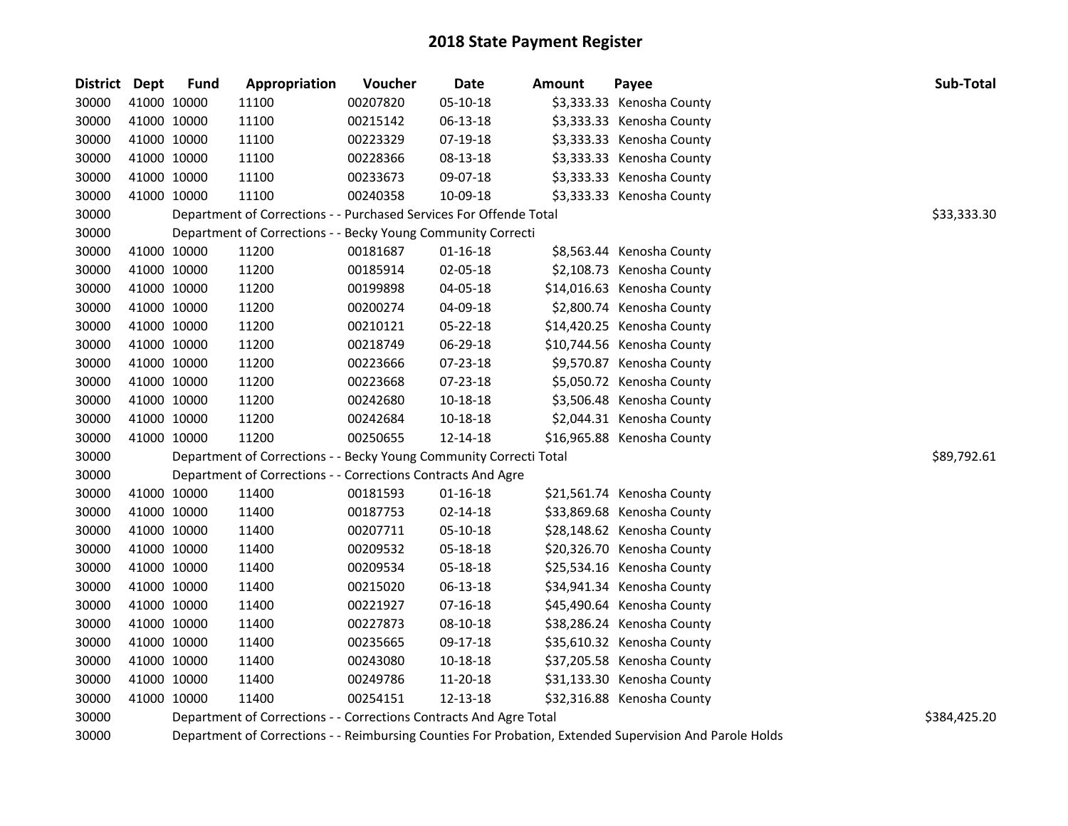# 2018 State Payment Register

| District | Dept | Fund | Appropriation | Voucher | Date | Amount | Payee | Sub-Total |
|---|---|---|---|---|---|---|---|---|
| 30000 | 41000 | 10000 | 11100 | 00207820 | 05-10-18 | $3,333.33 | Kenosha County | |
| 30000 | 41000 | 10000 | 11100 | 00215142 | 06-13-18 | $3,333.33 | Kenosha County | |
| 30000 | 41000 | 10000 | 11100 | 00223329 | 07-19-18 | $3,333.33 | Kenosha County | |
| 30000 | 41000 | 10000 | 11100 | 00228366 | 08-13-18 | $3,333.33 | Kenosha County | |
| 30000 | 41000 | 10000 | 11100 | 00233673 | 09-07-18 | $3,333.33 | Kenosha County | |
| 30000 | 41000 | 10000 | 11100 | 00240358 | 10-09-18 | $3,333.33 | Kenosha County | |
| 30000 | | Department of Corrections - - Purchased Services For Offende Total | | | | | | $33,333.30 |
| 30000 | | Department of Corrections - - Becky Young Community Correcti | | | | | | |
| 30000 | 41000 | 10000 | 11200 | 00181687 | 01-16-18 | $8,563.44 | Kenosha County | |
| 30000 | 41000 | 10000 | 11200 | 00185914 | 02-05-18 | $2,108.73 | Kenosha County | |
| 30000 | 41000 | 10000 | 11200 | 00199898 | 04-05-18 | $14,016.63 | Kenosha County | |
| 30000 | 41000 | 10000 | 11200 | 00200274 | 04-09-18 | $2,800.74 | Kenosha County | |
| 30000 | 41000 | 10000 | 11200 | 00210121 | 05-22-18 | $14,420.25 | Kenosha County | |
| 30000 | 41000 | 10000 | 11200 | 00218749 | 06-29-18 | $10,744.56 | Kenosha County | |
| 30000 | 41000 | 10000 | 11200 | 00223666 | 07-23-18 | $9,570.87 | Kenosha County | |
| 30000 | 41000 | 10000 | 11200 | 00223668 | 07-23-18 | $5,050.72 | Kenosha County | |
| 30000 | 41000 | 10000 | 11200 | 00242680 | 10-18-18 | $3,506.48 | Kenosha County | |
| 30000 | 41000 | 10000 | 11200 | 00242684 | 10-18-18 | $2,044.31 | Kenosha County | |
| 30000 | 41000 | 10000 | 11200 | 00250655 | 12-14-18 | $16,965.88 | Kenosha County | |
| 30000 | | Department of Corrections - - Becky Young Community Correcti Total | | | | | | $89,792.61 |
| 30000 | | Department of Corrections - - Corrections Contracts And Agre | | | | | | |
| 30000 | 41000 | 10000 | 11400 | 00181593 | 01-16-18 | $21,561.74 | Kenosha County | |
| 30000 | 41000 | 10000 | 11400 | 00187753 | 02-14-18 | $33,869.68 | Kenosha County | |
| 30000 | 41000 | 10000 | 11400 | 00207711 | 05-10-18 | $28,148.62 | Kenosha County | |
| 30000 | 41000 | 10000 | 11400 | 00209532 | 05-18-18 | $20,326.70 | Kenosha County | |
| 30000 | 41000 | 10000 | 11400 | 00209534 | 05-18-18 | $25,534.16 | Kenosha County | |
| 30000 | 41000 | 10000 | 11400 | 00215020 | 06-13-18 | $34,941.34 | Kenosha County | |
| 30000 | 41000 | 10000 | 11400 | 00221927 | 07-16-18 | $45,490.64 | Kenosha County | |
| 30000 | 41000 | 10000 | 11400 | 00227873 | 08-10-18 | $38,286.24 | Kenosha County | |
| 30000 | 41000 | 10000 | 11400 | 00235665 | 09-17-18 | $35,610.32 | Kenosha County | |
| 30000 | 41000 | 10000 | 11400 | 00243080 | 10-18-18 | $37,205.58 | Kenosha County | |
| 30000 | 41000 | 10000 | 11400 | 00249786 | 11-20-18 | $31,133.30 | Kenosha County | |
| 30000 | 41000 | 10000 | 11400 | 00254151 | 12-13-18 | $32,316.88 | Kenosha County | |
| 30000 | | Department of Corrections - - Corrections Contracts And Agre Total | | | | | | $384,425.20 |
| 30000 | | Department of Corrections - - Reimbursing Counties For Probation, Extended Supervision And Parole Holds | | | | | | |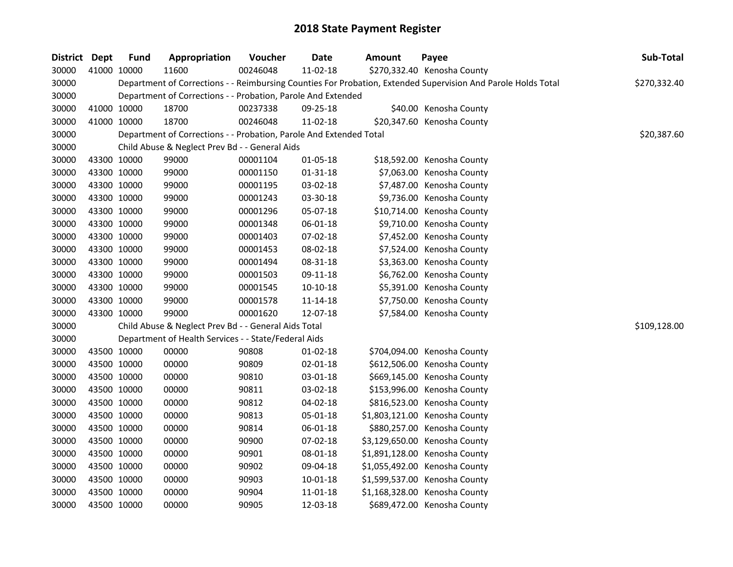## 2018 State Payment Register

| District | Dept | Fund | Appropriation | Voucher | Date | Amount | Payee | Sub-Total |
|---|---|---|---|---|---|---|---|---|
| 30000 | 41000 | 10000 | 11600 | 00246048 | 11-02-18 | $270,332.40 | Kenosha County | |
| 30000 | | Department of Corrections - - Reimbursing Counties For Probation, Extended Supervision And Parole Holds Total | | | | | | $270,332.40 |
| 30000 | | Department of Corrections - - Probation, Parole And Extended | | | | | | |
| 30000 | 41000 | 10000 | 18700 | 00237338 | 09-25-18 | $40.00 | Kenosha County | |
| 30000 | 41000 | 10000 | 18700 | 00246048 | 11-02-18 | $20,347.60 | Kenosha County | |
| 30000 | | Department of Corrections - - Probation, Parole And Extended Total | | | | | | $20,387.60 |
| 30000 | | Child Abuse & Neglect Prev Bd - - General Aids | | | | | | |
| 30000 | 43300 | 10000 | 99000 | 00001104 | 01-05-18 | $18,592.00 | Kenosha County | |
| 30000 | 43300 | 10000 | 99000 | 00001150 | 01-31-18 | $7,063.00 | Kenosha County | |
| 30000 | 43300 | 10000 | 99000 | 00001195 | 03-02-18 | $7,487.00 | Kenosha County | |
| 30000 | 43300 | 10000 | 99000 | 00001243 | 03-30-18 | $9,736.00 | Kenosha County | |
| 30000 | 43300 | 10000 | 99000 | 00001296 | 05-07-18 | $10,714.00 | Kenosha County | |
| 30000 | 43300 | 10000 | 99000 | 00001348 | 06-01-18 | $9,710.00 | Kenosha County | |
| 30000 | 43300 | 10000 | 99000 | 00001403 | 07-02-18 | $7,452.00 | Kenosha County | |
| 30000 | 43300 | 10000 | 99000 | 00001453 | 08-02-18 | $7,524.00 | Kenosha County | |
| 30000 | 43300 | 10000 | 99000 | 00001494 | 08-31-18 | $3,363.00 | Kenosha County | |
| 30000 | 43300 | 10000 | 99000 | 00001503 | 09-11-18 | $6,762.00 | Kenosha County | |
| 30000 | 43300 | 10000 | 99000 | 00001545 | 10-10-18 | $5,391.00 | Kenosha County | |
| 30000 | 43300 | 10000 | 99000 | 00001578 | 11-14-18 | $7,750.00 | Kenosha County | |
| 30000 | 43300 | 10000 | 99000 | 00001620 | 12-07-18 | $7,584.00 | Kenosha County | |
| 30000 | | Child Abuse & Neglect Prev Bd - - General Aids Total | | | | | | $109,128.00 |
| 30000 | | Department of Health Services - - State/Federal Aids | | | | | | |
| 30000 | 43500 | 10000 | 00000 | 90808 | 01-02-18 | $704,094.00 | Kenosha County | |
| 30000 | 43500 | 10000 | 00000 | 90809 | 02-01-18 | $612,506.00 | Kenosha County | |
| 30000 | 43500 | 10000 | 00000 | 90810 | 03-01-18 | $669,145.00 | Kenosha County | |
| 30000 | 43500 | 10000 | 00000 | 90811 | 03-02-18 | $153,996.00 | Kenosha County | |
| 30000 | 43500 | 10000 | 00000 | 90812 | 04-02-18 | $816,523.00 | Kenosha County | |
| 30000 | 43500 | 10000 | 00000 | 90813 | 05-01-18 | $1,803,121.00 | Kenosha County | |
| 30000 | 43500 | 10000 | 00000 | 90814 | 06-01-18 | $880,257.00 | Kenosha County | |
| 30000 | 43500 | 10000 | 00000 | 90900 | 07-02-18 | $3,129,650.00 | Kenosha County | |
| 30000 | 43500 | 10000 | 00000 | 90901 | 08-01-18 | $1,891,128.00 | Kenosha County | |
| 30000 | 43500 | 10000 | 00000 | 90902 | 09-04-18 | $1,055,492.00 | Kenosha County | |
| 30000 | 43500 | 10000 | 00000 | 90903 | 10-01-18 | $1,599,537.00 | Kenosha County | |
| 30000 | 43500 | 10000 | 00000 | 90904 | 11-01-18 | $1,168,328.00 | Kenosha County | |
| 30000 | 43500 | 10000 | 00000 | 90905 | 12-03-18 | $689,472.00 | Kenosha County | |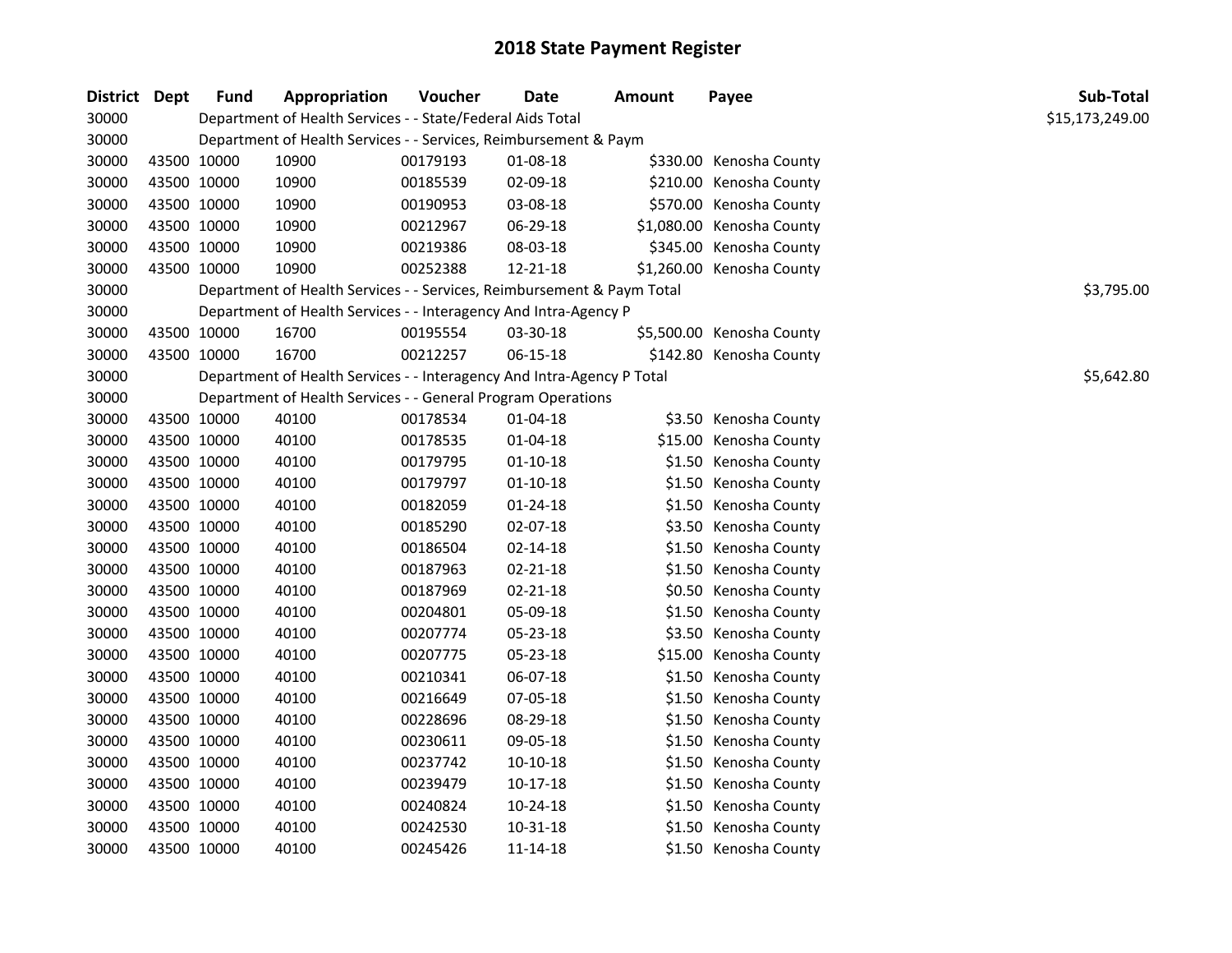# 2018 State Payment Register

| District | Dept | Fund | Appropriation | Voucher | Date | Amount | Payee | Sub-Total |
|---|---|---|---|---|---|---|---|---|
| 30000 | | Department of Health Services - - State/Federal Aids Total | | | | | | $15,173,249.00 |
| 30000 | | Department of Health Services - - Services, Reimbursement & Paym | | | | | | |
| 30000 | 43500 | 10000 | 10900 | 00179193 | 01-08-18 | $330.00 | Kenosha County | |
| 30000 | 43500 | 10000 | 10900 | 00185539 | 02-09-18 | $210.00 | Kenosha County | |
| 30000 | 43500 | 10000 | 10900 | 00190953 | 03-08-18 | $570.00 | Kenosha County | |
| 30000 | 43500 | 10000 | 10900 | 00212967 | 06-29-18 | $1,080.00 | Kenosha County | |
| 30000 | 43500 | 10000 | 10900 | 00219386 | 08-03-18 | $345.00 | Kenosha County | |
| 30000 | 43500 | 10000 | 10900 | 00252388 | 12-21-18 | $1,260.00 | Kenosha County | |
| 30000 | | Department of Health Services - - Services, Reimbursement & Paym Total | | | | | | $3,795.00 |
| 30000 | | Department of Health Services - - Interagency And Intra-Agency P | | | | | | |
| 30000 | 43500 | 10000 | 16700 | 00195554 | 03-30-18 | $5,500.00 | Kenosha County | |
| 30000 | 43500 | 10000 | 16700 | 00212257 | 06-15-18 | $142.80 | Kenosha County | |
| 30000 | | Department of Health Services - - Interagency And Intra-Agency P Total | | | | | | $5,642.80 |
| 30000 | | Department of Health Services - - General Program Operations | | | | | | |
| 30000 | 43500 | 10000 | 40100 | 00178534 | 01-04-18 | $3.50 | Kenosha County | |
| 30000 | 43500 | 10000 | 40100 | 00178535 | 01-04-18 | $15.00 | Kenosha County | |
| 30000 | 43500 | 10000 | 40100 | 00179795 | 01-10-18 | $1.50 | Kenosha County | |
| 30000 | 43500 | 10000 | 40100 | 00179797 | 01-10-18 | $1.50 | Kenosha County | |
| 30000 | 43500 | 10000 | 40100 | 00182059 | 01-24-18 | $1.50 | Kenosha County | |
| 30000 | 43500 | 10000 | 40100 | 00185290 | 02-07-18 | $3.50 | Kenosha County | |
| 30000 | 43500 | 10000 | 40100 | 00186504 | 02-14-18 | $1.50 | Kenosha County | |
| 30000 | 43500 | 10000 | 40100 | 00187963 | 02-21-18 | $1.50 | Kenosha County | |
| 30000 | 43500 | 10000 | 40100 | 00187969 | 02-21-18 | $0.50 | Kenosha County | |
| 30000 | 43500 | 10000 | 40100 | 00204801 | 05-09-18 | $1.50 | Kenosha County | |
| 30000 | 43500 | 10000 | 40100 | 00207774 | 05-23-18 | $3.50 | Kenosha County | |
| 30000 | 43500 | 10000 | 40100 | 00207775 | 05-23-18 | $15.00 | Kenosha County | |
| 30000 | 43500 | 10000 | 40100 | 00210341 | 06-07-18 | $1.50 | Kenosha County | |
| 30000 | 43500 | 10000 | 40100 | 00216649 | 07-05-18 | $1.50 | Kenosha County | |
| 30000 | 43500 | 10000 | 40100 | 00228696 | 08-29-18 | $1.50 | Kenosha County | |
| 30000 | 43500 | 10000 | 40100 | 00230611 | 09-05-18 | $1.50 | Kenosha County | |
| 30000 | 43500 | 10000 | 40100 | 00237742 | 10-10-18 | $1.50 | Kenosha County | |
| 30000 | 43500 | 10000 | 40100 | 00239479 | 10-17-18 | $1.50 | Kenosha County | |
| 30000 | 43500 | 10000 | 40100 | 00240824 | 10-24-18 | $1.50 | Kenosha County | |
| 30000 | 43500 | 10000 | 40100 | 00242530 | 10-31-18 | $1.50 | Kenosha County | |
| 30000 | 43500 | 10000 | 40100 | 00245426 | 11-14-18 | $1.50 | Kenosha County | |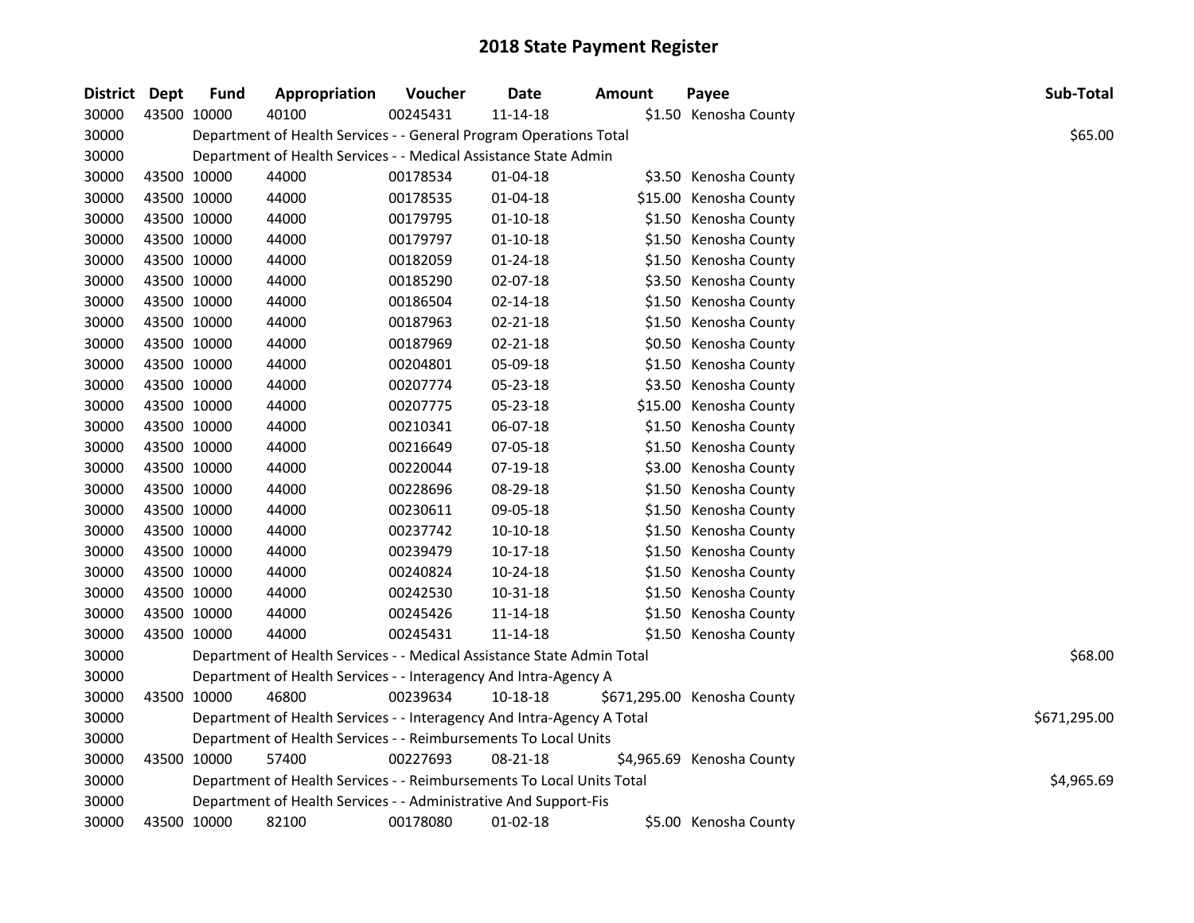# 2018 State Payment Register

| District | Dept | Fund | Appropriation | Voucher | Date | Amount | Payee | Sub-Total |
|---|---|---|---|---|---|---|---|---|
| 30000 | 43500 | 10000 | 40100 | 00245431 | 11-14-18 | $1.50 | Kenosha County | |
| 30000 | | Department of Health Services - - General Program Operations Total | | | | | | $65.00 |
| 30000 | | Department of Health Services - - Medical Assistance State Admin | | | | | | |
| 30000 | 43500 | 10000 | 44000 | 00178534 | 01-04-18 | $3.50 | Kenosha County | |
| 30000 | 43500 | 10000 | 44000 | 00178535 | 01-04-18 | $15.00 | Kenosha County | |
| 30000 | 43500 | 10000 | 44000 | 00179795 | 01-10-18 | $1.50 | Kenosha County | |
| 30000 | 43500 | 10000 | 44000 | 00179797 | 01-10-18 | $1.50 | Kenosha County | |
| 30000 | 43500 | 10000 | 44000 | 00182059 | 01-24-18 | $1.50 | Kenosha County | |
| 30000 | 43500 | 10000 | 44000 | 00185290 | 02-07-18 | $3.50 | Kenosha County | |
| 30000 | 43500 | 10000 | 44000 | 00186504 | 02-14-18 | $1.50 | Kenosha County | |
| 30000 | 43500 | 10000 | 44000 | 00187963 | 02-21-18 | $1.50 | Kenosha County | |
| 30000 | 43500 | 10000 | 44000 | 00187969 | 02-21-18 | $0.50 | Kenosha County | |
| 30000 | 43500 | 10000 | 44000 | 00204801 | 05-09-18 | $1.50 | Kenosha County | |
| 30000 | 43500 | 10000 | 44000 | 00207774 | 05-23-18 | $3.50 | Kenosha County | |
| 30000 | 43500 | 10000 | 44000 | 00207775 | 05-23-18 | $15.00 | Kenosha County | |
| 30000 | 43500 | 10000 | 44000 | 00210341 | 06-07-18 | $1.50 | Kenosha County | |
| 30000 | 43500 | 10000 | 44000 | 00216649 | 07-05-18 | $1.50 | Kenosha County | |
| 30000 | 43500 | 10000 | 44000 | 00220044 | 07-19-18 | $3.00 | Kenosha County | |
| 30000 | 43500 | 10000 | 44000 | 00228696 | 08-29-18 | $1.50 | Kenosha County | |
| 30000 | 43500 | 10000 | 44000 | 00230611 | 09-05-18 | $1.50 | Kenosha County | |
| 30000 | 43500 | 10000 | 44000 | 00237742 | 10-10-18 | $1.50 | Kenosha County | |
| 30000 | 43500 | 10000 | 44000 | 00239479 | 10-17-18 | $1.50 | Kenosha County | |
| 30000 | 43500 | 10000 | 44000 | 00240824 | 10-24-18 | $1.50 | Kenosha County | |
| 30000 | 43500 | 10000 | 44000 | 00242530 | 10-31-18 | $1.50 | Kenosha County | |
| 30000 | 43500 | 10000 | 44000 | 00245426 | 11-14-18 | $1.50 | Kenosha County | |
| 30000 | 43500 | 10000 | 44000 | 00245431 | 11-14-18 | $1.50 | Kenosha County | |
| 30000 | | Department of Health Services - - Medical Assistance State Admin Total | | | | | | $68.00 |
| 30000 | | Department of Health Services - - Interagency And Intra-Agency A | | | | | | |
| 30000 | 43500 | 10000 | 46800 | 00239634 | 10-18-18 | $671,295.00 | Kenosha County | |
| 30000 | | Department of Health Services - - Interagency And Intra-Agency A Total | | | | | | $671,295.00 |
| 30000 | | Department of Health Services - - Reimbursements To Local Units | | | | | | |
| 30000 | 43500 | 10000 | 57400 | 00227693 | 08-21-18 | $4,965.69 | Kenosha County | |
| 30000 | | Department of Health Services - - Reimbursements To Local Units Total | | | | | | $4,965.69 |
| 30000 | | Department of Health Services - - Administrative And Support-Fis | | | | | | |
| 30000 | 43500 | 10000 | 82100 | 00178080 | 01-02-18 | $5.00 | Kenosha County | |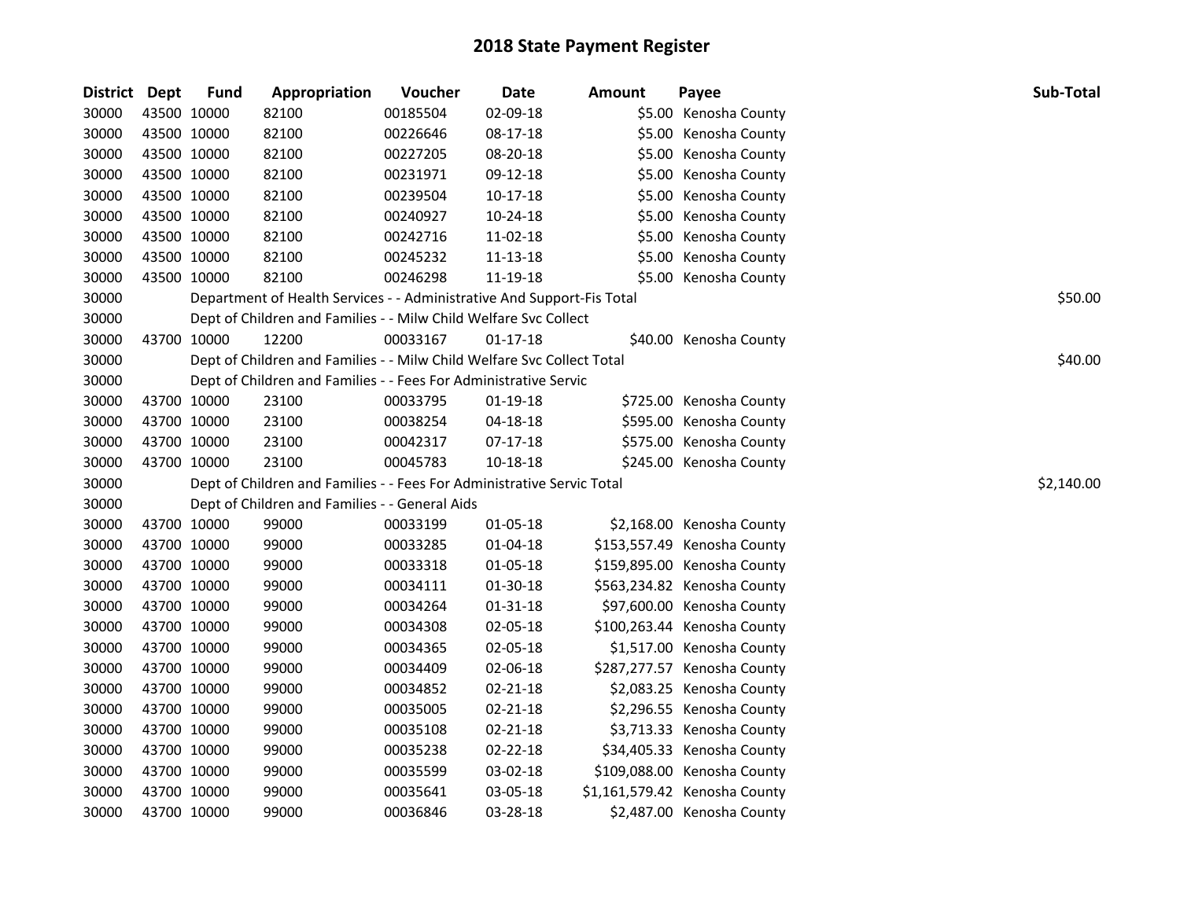# 2018 State Payment Register

| District | Dept | Fund | Appropriation | Voucher | Date | Amount | Payee | Sub-Total |
|---|---|---|---|---|---|---|---|---|
| 30000 | 43500 | 10000 | 82100 | 00185504 | 02-09-18 | $5.00 | Kenosha County | |
| 30000 | 43500 | 10000 | 82100 | 00226646 | 08-17-18 | $5.00 | Kenosha County | |
| 30000 | 43500 | 10000 | 82100 | 00227205 | 08-20-18 | $5.00 | Kenosha County | |
| 30000 | 43500 | 10000 | 82100 | 00231971 | 09-12-18 | $5.00 | Kenosha County | |
| 30000 | 43500 | 10000 | 82100 | 00239504 | 10-17-18 | $5.00 | Kenosha County | |
| 30000 | 43500 | 10000 | 82100 | 00240927 | 10-24-18 | $5.00 | Kenosha County | |
| 30000 | 43500 | 10000 | 82100 | 00242716 | 11-02-18 | $5.00 | Kenosha County | |
| 30000 | 43500 | 10000 | 82100 | 00245232 | 11-13-18 | $5.00 | Kenosha County | |
| 30000 | 43500 | 10000 | 82100 | 00246298 | 11-19-18 | $5.00 | Kenosha County | |
| 30000 | | | Department of Health Services - - Administrative And Support-Fis Total | | | | | $50.00 |
| 30000 | | | Dept of Children and Families - - Milw Child Welfare Svc Collect | | | | | |
| 30000 | 43700 | 10000 | 12200 | 00033167 | 01-17-18 | $40.00 | Kenosha County | |
| 30000 | | | Dept of Children and Families - - Milw Child Welfare Svc Collect Total | | | | | $40.00 |
| 30000 | | | Dept of Children and Families - - Fees For Administrative Servic | | | | | |
| 30000 | 43700 | 10000 | 23100 | 00033795 | 01-19-18 | $725.00 | Kenosha County | |
| 30000 | 43700 | 10000 | 23100 | 00038254 | 04-18-18 | $595.00 | Kenosha County | |
| 30000 | 43700 | 10000 | 23100 | 00042317 | 07-17-18 | $575.00 | Kenosha County | |
| 30000 | 43700 | 10000 | 23100 | 00045783 | 10-18-18 | $245.00 | Kenosha County | |
| 30000 | | | Dept of Children and Families - - Fees For Administrative Servic Total | | | | | $2,140.00 |
| 30000 | | | Dept of Children and Families - - General Aids | | | | | |
| 30000 | 43700 | 10000 | 99000 | 00033199 | 01-05-18 | $2,168.00 | Kenosha County | |
| 30000 | 43700 | 10000 | 99000 | 00033285 | 01-04-18 | $153,557.49 | Kenosha County | |
| 30000 | 43700 | 10000 | 99000 | 00033318 | 01-05-18 | $159,895.00 | Kenosha County | |
| 30000 | 43700 | 10000 | 99000 | 00034111 | 01-30-18 | $563,234.82 | Kenosha County | |
| 30000 | 43700 | 10000 | 99000 | 00034264 | 01-31-18 | $97,600.00 | Kenosha County | |
| 30000 | 43700 | 10000 | 99000 | 00034308 | 02-05-18 | $100,263.44 | Kenosha County | |
| 30000 | 43700 | 10000 | 99000 | 00034365 | 02-05-18 | $1,517.00 | Kenosha County | |
| 30000 | 43700 | 10000 | 99000 | 00034409 | 02-06-18 | $287,277.57 | Kenosha County | |
| 30000 | 43700 | 10000 | 99000 | 00034852 | 02-21-18 | $2,083.25 | Kenosha County | |
| 30000 | 43700 | 10000 | 99000 | 00035005 | 02-21-18 | $2,296.55 | Kenosha County | |
| 30000 | 43700 | 10000 | 99000 | 00035108 | 02-21-18 | $3,713.33 | Kenosha County | |
| 30000 | 43700 | 10000 | 99000 | 00035238 | 02-22-18 | $34,405.33 | Kenosha County | |
| 30000 | 43700 | 10000 | 99000 | 00035599 | 03-02-18 | $109,088.00 | Kenosha County | |
| 30000 | 43700 | 10000 | 99000 | 00035641 | 03-05-18 | $1,161,579.42 | Kenosha County | |
| 30000 | 43700 | 10000 | 99000 | 00036846 | 03-28-18 | $2,487.00 | Kenosha County | |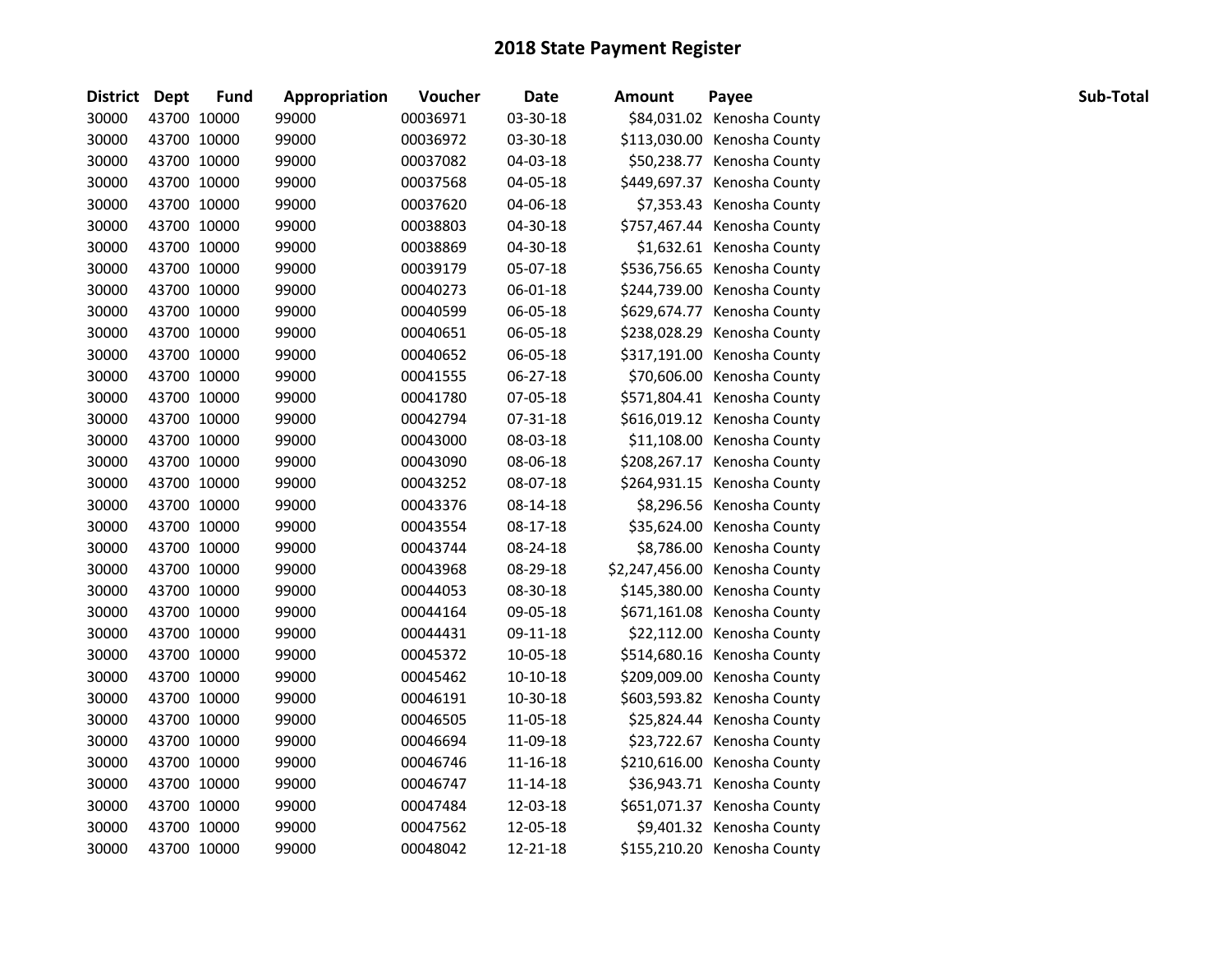# 2018 State Payment Register

| District | Dept | Fund | Appropriation | Voucher | Date | Amount | Payee | Sub-Total |
|---|---|---|---|---|---|---|---|---|
| 30000 | 43700 | 10000 | 99000 | 00036971 | 03-30-18 | $84,031.02 | Kenosha County | |
| 30000 | 43700 | 10000 | 99000 | 00036972 | 03-30-18 | $113,030.00 | Kenosha County | |
| 30000 | 43700 | 10000 | 99000 | 00037082 | 04-03-18 | $50,238.77 | Kenosha County | |
| 30000 | 43700 | 10000 | 99000 | 00037568 | 04-05-18 | $449,697.37 | Kenosha County | |
| 30000 | 43700 | 10000 | 99000 | 00037620 | 04-06-18 | $7,353.43 | Kenosha County | |
| 30000 | 43700 | 10000 | 99000 | 00038803 | 04-30-18 | $757,467.44 | Kenosha County | |
| 30000 | 43700 | 10000 | 99000 | 00038869 | 04-30-18 | $1,632.61 | Kenosha County | |
| 30000 | 43700 | 10000 | 99000 | 00039179 | 05-07-18 | $536,756.65 | Kenosha County | |
| 30000 | 43700 | 10000 | 99000 | 00040273 | 06-01-18 | $244,739.00 | Kenosha County | |
| 30000 | 43700 | 10000 | 99000 | 00040599 | 06-05-18 | $629,674.77 | Kenosha County | |
| 30000 | 43700 | 10000 | 99000 | 00040651 | 06-05-18 | $238,028.29 | Kenosha County | |
| 30000 | 43700 | 10000 | 99000 | 00040652 | 06-05-18 | $317,191.00 | Kenosha County | |
| 30000 | 43700 | 10000 | 99000 | 00041555 | 06-27-18 | $70,606.00 | Kenosha County | |
| 30000 | 43700 | 10000 | 99000 | 00041780 | 07-05-18 | $571,804.41 | Kenosha County | |
| 30000 | 43700 | 10000 | 99000 | 00042794 | 07-31-18 | $616,019.12 | Kenosha County | |
| 30000 | 43700 | 10000 | 99000 | 00043000 | 08-03-18 | $11,108.00 | Kenosha County | |
| 30000 | 43700 | 10000 | 99000 | 00043090 | 08-06-18 | $208,267.17 | Kenosha County | |
| 30000 | 43700 | 10000 | 99000 | 00043252 | 08-07-18 | $264,931.15 | Kenosha County | |
| 30000 | 43700 | 10000 | 99000 | 00043376 | 08-14-18 | $8,296.56 | Kenosha County | |
| 30000 | 43700 | 10000 | 99000 | 00043554 | 08-17-18 | $35,624.00 | Kenosha County | |
| 30000 | 43700 | 10000 | 99000 | 00043744 | 08-24-18 | $8,786.00 | Kenosha County | |
| 30000 | 43700 | 10000 | 99000 | 00043968 | 08-29-18 | $2,247,456.00 | Kenosha County | |
| 30000 | 43700 | 10000 | 99000 | 00044053 | 08-30-18 | $145,380.00 | Kenosha County | |
| 30000 | 43700 | 10000 | 99000 | 00044164 | 09-05-18 | $671,161.08 | Kenosha County | |
| 30000 | 43700 | 10000 | 99000 | 00044431 | 09-11-18 | $22,112.00 | Kenosha County | |
| 30000 | 43700 | 10000 | 99000 | 00045372 | 10-05-18 | $514,680.16 | Kenosha County | |
| 30000 | 43700 | 10000 | 99000 | 00045462 | 10-10-18 | $209,009.00 | Kenosha County | |
| 30000 | 43700 | 10000 | 99000 | 00046191 | 10-30-18 | $603,593.82 | Kenosha County | |
| 30000 | 43700 | 10000 | 99000 | 00046505 | 11-05-18 | $25,824.44 | Kenosha County | |
| 30000 | 43700 | 10000 | 99000 | 00046694 | 11-09-18 | $23,722.67 | Kenosha County | |
| 30000 | 43700 | 10000 | 99000 | 00046746 | 11-16-18 | $210,616.00 | Kenosha County | |
| 30000 | 43700 | 10000 | 99000 | 00046747 | 11-14-18 | $36,943.71 | Kenosha County | |
| 30000 | 43700 | 10000 | 99000 | 00047484 | 12-03-18 | $651,071.37 | Kenosha County | |
| 30000 | 43700 | 10000 | 99000 | 00047562 | 12-05-18 | $9,401.32 | Kenosha County | |
| 30000 | 43700 | 10000 | 99000 | 00048042 | 12-21-18 | $155,210.20 | Kenosha County | |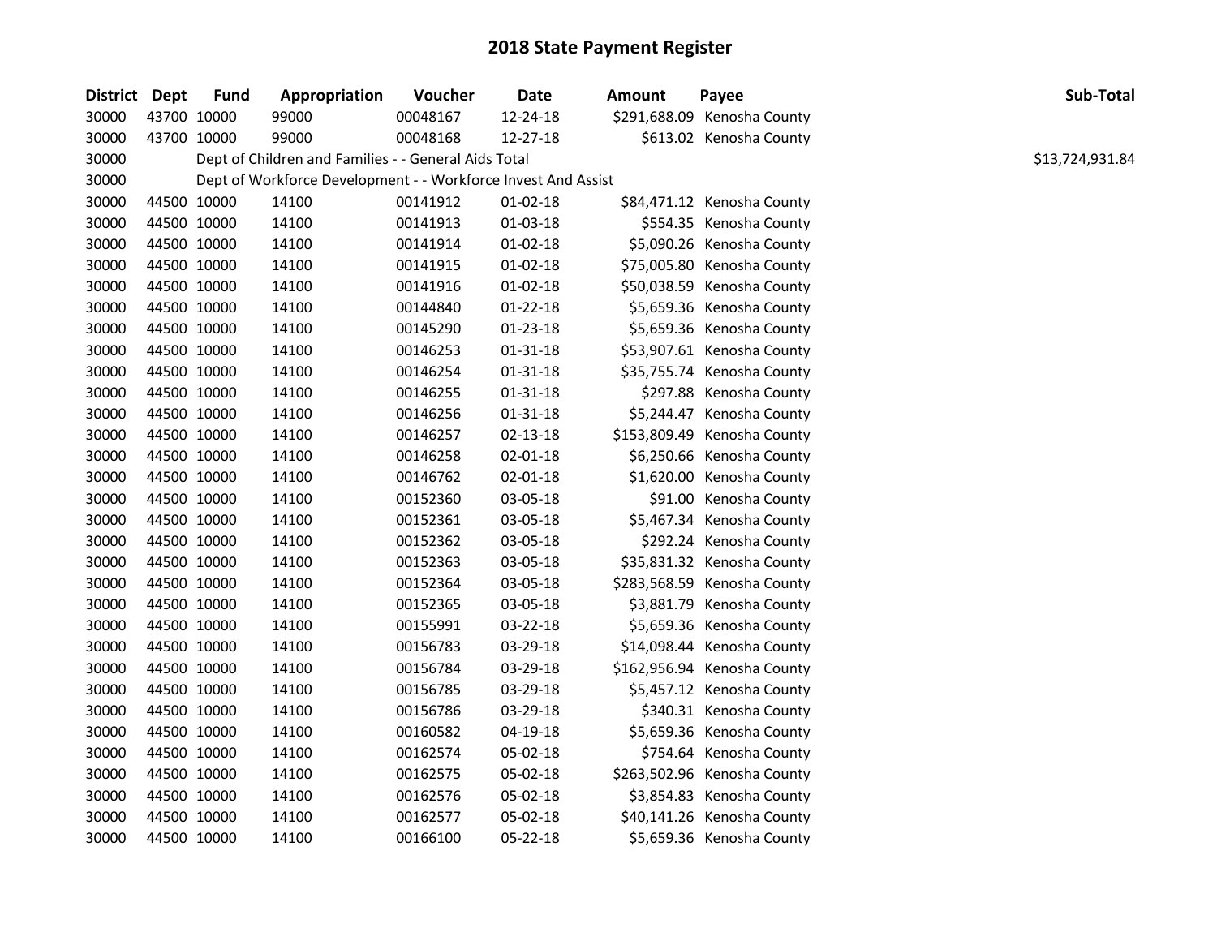# 2018 State Payment Register

| District | Dept | Fund | Appropriation | Voucher | Date | Amount | Payee | Sub-Total |
|---|---|---|---|---|---|---|---|---|
| 30000 | 43700 | 10000 | 99000 | 00048167 | 12-24-18 | $291,688.09 | Kenosha County | |
| 30000 | 43700 | 10000 | 99000 | 00048168 | 12-27-18 | $613.02 | Kenosha County | |
| 30000 | | | Dept of Children and Families - - General Aids Total | | | | | $13,724,931.84 |
| 30000 | | | Dept of Workforce Development - - Workforce Invest And Assist | | | | | |
| 30000 | 44500 | 10000 | 14100 | 00141912 | 01-02-18 | $84,471.12 | Kenosha County | |
| 30000 | 44500 | 10000 | 14100 | 00141913 | 01-03-18 | $554.35 | Kenosha County | |
| 30000 | 44500 | 10000 | 14100 | 00141914 | 01-02-18 | $5,090.26 | Kenosha County | |
| 30000 | 44500 | 10000 | 14100 | 00141915 | 01-02-18 | $75,005.80 | Kenosha County | |
| 30000 | 44500 | 10000 | 14100 | 00141916 | 01-02-18 | $50,038.59 | Kenosha County | |
| 30000 | 44500 | 10000 | 14100 | 00144840 | 01-22-18 | $5,659.36 | Kenosha County | |
| 30000 | 44500 | 10000 | 14100 | 00145290 | 01-23-18 | $5,659.36 | Kenosha County | |
| 30000 | 44500 | 10000 | 14100 | 00146253 | 01-31-18 | $53,907.61 | Kenosha County | |
| 30000 | 44500 | 10000 | 14100 | 00146254 | 01-31-18 | $35,755.74 | Kenosha County | |
| 30000 | 44500 | 10000 | 14100 | 00146255 | 01-31-18 | $297.88 | Kenosha County | |
| 30000 | 44500 | 10000 | 14100 | 00146256 | 01-31-18 | $5,244.47 | Kenosha County | |
| 30000 | 44500 | 10000 | 14100 | 00146257 | 02-13-18 | $153,809.49 | Kenosha County | |
| 30000 | 44500 | 10000 | 14100 | 00146258 | 02-01-18 | $6,250.66 | Kenosha County | |
| 30000 | 44500 | 10000 | 14100 | 00146762 | 02-01-18 | $1,620.00 | Kenosha County | |
| 30000 | 44500 | 10000 | 14100 | 00152360 | 03-05-18 | $91.00 | Kenosha County | |
| 30000 | 44500 | 10000 | 14100 | 00152361 | 03-05-18 | $5,467.34 | Kenosha County | |
| 30000 | 44500 | 10000 | 14100 | 00152362 | 03-05-18 | $292.24 | Kenosha County | |
| 30000 | 44500 | 10000 | 14100 | 00152363 | 03-05-18 | $35,831.32 | Kenosha County | |
| 30000 | 44500 | 10000 | 14100 | 00152364 | 03-05-18 | $283,568.59 | Kenosha County | |
| 30000 | 44500 | 10000 | 14100 | 00152365 | 03-05-18 | $3,881.79 | Kenosha County | |
| 30000 | 44500 | 10000 | 14100 | 00155991 | 03-22-18 | $5,659.36 | Kenosha County | |
| 30000 | 44500 | 10000 | 14100 | 00156783 | 03-29-18 | $14,098.44 | Kenosha County | |
| 30000 | 44500 | 10000 | 14100 | 00156784 | 03-29-18 | $162,956.94 | Kenosha County | |
| 30000 | 44500 | 10000 | 14100 | 00156785 | 03-29-18 | $5,457.12 | Kenosha County | |
| 30000 | 44500 | 10000 | 14100 | 00156786 | 03-29-18 | $340.31 | Kenosha County | |
| 30000 | 44500 | 10000 | 14100 | 00160582 | 04-19-18 | $5,659.36 | Kenosha County | |
| 30000 | 44500 | 10000 | 14100 | 00162574 | 05-02-18 | $754.64 | Kenosha County | |
| 30000 | 44500 | 10000 | 14100 | 00162575 | 05-02-18 | $263,502.96 | Kenosha County | |
| 30000 | 44500 | 10000 | 14100 | 00162576 | 05-02-18 | $3,854.83 | Kenosha County | |
| 30000 | 44500 | 10000 | 14100 | 00162577 | 05-02-18 | $40,141.26 | Kenosha County | |
| 30000 | 44500 | 10000 | 14100 | 00166100 | 05-22-18 | $5,659.36 | Kenosha County | |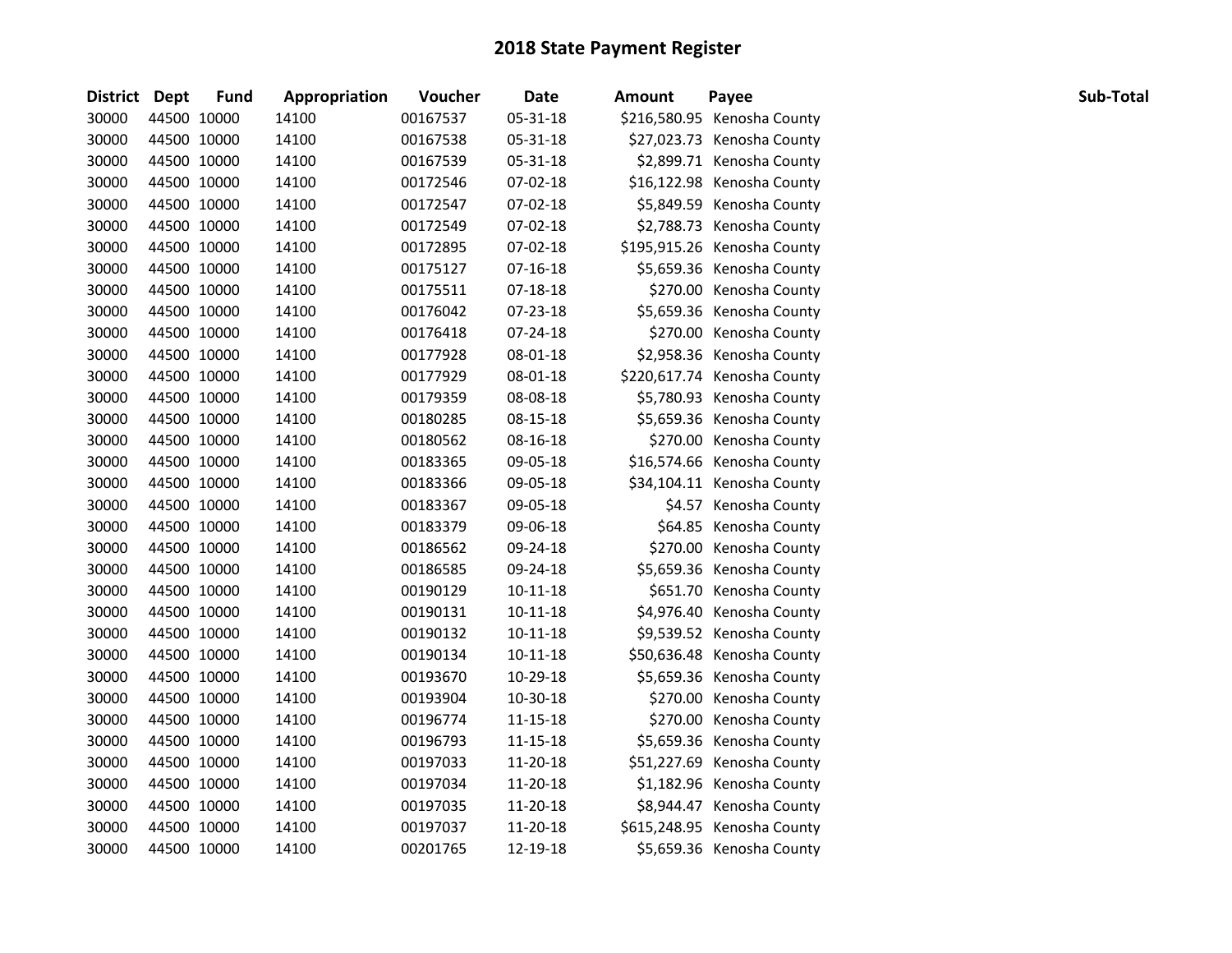# 2018 State Payment Register

| District | Dept | Fund | Appropriation | Voucher | Date | Amount | Payee | Sub-Total |
|---|---|---|---|---|---|---|---|---|
| 30000 | 44500 | 10000 | 14100 | 00167537 | 05-31-18 | $216,580.95 | Kenosha County | |
| 30000 | 44500 | 10000 | 14100 | 00167538 | 05-31-18 | $27,023.73 | Kenosha County | |
| 30000 | 44500 | 10000 | 14100 | 00167539 | 05-31-18 | $2,899.71 | Kenosha County | |
| 30000 | 44500 | 10000 | 14100 | 00172546 | 07-02-18 | $16,122.98 | Kenosha County | |
| 30000 | 44500 | 10000 | 14100 | 00172547 | 07-02-18 | $5,849.59 | Kenosha County | |
| 30000 | 44500 | 10000 | 14100 | 00172549 | 07-02-18 | $2,788.73 | Kenosha County | |
| 30000 | 44500 | 10000 | 14100 | 00172895 | 07-02-18 | $195,915.26 | Kenosha County | |
| 30000 | 44500 | 10000 | 14100 | 00175127 | 07-16-18 | $5,659.36 | Kenosha County | |
| 30000 | 44500 | 10000 | 14100 | 00175511 | 07-18-18 | $270.00 | Kenosha County | |
| 30000 | 44500 | 10000 | 14100 | 00176042 | 07-23-18 | $5,659.36 | Kenosha County | |
| 30000 | 44500 | 10000 | 14100 | 00176418 | 07-24-18 | $270.00 | Kenosha County | |
| 30000 | 44500 | 10000 | 14100 | 00177928 | 08-01-18 | $2,958.36 | Kenosha County | |
| 30000 | 44500 | 10000 | 14100 | 00177929 | 08-01-18 | $220,617.74 | Kenosha County | |
| 30000 | 44500 | 10000 | 14100 | 00179359 | 08-08-18 | $5,780.93 | Kenosha County | |
| 30000 | 44500 | 10000 | 14100 | 00180285 | 08-15-18 | $5,659.36 | Kenosha County | |
| 30000 | 44500 | 10000 | 14100 | 00180562 | 08-16-18 | $270.00 | Kenosha County | |
| 30000 | 44500 | 10000 | 14100 | 00183365 | 09-05-18 | $16,574.66 | Kenosha County | |
| 30000 | 44500 | 10000 | 14100 | 00183366 | 09-05-18 | $34,104.11 | Kenosha County | |
| 30000 | 44500 | 10000 | 14100 | 00183367 | 09-05-18 | $4.57 | Kenosha County | |
| 30000 | 44500 | 10000 | 14100 | 00183379 | 09-06-18 | $64.85 | Kenosha County | |
| 30000 | 44500 | 10000 | 14100 | 00186562 | 09-24-18 | $270.00 | Kenosha County | |
| 30000 | 44500 | 10000 | 14100 | 00186585 | 09-24-18 | $5,659.36 | Kenosha County | |
| 30000 | 44500 | 10000 | 14100 | 00190129 | 10-11-18 | $651.70 | Kenosha County | |
| 30000 | 44500 | 10000 | 14100 | 00190131 | 10-11-18 | $4,976.40 | Kenosha County | |
| 30000 | 44500 | 10000 | 14100 | 00190132 | 10-11-18 | $9,539.52 | Kenosha County | |
| 30000 | 44500 | 10000 | 14100 | 00190134 | 10-11-18 | $50,636.48 | Kenosha County | |
| 30000 | 44500 | 10000 | 14100 | 00193670 | 10-29-18 | $5,659.36 | Kenosha County | |
| 30000 | 44500 | 10000 | 14100 | 00193904 | 10-30-18 | $270.00 | Kenosha County | |
| 30000 | 44500 | 10000 | 14100 | 00196774 | 11-15-18 | $270.00 | Kenosha County | |
| 30000 | 44500 | 10000 | 14100 | 00196793 | 11-15-18 | $5,659.36 | Kenosha County | |
| 30000 | 44500 | 10000 | 14100 | 00197033 | 11-20-18 | $51,227.69 | Kenosha County | |
| 30000 | 44500 | 10000 | 14100 | 00197034 | 11-20-18 | $1,182.96 | Kenosha County | |
| 30000 | 44500 | 10000 | 14100 | 00197035 | 11-20-18 | $8,944.47 | Kenosha County | |
| 30000 | 44500 | 10000 | 14100 | 00197037 | 11-20-18 | $615,248.95 | Kenosha County | |
| 30000 | 44500 | 10000 | 14100 | 00201765 | 12-19-18 | $5,659.36 | Kenosha County | |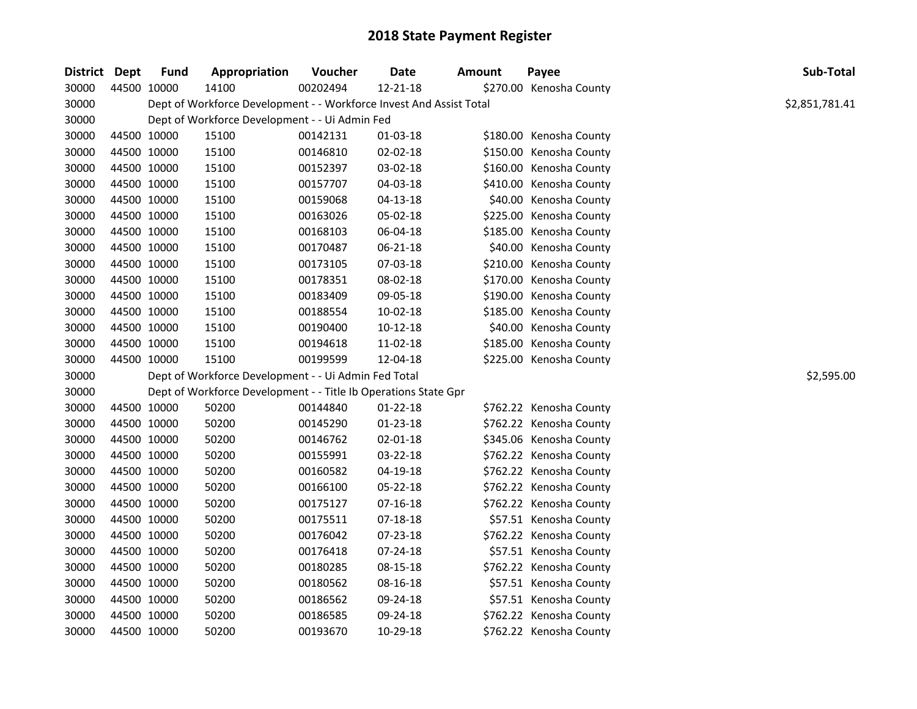# 2018 State Payment Register

| District | Dept | Fund | Appropriation | Voucher | Date | Amount | Payee | Sub-Total |
|---|---|---|---|---|---|---|---|---|
| 30000 | 44500 | 10000 | 14100 | 00202494 | 12-21-18 | $270.00 | Kenosha County | |
| 30000 | | Dept of Workforce Development - - Workforce Invest And Assist Total | | | | | | $2,851,781.41 |
| 30000 | | Dept of Workforce Development - - Ui Admin Fed | | | | | | |
| 30000 | 44500 | 10000 | 15100 | 00142131 | 01-03-18 | $180.00 | Kenosha County | |
| 30000 | 44500 | 10000 | 15100 | 00146810 | 02-02-18 | $150.00 | Kenosha County | |
| 30000 | 44500 | 10000 | 15100 | 00152397 | 03-02-18 | $160.00 | Kenosha County | |
| 30000 | 44500 | 10000 | 15100 | 00157707 | 04-03-18 | $410.00 | Kenosha County | |
| 30000 | 44500 | 10000 | 15100 | 00159068 | 04-13-18 | $40.00 | Kenosha County | |
| 30000 | 44500 | 10000 | 15100 | 00163026 | 05-02-18 | $225.00 | Kenosha County | |
| 30000 | 44500 | 10000 | 15100 | 00168103 | 06-04-18 | $185.00 | Kenosha County | |
| 30000 | 44500 | 10000 | 15100 | 00170487 | 06-21-18 | $40.00 | Kenosha County | |
| 30000 | 44500 | 10000 | 15100 | 00173105 | 07-03-18 | $210.00 | Kenosha County | |
| 30000 | 44500 | 10000 | 15100 | 00178351 | 08-02-18 | $170.00 | Kenosha County | |
| 30000 | 44500 | 10000 | 15100 | 00183409 | 09-05-18 | $190.00 | Kenosha County | |
| 30000 | 44500 | 10000 | 15100 | 00188554 | 10-02-18 | $185.00 | Kenosha County | |
| 30000 | 44500 | 10000 | 15100 | 00190400 | 10-12-18 | $40.00 | Kenosha County | |
| 30000 | 44500 | 10000 | 15100 | 00194618 | 11-02-18 | $185.00 | Kenosha County | |
| 30000 | 44500 | 10000 | 15100 | 00199599 | 12-04-18 | $225.00 | Kenosha County | |
| 30000 | | Dept of Workforce Development - - Ui Admin Fed Total | | | | | | $2,595.00 |
| 30000 | | Dept of Workforce Development - - Title Ib Operations State Gpr | | | | | | |
| 30000 | 44500 | 10000 | 50200 | 00144840 | 01-22-18 | $762.22 | Kenosha County | |
| 30000 | 44500 | 10000 | 50200 | 00145290 | 01-23-18 | $762.22 | Kenosha County | |
| 30000 | 44500 | 10000 | 50200 | 00146762 | 02-01-18 | $345.06 | Kenosha County | |
| 30000 | 44500 | 10000 | 50200 | 00155991 | 03-22-18 | $762.22 | Kenosha County | |
| 30000 | 44500 | 10000 | 50200 | 00160582 | 04-19-18 | $762.22 | Kenosha County | |
| 30000 | 44500 | 10000 | 50200 | 00166100 | 05-22-18 | $762.22 | Kenosha County | |
| 30000 | 44500 | 10000 | 50200 | 00175127 | 07-16-18 | $762.22 | Kenosha County | |
| 30000 | 44500 | 10000 | 50200 | 00175511 | 07-18-18 | $57.51 | Kenosha County | |
| 30000 | 44500 | 10000 | 50200 | 00176042 | 07-23-18 | $762.22 | Kenosha County | |
| 30000 | 44500 | 10000 | 50200 | 00176418 | 07-24-18 | $57.51 | Kenosha County | |
| 30000 | 44500 | 10000 | 50200 | 00180285 | 08-15-18 | $762.22 | Kenosha County | |
| 30000 | 44500 | 10000 | 50200 | 00180562 | 08-16-18 | $57.51 | Kenosha County | |
| 30000 | 44500 | 10000 | 50200 | 00186562 | 09-24-18 | $57.51 | Kenosha County | |
| 30000 | 44500 | 10000 | 50200 | 00186585 | 09-24-18 | $762.22 | Kenosha County | |
| 30000 | 44500 | 10000 | 50200 | 00193670 | 10-29-18 | $762.22 | Kenosha County | |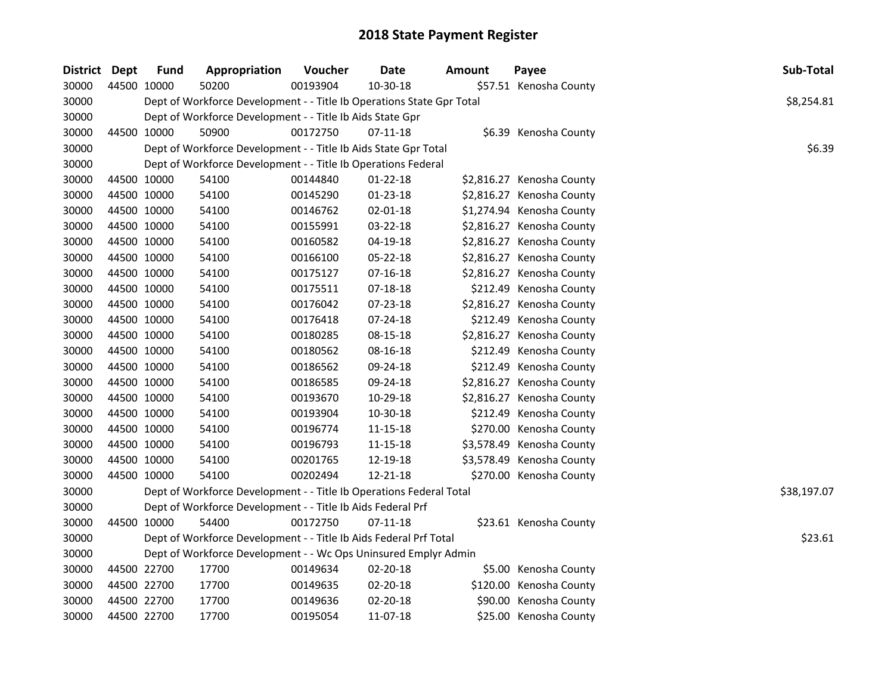# 2018 State Payment Register

| District | Dept | Fund | Appropriation | Voucher | Date | Amount | Payee | Sub-Total |
|---|---|---|---|---|---|---|---|---|
| 30000 | 44500 | 10000 | 50200 | 00193904 | 10-30-18 | $57.51 | Kenosha County | |
| 30000 | | | Dept of Workforce Development - - Title Ib Operations State Gpr Total | | | | | $8,254.81 |
| 30000 | | | Dept of Workforce Development - - Title Ib Aids State Gpr | | | | | |
| 30000 | 44500 | 10000 | 50900 | 00172750 | 07-11-18 | $6.39 | Kenosha County | |
| 30000 | | | Dept of Workforce Development - - Title Ib Aids State Gpr Total | | | | | $6.39 |
| 30000 | | | Dept of Workforce Development - - Title Ib Operations Federal | | | | | |
| 30000 | 44500 | 10000 | 54100 | 00144840 | 01-22-18 | $2,816.27 | Kenosha County | |
| 30000 | 44500 | 10000 | 54100 | 00145290 | 01-23-18 | $2,816.27 | Kenosha County | |
| 30000 | 44500 | 10000 | 54100 | 00146762 | 02-01-18 | $1,274.94 | Kenosha County | |
| 30000 | 44500 | 10000 | 54100 | 00155991 | 03-22-18 | $2,816.27 | Kenosha County | |
| 30000 | 44500 | 10000 | 54100 | 00160582 | 04-19-18 | $2,816.27 | Kenosha County | |
| 30000 | 44500 | 10000 | 54100 | 00166100 | 05-22-18 | $2,816.27 | Kenosha County | |
| 30000 | 44500 | 10000 | 54100 | 00175127 | 07-16-18 | $2,816.27 | Kenosha County | |
| 30000 | 44500 | 10000 | 54100 | 00175511 | 07-18-18 | $212.49 | Kenosha County | |
| 30000 | 44500 | 10000 | 54100 | 00176042 | 07-23-18 | $2,816.27 | Kenosha County | |
| 30000 | 44500 | 10000 | 54100 | 00176418 | 07-24-18 | $212.49 | Kenosha County | |
| 30000 | 44500 | 10000 | 54100 | 00180285 | 08-15-18 | $2,816.27 | Kenosha County | |
| 30000 | 44500 | 10000 | 54100 | 00180562 | 08-16-18 | $212.49 | Kenosha County | |
| 30000 | 44500 | 10000 | 54100 | 00186562 | 09-24-18 | $212.49 | Kenosha County | |
| 30000 | 44500 | 10000 | 54100 | 00186585 | 09-24-18 | $2,816.27 | Kenosha County | |
| 30000 | 44500 | 10000 | 54100 | 00193670 | 10-29-18 | $2,816.27 | Kenosha County | |
| 30000 | 44500 | 10000 | 54100 | 00193904 | 10-30-18 | $212.49 | Kenosha County | |
| 30000 | 44500 | 10000 | 54100 | 00196774 | 11-15-18 | $270.00 | Kenosha County | |
| 30000 | 44500 | 10000 | 54100 | 00196793 | 11-15-18 | $3,578.49 | Kenosha County | |
| 30000 | 44500 | 10000 | 54100 | 00201765 | 12-19-18 | $3,578.49 | Kenosha County | |
| 30000 | 44500 | 10000 | 54100 | 00202494 | 12-21-18 | $270.00 | Kenosha County | |
| 30000 | | | Dept of Workforce Development - - Title Ib Operations Federal Total | | | | | $38,197.07 |
| 30000 | | | Dept of Workforce Development - - Title Ib Aids Federal Prf | | | | | |
| 30000 | 44500 | 10000 | 54400 | 00172750 | 07-11-18 | $23.61 | Kenosha County | |
| 30000 | | | Dept of Workforce Development - - Title Ib Aids Federal Prf Total | | | | | $23.61 |
| 30000 | | | Dept of Workforce Development - - Wc Ops Uninsured Emplyr Admin | | | | | |
| 30000 | 44500 | 22700 | 17700 | 00149634 | 02-20-18 | $5.00 | Kenosha County | |
| 30000 | 44500 | 22700 | 17700 | 00149635 | 02-20-18 | $120.00 | Kenosha County | |
| 30000 | 44500 | 22700 | 17700 | 00149636 | 02-20-18 | $90.00 | Kenosha County | |
| 30000 | 44500 | 22700 | 17700 | 00195054 | 11-07-18 | $25.00 | Kenosha County | |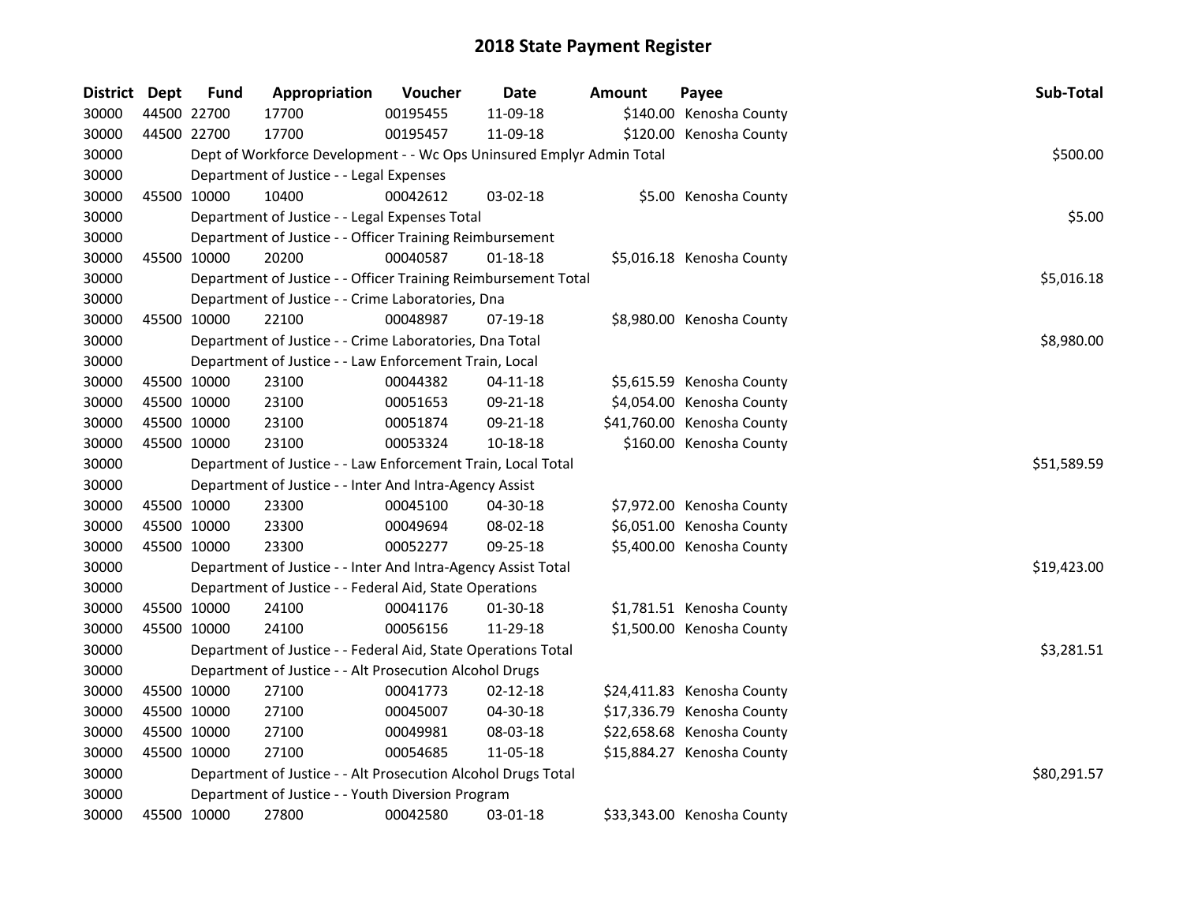# 2018 State Payment Register

| District | Dept | Fund | Appropriation | Voucher | Date | Amount | Payee | Sub-Total |
|---|---|---|---|---|---|---|---|---|
| 30000 | 44500 | 22700 | 17700 | 00195455 | 11-09-18 | $140.00 | Kenosha County | |
| 30000 | 44500 | 22700 | 17700 | 00195457 | 11-09-18 | $120.00 | Kenosha County | |
| 30000 | | | Dept of Workforce Development - - Wc Ops Uninsured Emplyr Admin Total | | | | | $500.00 |
| 30000 | | | Department of Justice - - Legal Expenses | | | | | |
| 30000 | 45500 | 10000 | 10400 | 00042612 | 03-02-18 | $5.00 | Kenosha County | |
| 30000 | | | Department of Justice - - Legal Expenses Total | | | | | $5.00 |
| 30000 | | | Department of Justice - - Officer Training Reimbursement | | | | | |
| 30000 | 45500 | 10000 | 20200 | 00040587 | 01-18-18 | $5,016.18 | Kenosha County | |
| 30000 | | | Department of Justice - - Officer Training Reimbursement Total | | | | | $5,016.18 |
| 30000 | | | Department of Justice - - Crime Laboratories, Dna | | | | | |
| 30000 | 45500 | 10000 | 22100 | 00048987 | 07-19-18 | $8,980.00 | Kenosha County | |
| 30000 | | | Department of Justice - - Crime Laboratories, Dna Total | | | | | $8,980.00 |
| 30000 | | | Department of Justice - - Law Enforcement Train, Local | | | | | |
| 30000 | 45500 | 10000 | 23100 | 00044382 | 04-11-18 | $5,615.59 | Kenosha County | |
| 30000 | 45500 | 10000 | 23100 | 00051653 | 09-21-18 | $4,054.00 | Kenosha County | |
| 30000 | 45500 | 10000 | 23100 | 00051874 | 09-21-18 | $41,760.00 | Kenosha County | |
| 30000 | 45500 | 10000 | 23100 | 00053324 | 10-18-18 | $160.00 | Kenosha County | |
| 30000 | | | Department of Justice - - Law Enforcement Train, Local Total | | | | | $51,589.59 |
| 30000 | | | Department of Justice - - Inter And Intra-Agency Assist | | | | | |
| 30000 | 45500 | 10000 | 23300 | 00045100 | 04-30-18 | $7,972.00 | Kenosha County | |
| 30000 | 45500 | 10000 | 23300 | 00049694 | 08-02-18 | $6,051.00 | Kenosha County | |
| 30000 | 45500 | 10000 | 23300 | 00052277 | 09-25-18 | $5,400.00 | Kenosha County | |
| 30000 | | | Department of Justice - - Inter And Intra-Agency Assist Total | | | | | $19,423.00 |
| 30000 | | | Department of Justice - - Federal Aid, State Operations | | | | | |
| 30000 | 45500 | 10000 | 24100 | 00041176 | 01-30-18 | $1,781.51 | Kenosha County | |
| 30000 | 45500 | 10000 | 24100 | 00056156 | 11-29-18 | $1,500.00 | Kenosha County | |
| 30000 | | | Department of Justice - - Federal Aid, State Operations Total | | | | | $3,281.51 |
| 30000 | | | Department of Justice - - Alt Prosecution Alcohol Drugs | | | | | |
| 30000 | 45500 | 10000 | 27100 | 00041773 | 02-12-18 | $24,411.83 | Kenosha County | |
| 30000 | 45500 | 10000 | 27100 | 00045007 | 04-30-18 | $17,336.79 | Kenosha County | |
| 30000 | 45500 | 10000 | 27100 | 00049981 | 08-03-18 | $22,658.68 | Kenosha County | |
| 30000 | 45500 | 10000 | 27100 | 00054685 | 11-05-18 | $15,884.27 | Kenosha County | |
| 30000 | | | Department of Justice - - Alt Prosecution Alcohol Drugs Total | | | | | $80,291.57 |
| 30000 | | | Department of Justice - - Youth Diversion Program | | | | | |
| 30000 | 45500 | 10000 | 27800 | 00042580 | 03-01-18 | $33,343.00 | Kenosha County | |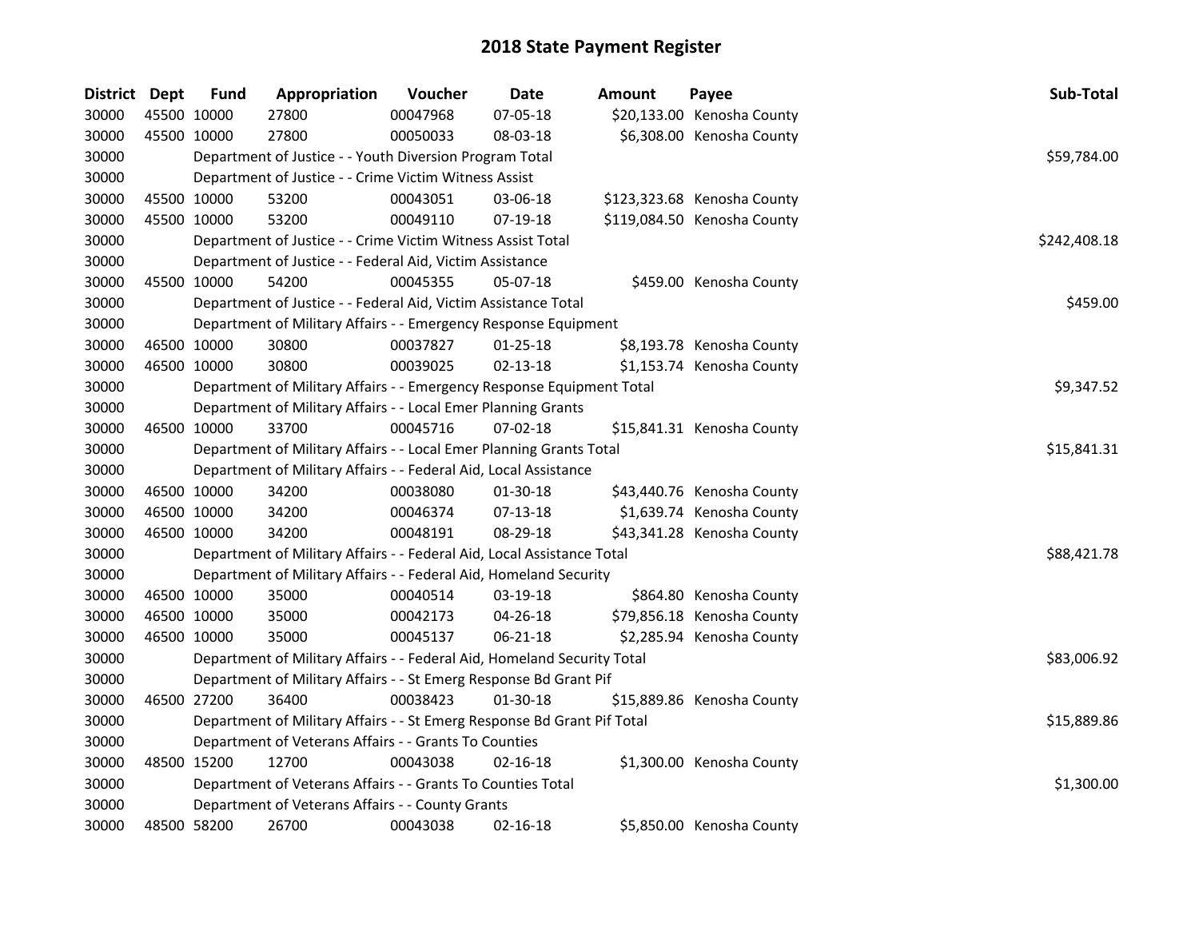# 2018 State Payment Register

| District | Dept | Fund | Appropriation | Voucher | Date | Amount | Payee | Sub-Total |
|---|---|---|---|---|---|---|---|---|
| 30000 | 45500 | 10000 | 27800 | 00047968 | 07-05-18 | $20,133.00 | Kenosha County | |
| 30000 | 45500 | 10000 | 27800 | 00050033 | 08-03-18 | $6,308.00 | Kenosha County | |
| 30000 | | | Department of Justice - - Youth Diversion Program Total | | | | | $59,784.00 |
| 30000 | | | Department of Justice - - Crime Victim Witness Assist | | | | | |
| 30000 | 45500 | 10000 | 53200 | 00043051 | 03-06-18 | $123,323.68 | Kenosha County | |
| 30000 | 45500 | 10000 | 53200 | 00049110 | 07-19-18 | $119,084.50 | Kenosha County | |
| 30000 | | | Department of Justice - - Crime Victim Witness Assist Total | | | | | $242,408.18 |
| 30000 | | | Department of Justice - - Federal Aid, Victim Assistance | | | | | |
| 30000 | 45500 | 10000 | 54200 | 00045355 | 05-07-18 | $459.00 | Kenosha County | |
| 30000 | | | Department of Justice - - Federal Aid, Victim Assistance Total | | | | | $459.00 |
| 30000 | | | Department of Military Affairs - - Emergency Response Equipment | | | | | |
| 30000 | 46500 | 10000 | 30800 | 00037827 | 01-25-18 | $8,193.78 | Kenosha County | |
| 30000 | 46500 | 10000 | 30800 | 00039025 | 02-13-18 | $1,153.74 | Kenosha County | |
| 30000 | | | Department of Military Affairs - - Emergency Response Equipment Total | | | | | $9,347.52 |
| 30000 | | | Department of Military Affairs - - Local Emer Planning Grants | | | | | |
| 30000 | 46500 | 10000 | 33700 | 00045716 | 07-02-18 | $15,841.31 | Kenosha County | |
| 30000 | | | Department of Military Affairs - - Local Emer Planning Grants Total | | | | | $15,841.31 |
| 30000 | | | Department of Military Affairs - - Federal Aid, Local Assistance | | | | | |
| 30000 | 46500 | 10000 | 34200 | 00038080 | 01-30-18 | $43,440.76 | Kenosha County | |
| 30000 | 46500 | 10000 | 34200 | 00046374 | 07-13-18 | $1,639.74 | Kenosha County | |
| 30000 | 46500 | 10000 | 34200 | 00048191 | 08-29-18 | $43,341.28 | Kenosha County | |
| 30000 | | | Department of Military Affairs - - Federal Aid, Local Assistance Total | | | | | $88,421.78 |
| 30000 | | | Department of Military Affairs - - Federal Aid, Homeland Security | | | | | |
| 30000 | 46500 | 10000 | 35000 | 00040514 | 03-19-18 | $864.80 | Kenosha County | |
| 30000 | 46500 | 10000 | 35000 | 00042173 | 04-26-18 | $79,856.18 | Kenosha County | |
| 30000 | 46500 | 10000 | 35000 | 00045137 | 06-21-18 | $2,285.94 | Kenosha County | |
| 30000 | | | Department of Military Affairs - - Federal Aid, Homeland Security Total | | | | | $83,006.92 |
| 30000 | | | Department of Military Affairs - - St Emerg Response Bd Grant Pif | | | | | |
| 30000 | 46500 | 27200 | 36400 | 00038423 | 01-30-18 | $15,889.86 | Kenosha County | |
| 30000 | | | Department of Military Affairs - - St Emerg Response Bd Grant Pif Total | | | | | $15,889.86 |
| 30000 | | | Department of Veterans Affairs - - Grants To Counties | | | | | |
| 30000 | 48500 | 15200 | 12700 | 00043038 | 02-16-18 | $1,300.00 | Kenosha County | |
| 30000 | | | Department of Veterans Affairs - - Grants To Counties Total | | | | | $1,300.00 |
| 30000 | | | Department of Veterans Affairs - - County Grants | | | | | |
| 30000 | 48500 | 58200 | 26700 | 00043038 | 02-16-18 | $5,850.00 | Kenosha County | |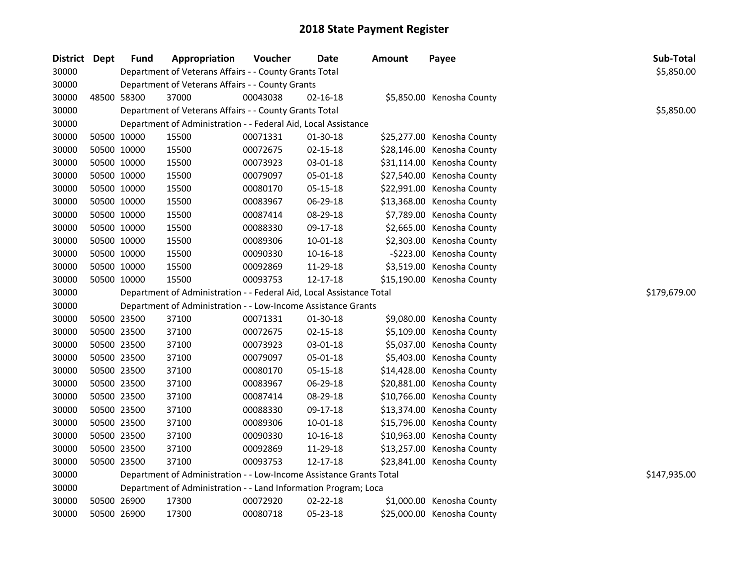# 2018 State Payment Register

| District | Dept | Fund | Appropriation | Voucher | Date | Amount | Payee | Sub-Total |
|---|---|---|---|---|---|---|---|---|
| 30000 | | Department of Veterans Affairs - - County Grants Total | | | | | | $5,850.00 |
| 30000 | | Department of Veterans Affairs - - County Grants | | | | | | |
| 30000 | 48500 | 58300 | 37000 | 00043038 | 02-16-18 | $5,850.00 | Kenosha County | |
| 30000 | | Department of Veterans Affairs - - County Grants Total | | | | | | $5,850.00 |
| 30000 | | Department of Administration - - Federal Aid, Local Assistance | | | | | | |
| 30000 | 50500 | 10000 | 15500 | 00071331 | 01-30-18 | $25,277.00 | Kenosha County | |
| 30000 | 50500 | 10000 | 15500 | 00072675 | 02-15-18 | $28,146.00 | Kenosha County | |
| 30000 | 50500 | 10000 | 15500 | 00073923 | 03-01-18 | $31,114.00 | Kenosha County | |
| 30000 | 50500 | 10000 | 15500 | 00079097 | 05-01-18 | $27,540.00 | Kenosha County | |
| 30000 | 50500 | 10000 | 15500 | 00080170 | 05-15-18 | $22,991.00 | Kenosha County | |
| 30000 | 50500 | 10000 | 15500 | 00083967 | 06-29-18 | $13,368.00 | Kenosha County | |
| 30000 | 50500 | 10000 | 15500 | 00087414 | 08-29-18 | $7,789.00 | Kenosha County | |
| 30000 | 50500 | 10000 | 15500 | 00088330 | 09-17-18 | $2,665.00 | Kenosha County | |
| 30000 | 50500 | 10000 | 15500 | 00089306 | 10-01-18 | $2,303.00 | Kenosha County | |
| 30000 | 50500 | 10000 | 15500 | 00090330 | 10-16-18 | -$223.00 | Kenosha County | |
| 30000 | 50500 | 10000 | 15500 | 00092869 | 11-29-18 | $3,519.00 | Kenosha County | |
| 30000 | 50500 | 10000 | 15500 | 00093753 | 12-17-18 | $15,190.00 | Kenosha County | |
| 30000 | | Department of Administration - - Federal Aid, Local Assistance Total | | | | | | $179,679.00 |
| 30000 | | Department of Administration - - Low-Income Assistance Grants | | | | | | |
| 30000 | 50500 | 23500 | 37100 | 00071331 | 01-30-18 | $9,080.00 | Kenosha County | |
| 30000 | 50500 | 23500 | 37100 | 00072675 | 02-15-18 | $5,109.00 | Kenosha County | |
| 30000 | 50500 | 23500 | 37100 | 00073923 | 03-01-18 | $5,037.00 | Kenosha County | |
| 30000 | 50500 | 23500 | 37100 | 00079097 | 05-01-18 | $5,403.00 | Kenosha County | |
| 30000 | 50500 | 23500 | 37100 | 00080170 | 05-15-18 | $14,428.00 | Kenosha County | |
| 30000 | 50500 | 23500 | 37100 | 00083967 | 06-29-18 | $20,881.00 | Kenosha County | |
| 30000 | 50500 | 23500 | 37100 | 00087414 | 08-29-18 | $10,766.00 | Kenosha County | |
| 30000 | 50500 | 23500 | 37100 | 00088330 | 09-17-18 | $13,374.00 | Kenosha County | |
| 30000 | 50500 | 23500 | 37100 | 00089306 | 10-01-18 | $15,796.00 | Kenosha County | |
| 30000 | 50500 | 23500 | 37100 | 00090330 | 10-16-18 | $10,963.00 | Kenosha County | |
| 30000 | 50500 | 23500 | 37100 | 00092869 | 11-29-18 | $13,257.00 | Kenosha County | |
| 30000 | 50500 | 23500 | 37100 | 00093753 | 12-17-18 | $23,841.00 | Kenosha County | |
| 30000 | | Department of Administration - - Low-Income Assistance Grants Total | | | | | | $147,935.00 |
| 30000 | | Department of Administration - - Land Information Program; Loca | | | | | | |
| 30000 | 50500 | 26900 | 17300 | 00072920 | 02-22-18 | $1,000.00 | Kenosha County | |
| 30000 | 50500 | 26900 | 17300 | 00080718 | 05-23-18 | $25,000.00 | Kenosha County | |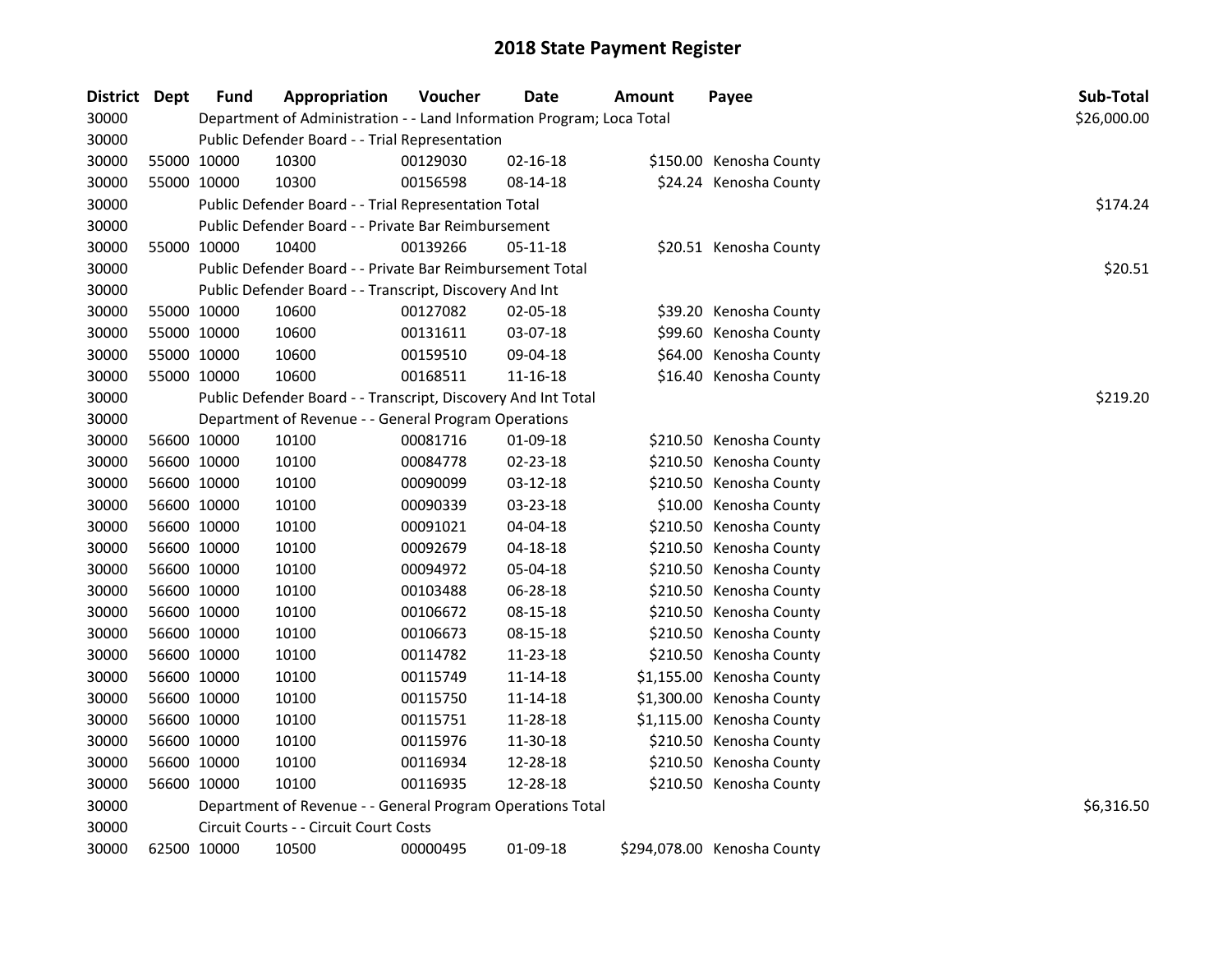# 2018 State Payment Register

| District | Dept | Fund | Appropriation | Voucher | Date | Amount | Payee | Sub-Total |
|---|---|---|---|---|---|---|---|---|
| 30000 | | Department of Administration - - Land Information Program; Loca Total | | | | | | $26,000.00 |
| 30000 | | Public Defender Board - - Trial Representation | | | | | | |
| 30000 | 55000 | 10000 | 10300 | 00129030 | 02-16-18 | $150.00 | Kenosha County | |
| 30000 | 55000 | 10000 | 10300 | 00156598 | 08-14-18 | $24.24 | Kenosha County | |
| 30000 | | Public Defender Board - - Trial Representation Total | | | | | | $174.24 |
| 30000 | | Public Defender Board - - Private Bar Reimbursement | | | | | | |
| 30000 | 55000 | 10000 | 10400 | 00139266 | 05-11-18 | $20.51 | Kenosha County | |
| 30000 | | Public Defender Board - - Private Bar Reimbursement Total | | | | | | $20.51 |
| 30000 | | Public Defender Board - - Transcript, Discovery And Int | | | | | | |
| 30000 | 55000 | 10000 | 10600 | 00127082 | 02-05-18 | $39.20 | Kenosha County | |
| 30000 | 55000 | 10000 | 10600 | 00131611 | 03-07-18 | $99.60 | Kenosha County | |
| 30000 | 55000 | 10000 | 10600 | 00159510 | 09-04-18 | $64.00 | Kenosha County | |
| 30000 | 55000 | 10000 | 10600 | 00168511 | 11-16-18 | $16.40 | Kenosha County | |
| 30000 | | Public Defender Board - - Transcript, Discovery And Int Total | | | | | | $219.20 |
| 30000 | | Department of Revenue - - General Program Operations | | | | | | |
| 30000 | 56600 | 10000 | 10100 | 00081716 | 01-09-18 | $210.50 | Kenosha County | |
| 30000 | 56600 | 10000 | 10100 | 00084778 | 02-23-18 | $210.50 | Kenosha County | |
| 30000 | 56600 | 10000 | 10100 | 00090099 | 03-12-18 | $210.50 | Kenosha County | |
| 30000 | 56600 | 10000 | 10100 | 00090339 | 03-23-18 | $10.00 | Kenosha County | |
| 30000 | 56600 | 10000 | 10100 | 00091021 | 04-04-18 | $210.50 | Kenosha County | |
| 30000 | 56600 | 10000 | 10100 | 00092679 | 04-18-18 | $210.50 | Kenosha County | |
| 30000 | 56600 | 10000 | 10100 | 00094972 | 05-04-18 | $210.50 | Kenosha County | |
| 30000 | 56600 | 10000 | 10100 | 00103488 | 06-28-18 | $210.50 | Kenosha County | |
| 30000 | 56600 | 10000 | 10100 | 00106672 | 08-15-18 | $210.50 | Kenosha County | |
| 30000 | 56600 | 10000 | 10100 | 00106673 | 08-15-18 | $210.50 | Kenosha County | |
| 30000 | 56600 | 10000 | 10100 | 00114782 | 11-23-18 | $210.50 | Kenosha County | |
| 30000 | 56600 | 10000 | 10100 | 00115749 | 11-14-18 | $1,155.00 | Kenosha County | |
| 30000 | 56600 | 10000 | 10100 | 00115750 | 11-14-18 | $1,300.00 | Kenosha County | |
| 30000 | 56600 | 10000 | 10100 | 00115751 | 11-28-18 | $1,115.00 | Kenosha County | |
| 30000 | 56600 | 10000 | 10100 | 00115976 | 11-30-18 | $210.50 | Kenosha County | |
| 30000 | 56600 | 10000 | 10100 | 00116934 | 12-28-18 | $210.50 | Kenosha County | |
| 30000 | 56600 | 10000 | 10100 | 00116935 | 12-28-18 | $210.50 | Kenosha County | |
| 30000 | | Department of Revenue - - General Program Operations Total | | | | | | $6,316.50 |
| 30000 | | Circuit Courts - - Circuit Court Costs | | | | | | |
| 30000 | 62500 | 10000 | 10500 | 00000495 | 01-09-18 | $294,078.00 | Kenosha County | |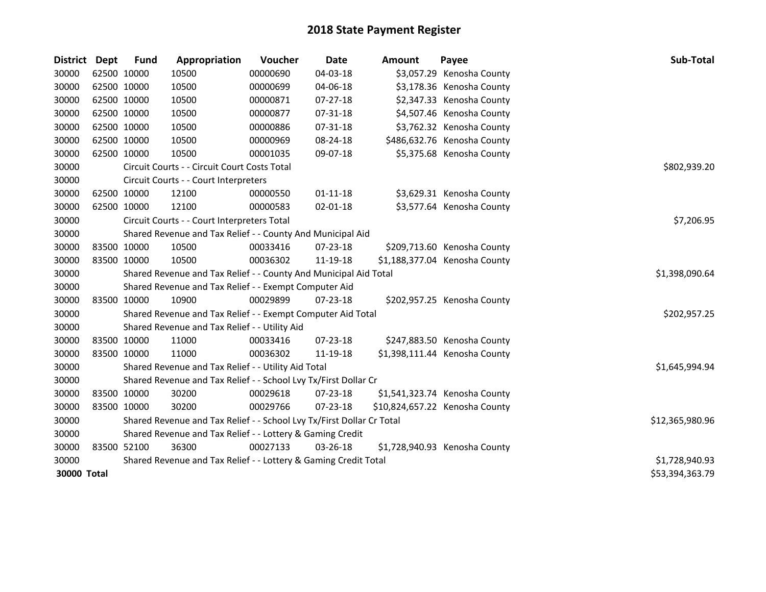# 2018 State Payment Register

| District | Dept | Fund | Appropriation | Voucher | Date | Amount | Payee | Sub-Total |
|---|---|---|---|---|---|---|---|---|
| 30000 | 62500 | 10000 | 10500 | 00000690 | 04-03-18 | $3,057.29 | Kenosha County | |
| 30000 | 62500 | 10000 | 10500 | 00000699 | 04-06-18 | $3,178.36 | Kenosha County | |
| 30000 | 62500 | 10000 | 10500 | 00000871 | 07-27-18 | $2,347.33 | Kenosha County | |
| 30000 | 62500 | 10000 | 10500 | 00000877 | 07-31-18 | $4,507.46 | Kenosha County | |
| 30000 | 62500 | 10000 | 10500 | 00000886 | 07-31-18 | $3,762.32 | Kenosha County | |
| 30000 | 62500 | 10000 | 10500 | 00000969 | 08-24-18 | $486,632.76 | Kenosha County | |
| 30000 | 62500 | 10000 | 10500 | 00001035 | 09-07-18 | $5,375.68 | Kenosha County | |
| 30000 | | | Circuit Courts - - Circuit Court Costs Total | | | | | $802,939.20 |
| 30000 | | | Circuit Courts - - Court Interpreters | | | | | |
| 30000 | 62500 | 10000 | 12100 | 00000550 | 01-11-18 | $3,629.31 | Kenosha County | |
| 30000 | 62500 | 10000 | 12100 | 00000583 | 02-01-18 | $3,577.64 | Kenosha County | |
| 30000 | | | Circuit Courts - - Court Interpreters Total | | | | | $7,206.95 |
| 30000 | | | Shared Revenue and Tax Relief - - County And Municipal Aid | | | | | |
| 30000 | 83500 | 10000 | 10500 | 00033416 | 07-23-18 | $209,713.60 | Kenosha County | |
| 30000 | 83500 | 10000 | 10500 | 00036302 | 11-19-18 | $1,188,377.04 | Kenosha County | |
| 30000 | | | Shared Revenue and Tax Relief - - County And Municipal Aid Total | | | | | $1,398,090.64 |
| 30000 | | | Shared Revenue and Tax Relief - - Exempt Computer Aid | | | | | |
| 30000 | 83500 | 10000 | 10900 | 00029899 | 07-23-18 | $202,957.25 | Kenosha County | |
| 30000 | | | Shared Revenue and Tax Relief - - Exempt Computer Aid Total | | | | | $202,957.25 |
| 30000 | | | Shared Revenue and Tax Relief - - Utility Aid | | | | | |
| 30000 | 83500 | 10000 | 11000 | 00033416 | 07-23-18 | $247,883.50 | Kenosha County | |
| 30000 | 83500 | 10000 | 11000 | 00036302 | 11-19-18 | $1,398,111.44 | Kenosha County | |
| 30000 | | | Shared Revenue and Tax Relief - - Utility Aid Total | | | | | $1,645,994.94 |
| 30000 | | | Shared Revenue and Tax Relief - - School Lvy Tx/First Dollar Cr | | | | | |
| 30000 | 83500 | 10000 | 30200 | 00029618 | 07-23-18 | $1,541,323.74 | Kenosha County | |
| 30000 | 83500 | 10000 | 30200 | 00029766 | 07-23-18 | $10,824,657.22 | Kenosha County | |
| 30000 | | | Shared Revenue and Tax Relief - - School Lvy Tx/First Dollar Cr Total | | | | | $12,365,980.96 |
| 30000 | | | Shared Revenue and Tax Relief - - Lottery & Gaming Credit | | | | | |
| 30000 | 83500 | 52100 | 36300 | 00027133 | 03-26-18 | $1,728,940.93 | Kenosha County | |
| 30000 | | | Shared Revenue and Tax Relief - - Lottery & Gaming Credit Total | | | | | $1,728,940.93 |
| **30000 Total** | | | | | | | | $53,394,363.79 |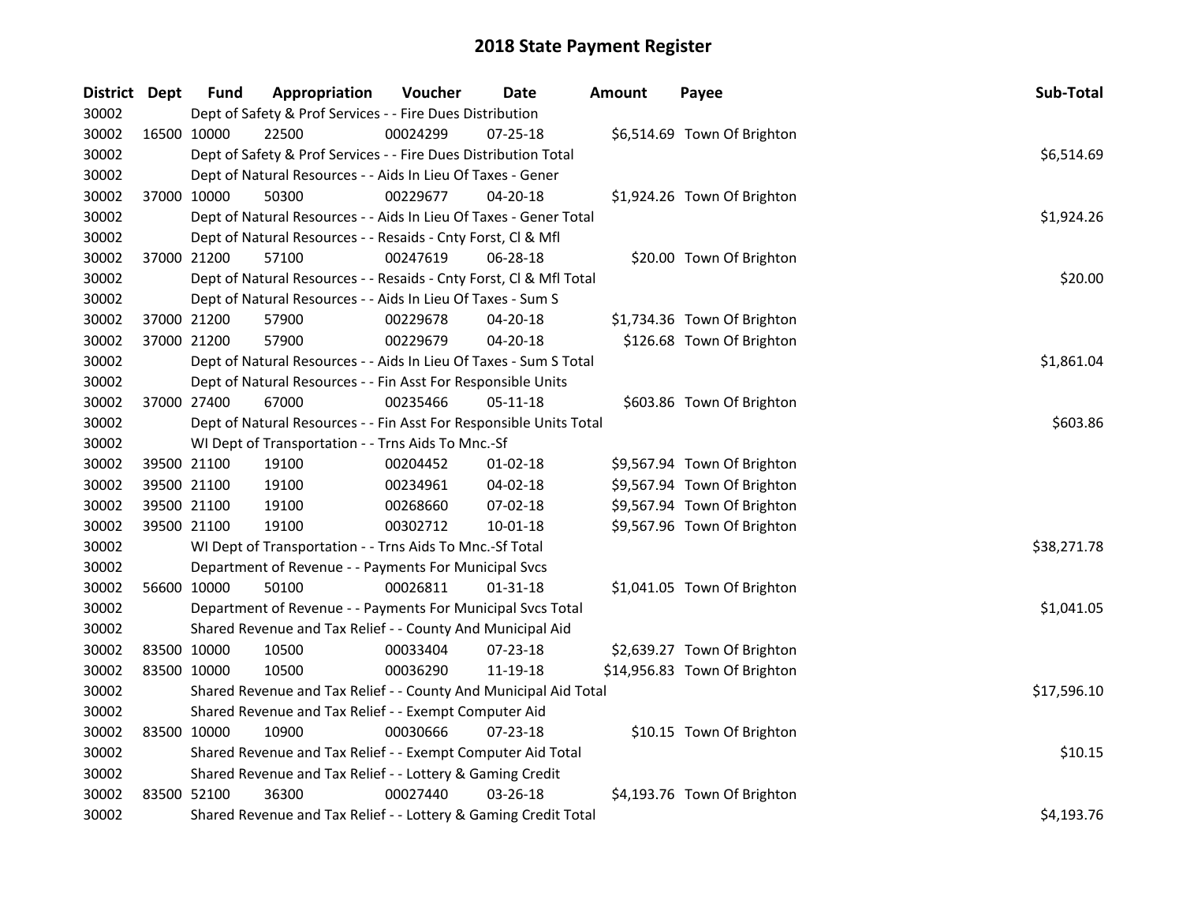# 2018 State Payment Register

| District | Dept | Fund | Appropriation | Voucher | Date | Amount | Payee | Sub-Total |
|---|---|---|---|---|---|---|---|---|
| 30002 | | Dept of Safety & Prof Services - - Fire Dues Distribution | | | | | | |
| 30002 | 16500 | 10000 | 22500 | 00024299 | 07-25-18 | $6,514.69 | Town Of Brighton | |
| 30002 | | Dept of Safety & Prof Services - - Fire Dues Distribution Total | | | | | | $6,514.69 |
| 30002 | | Dept of Natural Resources - - Aids In Lieu Of Taxes - Gener | | | | | | |
| 30002 | 37000 | 10000 | 50300 | 00229677 | 04-20-18 | $1,924.26 | Town Of Brighton | |
| 30002 | | Dept of Natural Resources - - Aids In Lieu Of Taxes - Gener Total | | | | | | $1,924.26 |
| 30002 | | Dept of Natural Resources - - Resaids - Cnty Forst, Cl & Mfl | | | | | | |
| 30002 | 37000 | 21200 | 57100 | 00247619 | 06-28-18 | $20.00 | Town Of Brighton | |
| 30002 | | Dept of Natural Resources - - Resaids - Cnty Forst, Cl & Mfl Total | | | | | | $20.00 |
| 30002 | | Dept of Natural Resources - - Aids In Lieu Of Taxes - Sum S | | | | | | |
| 30002 | 37000 | 21200 | 57900 | 00229678 | 04-20-18 | $1,734.36 | Town Of Brighton | |
| 30002 | 37000 | 21200 | 57900 | 00229679 | 04-20-18 | $126.68 | Town Of Brighton | |
| 30002 | | Dept of Natural Resources - - Aids In Lieu Of Taxes - Sum S Total | | | | | | $1,861.04 |
| 30002 | | Dept of Natural Resources - - Fin Asst For Responsible Units | | | | | | |
| 30002 | 37000 | 27400 | 67000 | 00235466 | 05-11-18 | $603.86 | Town Of Brighton | |
| 30002 | | Dept of Natural Resources - - Fin Asst For Responsible Units Total | | | | | | $603.86 |
| 30002 | | WI Dept of Transportation - - Trns Aids To Mnc.-Sf | | | | | | |
| 30002 | 39500 | 21100 | 19100 | 00204452 | 01-02-18 | $9,567.94 | Town Of Brighton | |
| 30002 | 39500 | 21100 | 19100 | 00234961 | 04-02-18 | $9,567.94 | Town Of Brighton | |
| 30002 | 39500 | 21100 | 19100 | 00268660 | 07-02-18 | $9,567.94 | Town Of Brighton | |
| 30002 | 39500 | 21100 | 19100 | 00302712 | 10-01-18 | $9,567.96 | Town Of Brighton | |
| 30002 | | WI Dept of Transportation - - Trns Aids To Mnc.-Sf Total | | | | | | $38,271.78 |
| 30002 | | Department of Revenue - - Payments For Municipal Svcs | | | | | | |
| 30002 | 56600 | 10000 | 50100 | 00026811 | 01-31-18 | $1,041.05 | Town Of Brighton | |
| 30002 | | Department of Revenue - - Payments For Municipal Svcs Total | | | | | | $1,041.05 |
| 30002 | | Shared Revenue and Tax Relief - - County And Municipal Aid | | | | | | |
| 30002 | 83500 | 10000 | 10500 | 00033404 | 07-23-18 | $2,639.27 | Town Of Brighton | |
| 30002 | 83500 | 10000 | 10500 | 00036290 | 11-19-18 | $14,956.83 | Town Of Brighton | |
| 30002 | | Shared Revenue and Tax Relief - - County And Municipal Aid Total | | | | | | $17,596.10 |
| 30002 | | Shared Revenue and Tax Relief - - Exempt Computer Aid | | | | | | |
| 30002 | 83500 | 10000 | 10900 | 00030666 | 07-23-18 | $10.15 | Town Of Brighton | |
| 30002 | | Shared Revenue and Tax Relief - - Exempt Computer Aid Total | | | | | | $10.15 |
| 30002 | | Shared Revenue and Tax Relief - - Lottery & Gaming Credit | | | | | | |
| 30002 | 83500 | 52100 | 36300 | 00027440 | 03-26-18 | $4,193.76 | Town Of Brighton | |
| 30002 | | Shared Revenue and Tax Relief - - Lottery & Gaming Credit Total | | | | | | $4,193.76 |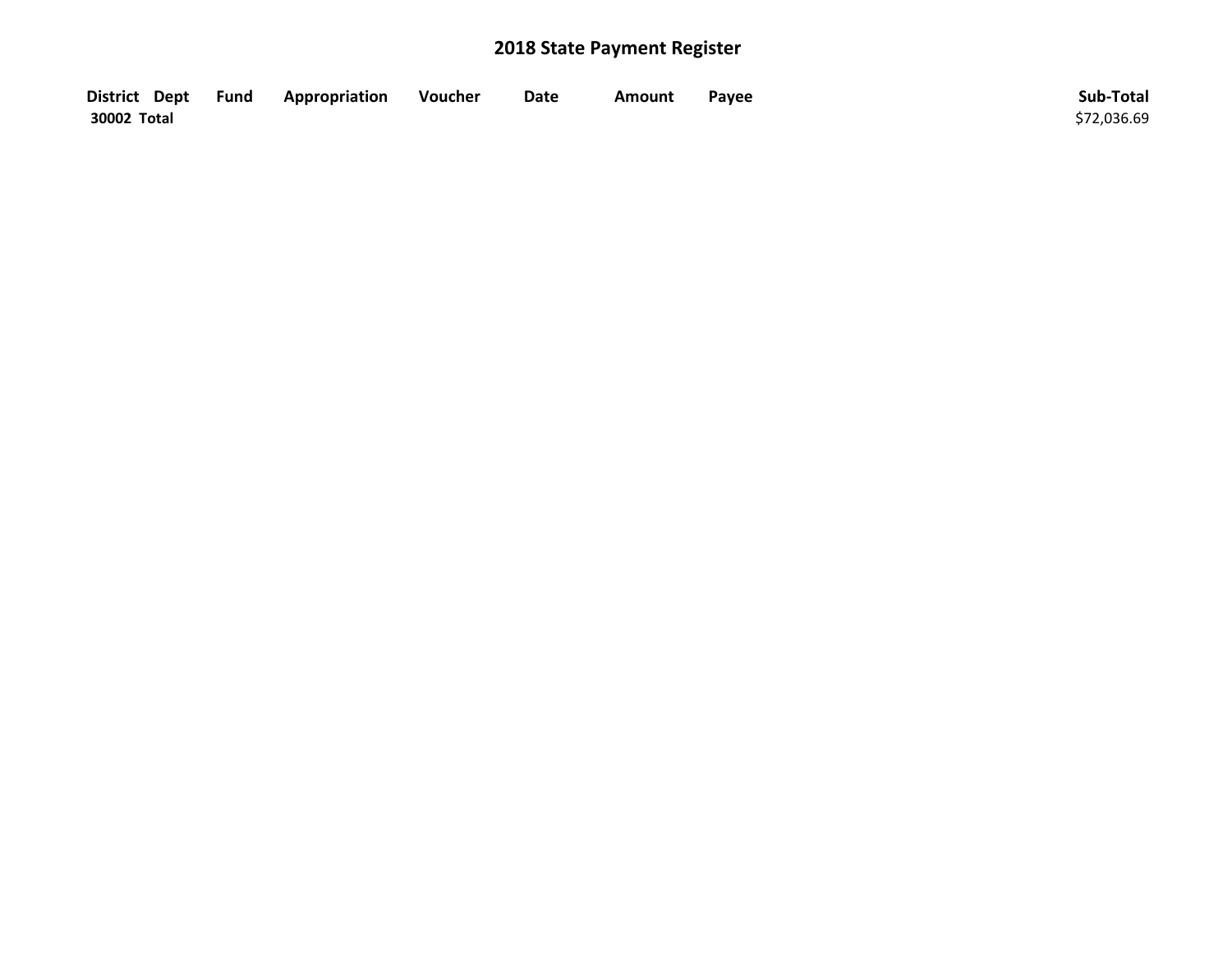## 2018 State Payment Register

| District | Dept | Fund | Appropriation | Voucher | Date | Amount | Payee | Sub-Total |
|---|---|---|---|---|---|---|---|---|
| **30002 Total** | | | | | | | | $72,036.69 |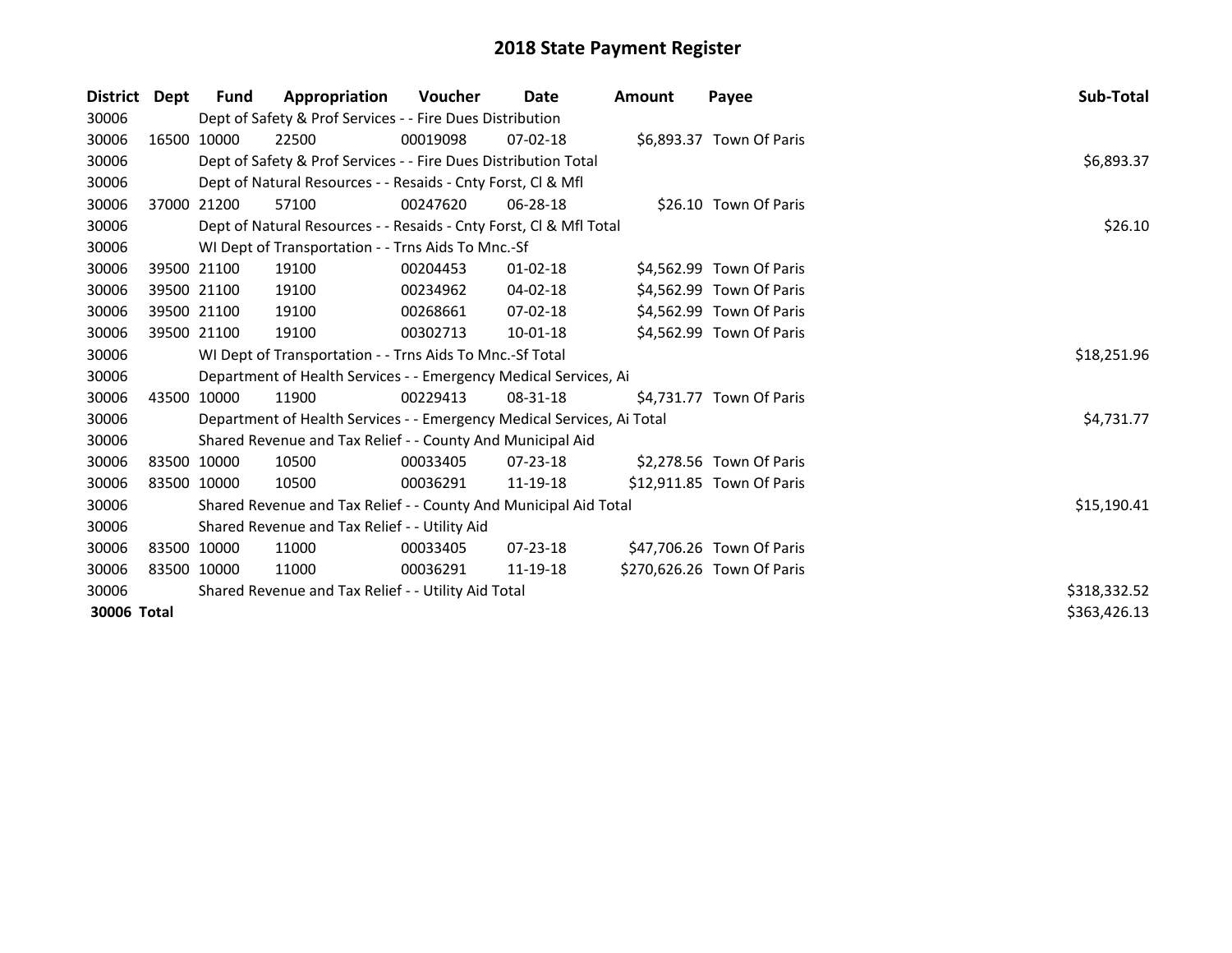# 2018 State Payment Register

| District | Dept | Fund | Appropriation | Voucher | Date | Amount | Payee | Sub-Total |
|---|---|---|---|---|---|---|---|---|
| 30006 | | Dept of Safety & Prof Services - - Fire Dues Distribution | | | | | | |
| 30006 | 16500 | 10000 | 22500 | 00019098 | 07-02-18 | $6,893.37 | Town Of Paris | |
| 30006 | | Dept of Safety & Prof Services - - Fire Dues Distribution Total | | | | | | $6,893.37 |
| 30006 | | Dept of Natural Resources - - Resaids - Cnty Forst, Cl & Mfl | | | | | | |
| 30006 | 37000 | 21200 | 57100 | 00247620 | 06-28-18 | $26.10 | Town Of Paris | |
| 30006 | | Dept of Natural Resources - - Resaids - Cnty Forst, Cl & Mfl Total | | | | | | $26.10 |
| 30006 | | WI Dept of Transportation - - Trns Aids To Mnc.-Sf | | | | | | |
| 30006 | 39500 | 21100 | 19100 | 00204453 | 01-02-18 | $4,562.99 | Town Of Paris | |
| 30006 | 39500 | 21100 | 19100 | 00234962 | 04-02-18 | $4,562.99 | Town Of Paris | |
| 30006 | 39500 | 21100 | 19100 | 00268661 | 07-02-18 | $4,562.99 | Town Of Paris | |
| 30006 | 39500 | 21100 | 19100 | 00302713 | 10-01-18 | $4,562.99 | Town Of Paris | |
| 30006 | | WI Dept of Transportation - - Trns Aids To Mnc.-Sf Total | | | | | | $18,251.96 |
| 30006 | | Department of Health Services - - Emergency Medical Services, Ai | | | | | | |
| 30006 | 43500 | 10000 | 11900 | 00229413 | 08-31-18 | $4,731.77 | Town Of Paris | |
| 30006 | | Department of Health Services - - Emergency Medical Services, Ai Total | | | | | | $4,731.77 |
| 30006 | | Shared Revenue and Tax Relief - - County And Municipal Aid | | | | | | |
| 30006 | 83500 | 10000 | 10500 | 00033405 | 07-23-18 | $2,278.56 | Town Of Paris | |
| 30006 | 83500 | 10000 | 10500 | 00036291 | 11-19-18 | $12,911.85 | Town Of Paris | |
| 30006 | | Shared Revenue and Tax Relief - - County And Municipal Aid Total | | | | | | $15,190.41 |
| 30006 | | Shared Revenue and Tax Relief - - Utility Aid | | | | | | |
| 30006 | 83500 | 10000 | 11000 | 00033405 | 07-23-18 | $47,706.26 | Town Of Paris | |
| 30006 | 83500 | 10000 | 11000 | 00036291 | 11-19-18 | $270,626.26 | Town Of Paris | |
| 30006 | | Shared Revenue and Tax Relief - - Utility Aid Total | | | | | | $318,332.52 |
| **30006 Total** | | | | | | | | $363,426.13 |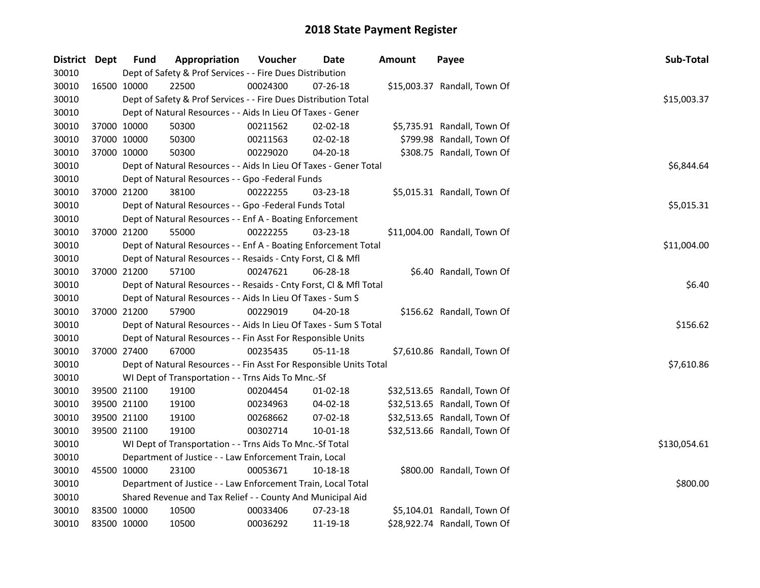# 2018 State Payment Register

| District | Dept | Fund | Appropriation | Voucher | Date | Amount | Payee | Sub-Total |
|---|---|---|---|---|---|---|---|---|
| 30010 | | Dept of Safety & Prof Services - - Fire Dues Distribution | | | | | | |
| 30010 | 16500 | 10000 | 22500 | 00024300 | 07-26-18 | $15,003.37 | Randall, Town Of | |
| 30010 | | Dept of Safety & Prof Services - - Fire Dues Distribution Total | | | | | | $15,003.37 |
| 30010 | | Dept of Natural Resources - - Aids In Lieu Of Taxes - Gener | | | | | | |
| 30010 | 37000 | 10000 | 50300 | 00211562 | 02-02-18 | $5,735.91 | Randall, Town Of | |
| 30010 | 37000 | 10000 | 50300 | 00211563 | 02-02-18 | $799.98 | Randall, Town Of | |
| 30010 | 37000 | 10000 | 50300 | 00229020 | 04-20-18 | $308.75 | Randall, Town Of | |
| 30010 | | Dept of Natural Resources - - Aids In Lieu Of Taxes - Gener Total | | | | | | $6,844.64 |
| 30010 | | Dept of Natural Resources - - Gpo -Federal Funds | | | | | | |
| 30010 | 37000 | 21200 | 38100 | 00222255 | 03-23-18 | $5,015.31 | Randall, Town Of | |
| 30010 | | Dept of Natural Resources - - Gpo -Federal Funds Total | | | | | | $5,015.31 |
| 30010 | | Dept of Natural Resources - - Enf A - Boating Enforcement | | | | | | |
| 30010 | 37000 | 21200 | 55000 | 00222255 | 03-23-18 | $11,004.00 | Randall, Town Of | |
| 30010 | | Dept of Natural Resources - - Enf A - Boating Enforcement Total | | | | | | $11,004.00 |
| 30010 | | Dept of Natural Resources - - Resaids - Cnty Forst, Cl & Mfl | | | | | | |
| 30010 | 37000 | 21200 | 57100 | 00247621 | 06-28-18 | $6.40 | Randall, Town Of | |
| 30010 | | Dept of Natural Resources - - Resaids - Cnty Forst, Cl & Mfl Total | | | | | | $6.40 |
| 30010 | | Dept of Natural Resources - - Aids In Lieu Of Taxes - Sum S | | | | | | |
| 30010 | 37000 | 21200 | 57900 | 00229019 | 04-20-18 | $156.62 | Randall, Town Of | |
| 30010 | | Dept of Natural Resources - - Aids In Lieu Of Taxes - Sum S Total | | | | | | $156.62 |
| 30010 | | Dept of Natural Resources - - Fin Asst For Responsible Units | | | | | | |
| 30010 | 37000 | 27400 | 67000 | 00235435 | 05-11-18 | $7,610.86 | Randall, Town Of | |
| 30010 | | Dept of Natural Resources - - Fin Asst For Responsible Units Total | | | | | | $7,610.86 |
| 30010 | | WI Dept of Transportation - - Trns Aids To Mnc.-Sf | | | | | | |
| 30010 | 39500 | 21100 | 19100 | 00204454 | 01-02-18 | $32,513.65 | Randall, Town Of | |
| 30010 | 39500 | 21100 | 19100 | 00234963 | 04-02-18 | $32,513.65 | Randall, Town Of | |
| 30010 | 39500 | 21100 | 19100 | 00268662 | 07-02-18 | $32,513.65 | Randall, Town Of | |
| 30010 | 39500 | 21100 | 19100 | 00302714 | 10-01-18 | $32,513.66 | Randall, Town Of | |
| 30010 | | WI Dept of Transportation - - Trns Aids To Mnc.-Sf Total | | | | | | $130,054.61 |
| 30010 | | Department of Justice - - Law Enforcement Train, Local | | | | | | |
| 30010 | 45500 | 10000 | 23100 | 00053671 | 10-18-18 | $800.00 | Randall, Town Of | |
| 30010 | | Department of Justice - - Law Enforcement Train, Local Total | | | | | | $800.00 |
| 30010 | | Shared Revenue and Tax Relief - - County And Municipal Aid | | | | | | |
| 30010 | 83500 | 10000 | 10500 | 00033406 | 07-23-18 | $5,104.01 | Randall, Town Of | |
| 30010 | 83500 | 10000 | 10500 | 00036292 | 11-19-18 | $28,922.74 | Randall, Town Of | |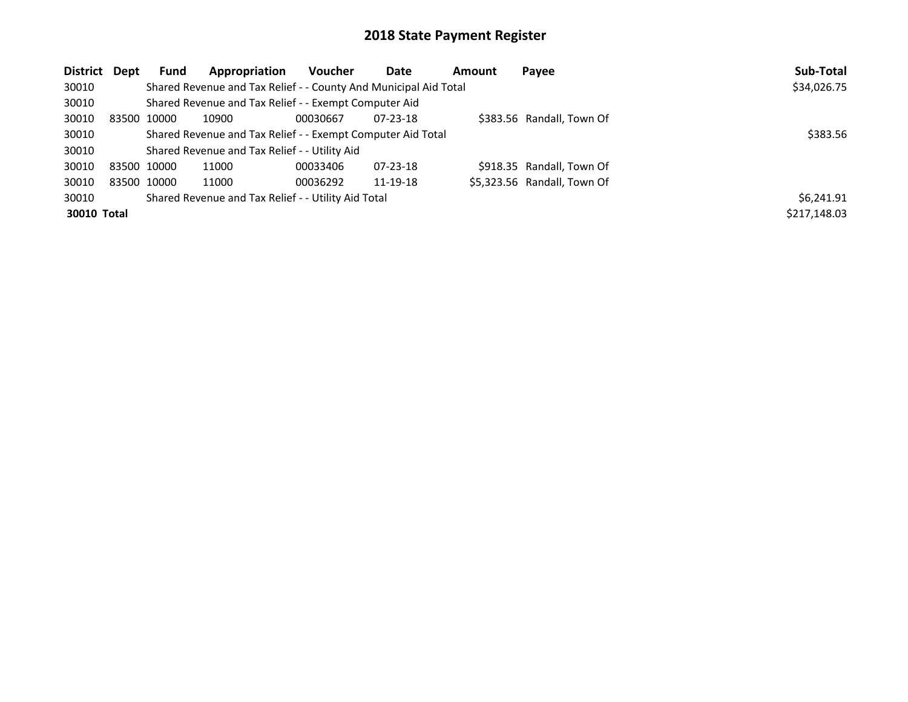# 2018 State Payment Register

| District | Dept | Fund | Appropriation | Voucher | Date | Amount | Payee | Sub-Total |
|---|---|---|---|---|---|---|---|---|
| 30010 | | Shared Revenue and Tax Relief - - County And Municipal Aid Total | | | | | | $34,026.75 |
| 30010 | | Shared Revenue and Tax Relief - - Exempt Computer Aid | | | | | | |
| 30010 | 83500 | 10000 | 10900 | 00030667 | 07-23-18 | $383.56 | Randall, Town Of | |
| 30010 | | Shared Revenue and Tax Relief - - Exempt Computer Aid Total | | | | | | $383.56 |
| 30010 | | Shared Revenue and Tax Relief - - Utility Aid | | | | | | |
| 30010 | 83500 | 10000 | 11000 | 00033406 | 07-23-18 | $918.35 | Randall, Town Of | |
| 30010 | 83500 | 10000 | 11000 | 00036292 | 11-19-18 | $5,323.56 | Randall, Town Of | |
| 30010 | | Shared Revenue and Tax Relief - - Utility Aid Total | | | | | | $6,241.91 |
| **30010 Total** | | | | | | | | $217,148.03 |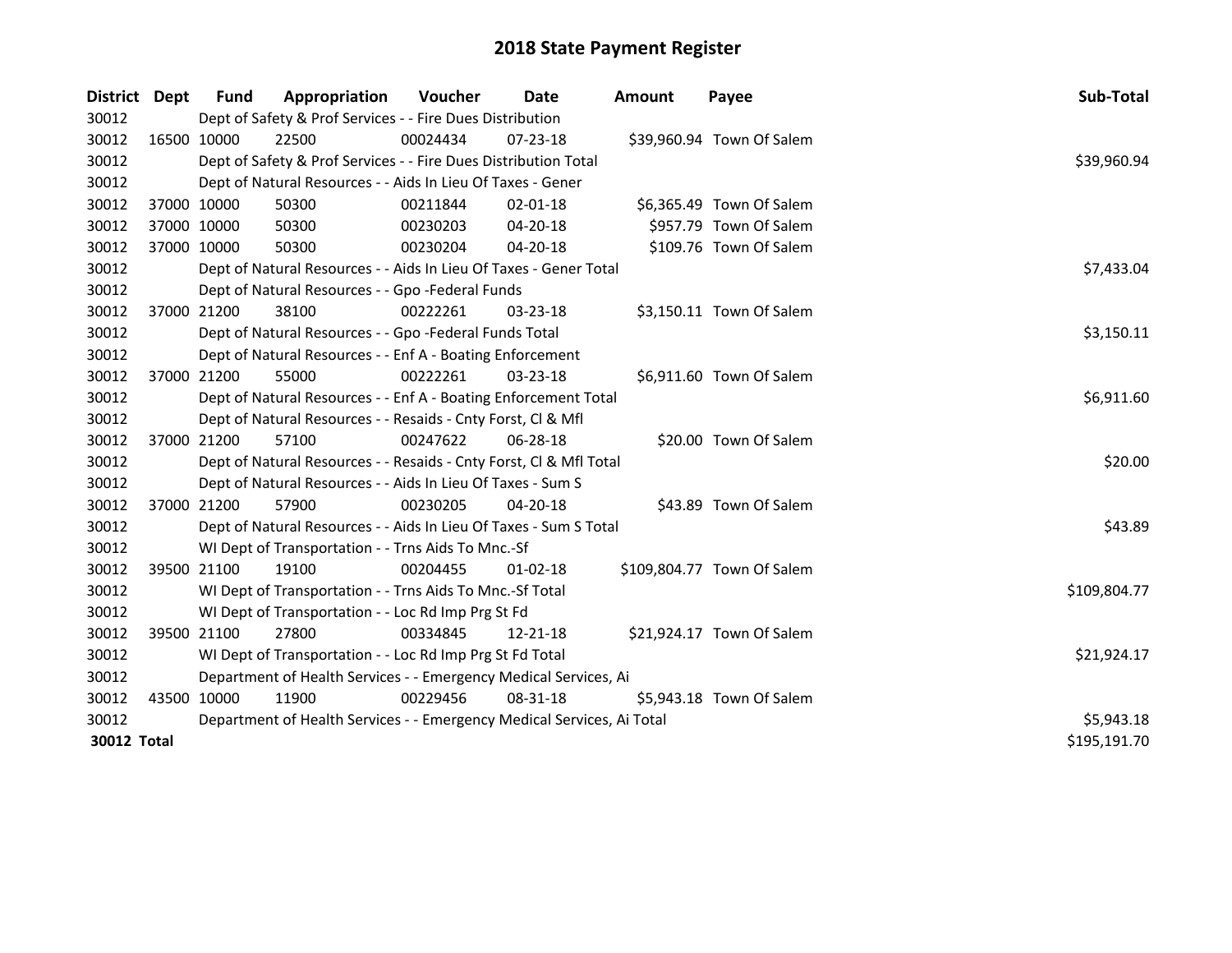# 2018 State Payment Register

| District | Dept | Fund | Appropriation | Voucher | Date | Amount | Payee | Sub-Total |
|---|---|---|---|---|---|---|---|---|
| 30012 | Dept of Safety & Prof Services - - Fire Dues Distribution | | | | | | | |
| 30012 | 16500 | 10000 | 22500 | 00024434 | 07-23-18 | $39,960.94 | Town Of Salem | |
| 30012 | Dept of Safety & Prof Services - - Fire Dues Distribution Total | | | | | | | $39,960.94 |
| 30012 | Dept of Natural Resources - - Aids In Lieu Of Taxes - Gener | | | | | | | |
| 30012 | 37000 | 10000 | 50300 | 00211844 | 02-01-18 | $6,365.49 | Town Of Salem | |
| 30012 | 37000 | 10000 | 50300 | 00230203 | 04-20-18 | $957.79 | Town Of Salem | |
| 30012 | 37000 | 10000 | 50300 | 00230204 | 04-20-18 | $109.76 | Town Of Salem | |
| 30012 | Dept of Natural Resources - - Aids In Lieu Of Taxes - Gener Total | | | | | | | $7,433.04 |
| 30012 | Dept of Natural Resources - - Gpo -Federal Funds | | | | | | | |
| 30012 | 37000 | 21200 | 38100 | 00222261 | 03-23-18 | $3,150.11 | Town Of Salem | |
| 30012 | Dept of Natural Resources - - Gpo -Federal Funds Total | | | | | | | $3,150.11 |
| 30012 | Dept of Natural Resources - - Enf A - Boating Enforcement | | | | | | | |
| 30012 | 37000 | 21200 | 55000 | 00222261 | 03-23-18 | $6,911.60 | Town Of Salem | |
| 30012 | Dept of Natural Resources - - Enf A - Boating Enforcement Total | | | | | | | $6,911.60 |
| 30012 | Dept of Natural Resources - - Resaids - Cnty Forst, Cl & Mfl | | | | | | | |
| 30012 | 37000 | 21200 | 57100 | 00247622 | 06-28-18 | $20.00 | Town Of Salem | |
| 30012 | Dept of Natural Resources - - Resaids - Cnty Forst, Cl & Mfl Total | | | | | | | $20.00 |
| 30012 | Dept of Natural Resources - - Aids In Lieu Of Taxes - Sum S | | | | | | | |
| 30012 | 37000 | 21200 | 57900 | 00230205 | 04-20-18 | $43.89 | Town Of Salem | |
| 30012 | Dept of Natural Resources - - Aids In Lieu Of Taxes - Sum S Total | | | | | | | $43.89 |
| 30012 | WI Dept of Transportation - - Trns Aids To Mnc.-Sf | | | | | | | |
| 30012 | 39500 | 21100 | 19100 | 00204455 | 01-02-18 | $109,804.77 | Town Of Salem | |
| 30012 | WI Dept of Transportation - - Trns Aids To Mnc.-Sf Total | | | | | | | $109,804.77 |
| 30012 | WI Dept of Transportation - - Loc Rd Imp Prg St Fd | | | | | | | |
| 30012 | 39500 | 21100 | 27800 | 00334845 | 12-21-18 | $21,924.17 | Town Of Salem | |
| 30012 | WI Dept of Transportation - - Loc Rd Imp Prg St Fd Total | | | | | | | $21,924.17 |
| 30012 | Department of Health Services - - Emergency Medical Services, Ai | | | | | | | |
| 30012 | 43500 | 10000 | 11900 | 00229456 | 08-31-18 | $5,943.18 | Town Of Salem | |
| 30012 | Department of Health Services - - Emergency Medical Services, Ai Total | | | | | | | $5,943.18 |
| **30012 Total** | | | | | | | | $195,191.70 |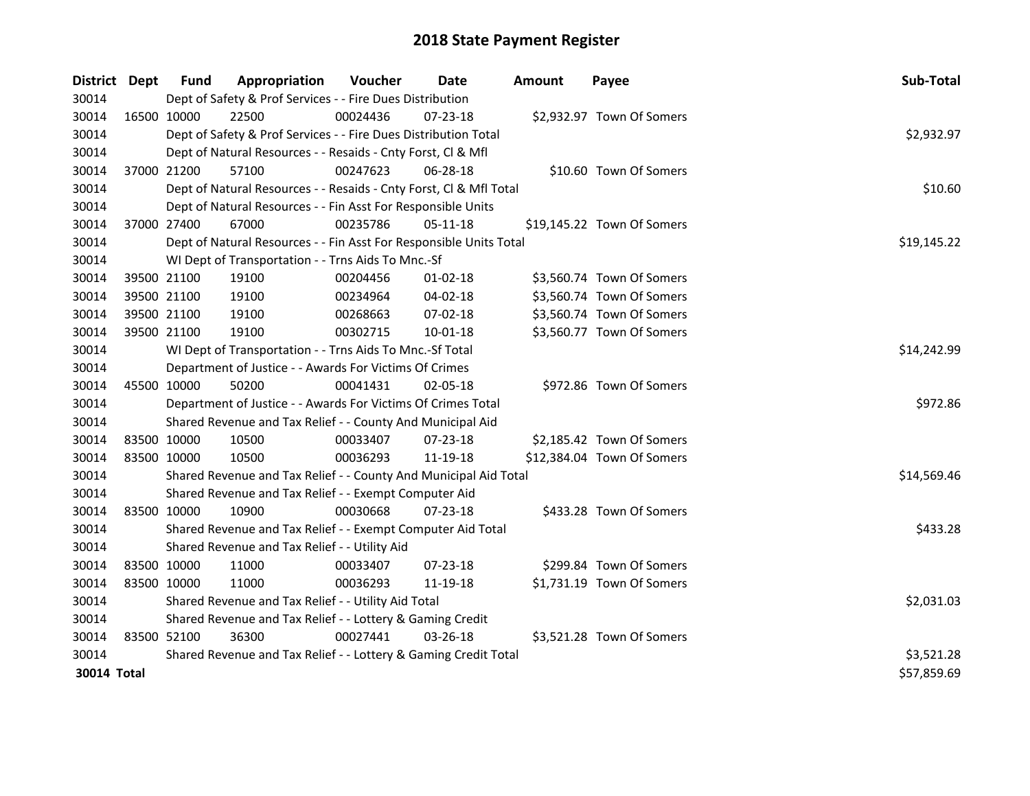# 2018 State Payment Register

| District | Dept | Fund | Appropriation | Voucher | Date | Amount | Payee | Sub-Total |
|---|---|---|---|---|---|---|---|---|
| 30014 | | Dept of Safety & Prof Services - - Fire Dues Distribution | | | | | | |
| 30014 | 16500 | 10000 | 22500 | 00024436 | 07-23-18 | $2,932.97 | Town Of Somers | |
| 30014 | | Dept of Safety & Prof Services - - Fire Dues Distribution Total | | | | | | $2,932.97 |
| 30014 | | Dept of Natural Resources - - Resaids - Cnty Forst, Cl & Mfl | | | | | | |
| 30014 | 37000 | 21200 | 57100 | 00247623 | 06-28-18 | $10.60 | Town Of Somers | |
| 30014 | | Dept of Natural Resources - - Resaids - Cnty Forst, Cl & Mfl Total | | | | | | $10.60 |
| 30014 | | Dept of Natural Resources - - Fin Asst For Responsible Units | | | | | | |
| 30014 | 37000 | 27400 | 67000 | 00235786 | 05-11-18 | $19,145.22 | Town Of Somers | |
| 30014 | | Dept of Natural Resources - - Fin Asst For Responsible Units Total | | | | | | $19,145.22 |
| 30014 | | WI Dept of Transportation - - Trns Aids To Mnc.-Sf | | | | | | |
| 30014 | 39500 | 21100 | 19100 | 00204456 | 01-02-18 | $3,560.74 | Town Of Somers | |
| 30014 | 39500 | 21100 | 19100 | 00234964 | 04-02-18 | $3,560.74 | Town Of Somers | |
| 30014 | 39500 | 21100 | 19100 | 00268663 | 07-02-18 | $3,560.74 | Town Of Somers | |
| 30014 | 39500 | 21100 | 19100 | 00302715 | 10-01-18 | $3,560.77 | Town Of Somers | |
| 30014 | | WI Dept of Transportation - - Trns Aids To Mnc.-Sf Total | | | | | | $14,242.99 |
| 30014 | | Department of Justice - - Awards For Victims Of Crimes | | | | | | |
| 30014 | 45500 | 10000 | 50200 | 00041431 | 02-05-18 | $972.86 | Town Of Somers | |
| 30014 | | Department of Justice - - Awards For Victims Of Crimes Total | | | | | | $972.86 |
| 30014 | | Shared Revenue and Tax Relief - - County And Municipal Aid | | | | | | |
| 30014 | 83500 | 10000 | 10500 | 00033407 | 07-23-18 | $2,185.42 | Town Of Somers | |
| 30014 | 83500 | 10000 | 10500 | 00036293 | 11-19-18 | $12,384.04 | Town Of Somers | |
| 30014 | | Shared Revenue and Tax Relief - - County And Municipal Aid Total | | | | | | $14,569.46 |
| 30014 | | Shared Revenue and Tax Relief - - Exempt Computer Aid | | | | | | |
| 30014 | 83500 | 10000 | 10900 | 00030668 | 07-23-18 | $433.28 | Town Of Somers | |
| 30014 | | Shared Revenue and Tax Relief - - Exempt Computer Aid Total | | | | | | $433.28 |
| 30014 | | Shared Revenue and Tax Relief - - Utility Aid | | | | | | |
| 30014 | 83500 | 10000 | 11000 | 00033407 | 07-23-18 | $299.84 | Town Of Somers | |
| 30014 | 83500 | 10000 | 11000 | 00036293 | 11-19-18 | $1,731.19 | Town Of Somers | |
| 30014 | | Shared Revenue and Tax Relief - - Utility Aid Total | | | | | | $2,031.03 |
| 30014 | | Shared Revenue and Tax Relief - - Lottery & Gaming Credit | | | | | | |
| 30014 | 83500 | 52100 | 36300 | 00027441 | 03-26-18 | $3,521.28 | Town Of Somers | |
| 30014 | | Shared Revenue and Tax Relief - - Lottery & Gaming Credit Total | | | | | | $3,521.28 |
| **30014 Total** | | | | | | | | $57,859.69 |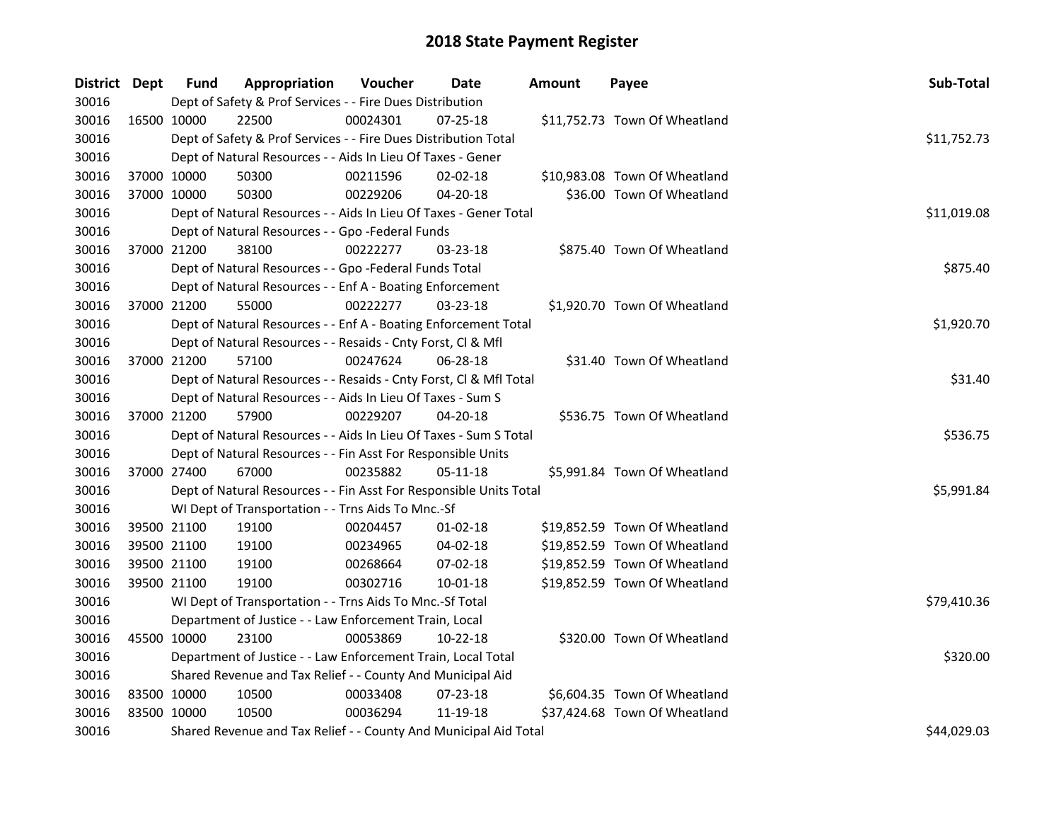# 2018 State Payment Register

| District | Dept | Fund | Appropriation | Voucher | Date | Amount | Payee | Sub-Total |
|---|---|---|---|---|---|---|---|---|
| 30016 | | | Dept of Safety & Prof Services - - Fire Dues Distribution | | | | | |
| 30016 | 16500 | 10000 | 22500 | 00024301 | 07-25-18 | $11,752.73 | Town Of Wheatland | |
| 30016 | | | Dept of Safety & Prof Services - - Fire Dues Distribution Total | | | | | $11,752.73 |
| 30016 | | | Dept of Natural Resources - - Aids In Lieu Of Taxes - Gener | | | | | |
| 30016 | 37000 | 10000 | 50300 | 00211596 | 02-02-18 | $10,983.08 | Town Of Wheatland | |
| 30016 | 37000 | 10000 | 50300 | 00229206 | 04-20-18 | $36.00 | Town Of Wheatland | |
| 30016 | | | Dept of Natural Resources - - Aids In Lieu Of Taxes - Gener Total | | | | | $11,019.08 |
| 30016 | | | Dept of Natural Resources - - Gpo -Federal Funds | | | | | |
| 30016 | 37000 | 21200 | 38100 | 00222277 | 03-23-18 | $875.40 | Town Of Wheatland | |
| 30016 | | | Dept of Natural Resources - - Gpo -Federal Funds Total | | | | | $875.40 |
| 30016 | | | Dept of Natural Resources - - Enf A - Boating Enforcement | | | | | |
| 30016 | 37000 | 21200 | 55000 | 00222277 | 03-23-18 | $1,920.70 | Town Of Wheatland | |
| 30016 | | | Dept of Natural Resources - - Enf A - Boating Enforcement Total | | | | | $1,920.70 |
| 30016 | | | Dept of Natural Resources - - Resaids - Cnty Forst, Cl & Mfl | | | | | |
| 30016 | 37000 | 21200 | 57100 | 00247624 | 06-28-18 | $31.40 | Town Of Wheatland | |
| 30016 | | | Dept of Natural Resources - - Resaids - Cnty Forst, Cl & Mfl Total | | | | | $31.40 |
| 30016 | | | Dept of Natural Resources - - Aids In Lieu Of Taxes - Sum S | | | | | |
| 30016 | 37000 | 21200 | 57900 | 00229207 | 04-20-18 | $536.75 | Town Of Wheatland | |
| 30016 | | | Dept of Natural Resources - - Aids In Lieu Of Taxes - Sum S Total | | | | | $536.75 |
| 30016 | | | Dept of Natural Resources - - Fin Asst For Responsible Units | | | | | |
| 30016 | 37000 | 27400 | 67000 | 00235882 | 05-11-18 | $5,991.84 | Town Of Wheatland | |
| 30016 | | | Dept of Natural Resources - - Fin Asst For Responsible Units Total | | | | | $5,991.84 |
| 30016 | | | WI Dept of Transportation - - Trns Aids To Mnc.-Sf | | | | | |
| 30016 | 39500 | 21100 | 19100 | 00204457 | 01-02-18 | $19,852.59 | Town Of Wheatland | |
| 30016 | 39500 | 21100 | 19100 | 00234965 | 04-02-18 | $19,852.59 | Town Of Wheatland | |
| 30016 | 39500 | 21100 | 19100 | 00268664 | 07-02-18 | $19,852.59 | Town Of Wheatland | |
| 30016 | 39500 | 21100 | 19100 | 00302716 | 10-01-18 | $19,852.59 | Town Of Wheatland | |
| 30016 | | | WI Dept of Transportation - - Trns Aids To Mnc.-Sf Total | | | | | $79,410.36 |
| 30016 | | | Department of Justice - - Law Enforcement Train, Local | | | | | |
| 30016 | 45500 | 10000 | 23100 | 00053869 | 10-22-18 | $320.00 | Town Of Wheatland | |
| 30016 | | | Department of Justice - - Law Enforcement Train, Local Total | | | | | $320.00 |
| 30016 | | | Shared Revenue and Tax Relief - - County And Municipal Aid | | | | | |
| 30016 | 83500 | 10000 | 10500 | 00033408 | 07-23-18 | $6,604.35 | Town Of Wheatland | |
| 30016 | 83500 | 10000 | 10500 | 00036294 | 11-19-18 | $37,424.68 | Town Of Wheatland | |
| 30016 | | | Shared Revenue and Tax Relief - - County And Municipal Aid Total | | | | | $44,029.03 |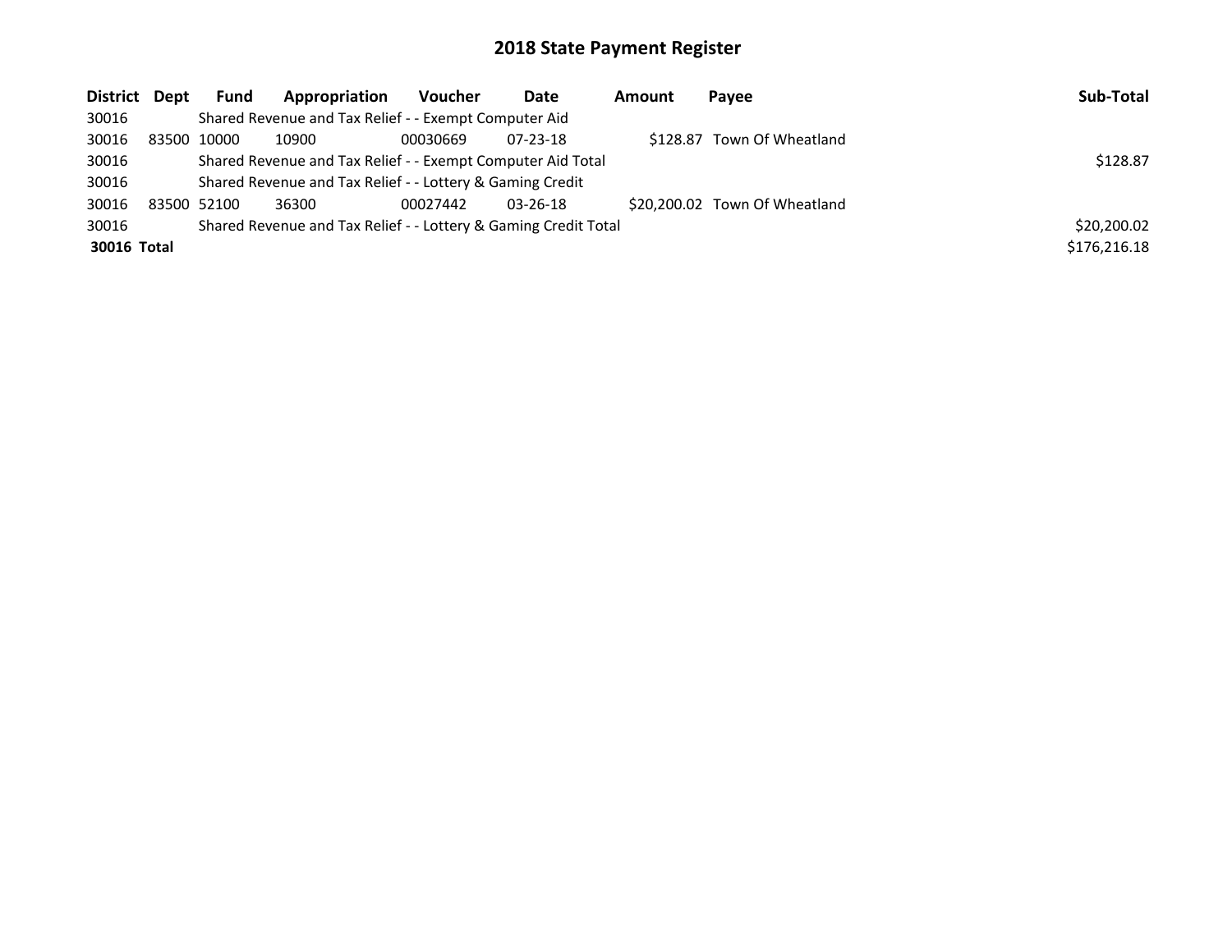# 2018 State Payment Register

| District | Dept | Fund | Appropriation | Voucher | Date | Amount | Payee | Sub-Total |
|---|---|---|---|---|---|---|---|---|
| 30016 | | Shared Revenue and Tax Relief - - Exempt Computer Aid | | | | | | |
| 30016 | 83500 | 10000 | 10900 | 00030669 | 07-23-18 | $128.87 | Town Of Wheatland | |
| 30016 | | Shared Revenue and Tax Relief - - Exempt Computer Aid Total | | | | | | $128.87 |
| 30016 | | Shared Revenue and Tax Relief - - Lottery & Gaming Credit | | | | | | |
| 30016 | 83500 | 52100 | 36300 | 00027442 | 03-26-18 | $20,200.02 | Town Of Wheatland | |
| 30016 | | Shared Revenue and Tax Relief - - Lottery & Gaming Credit Total | | | | | | $20,200.02 |
| **30016 Total** | | | | | | | | $176,216.18 |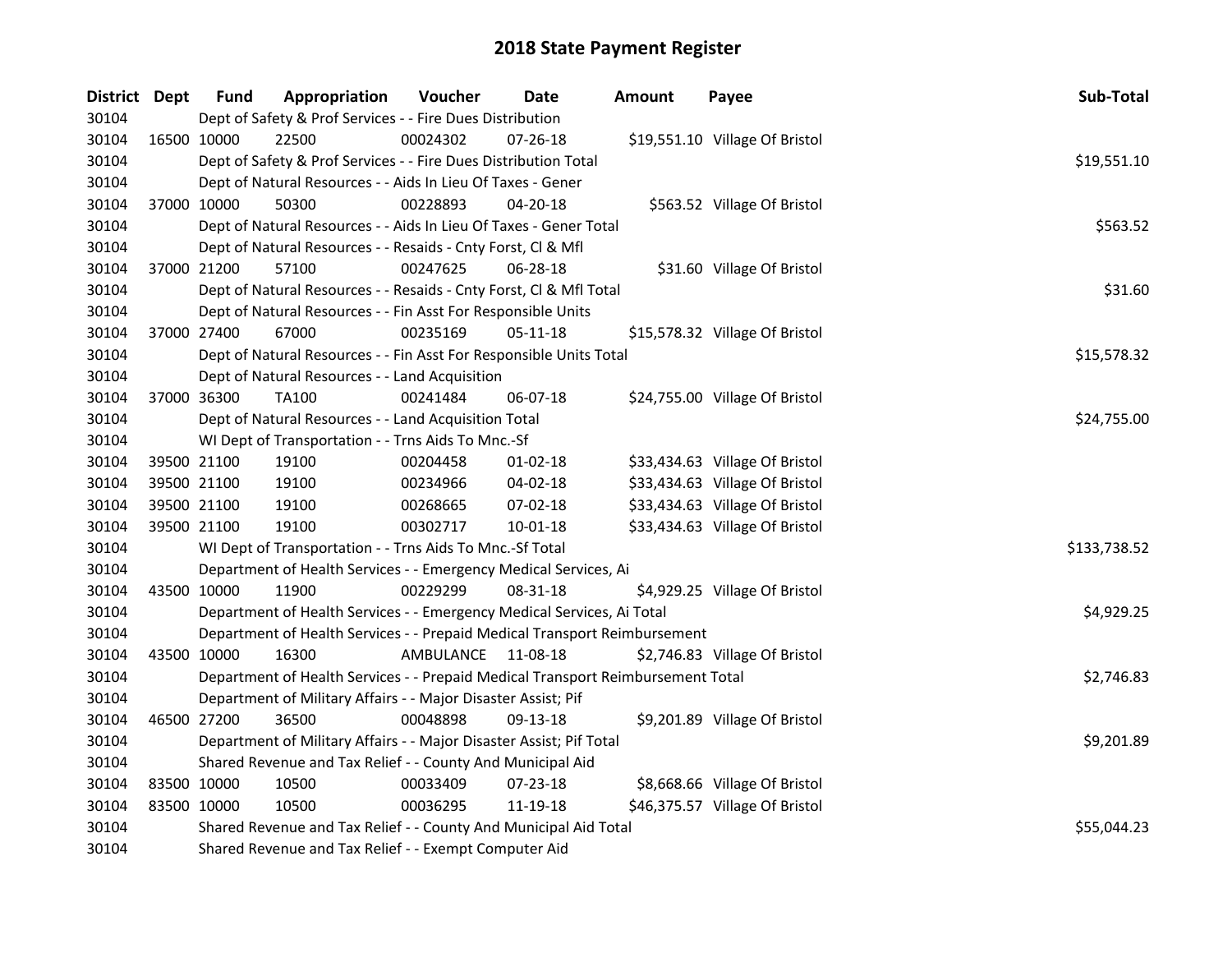# 2018 State Payment Register

| District | Dept | Fund | Appropriation | Voucher | Date | Amount | Payee | Sub-Total |
|---|---|---|---|---|---|---|---|---|
| 30104 | | Dept of Safety & Prof Services - - Fire Dues Distribution | | | | | | |
| 30104 | 16500 | 10000 | 22500 | 00024302 | 07-26-18 | $19,551.10 | Village Of Bristol | |
| 30104 | | Dept of Safety & Prof Services - - Fire Dues Distribution Total | | | | | | $19,551.10 |
| 30104 | | Dept of Natural Resources - - Aids In Lieu Of Taxes - Gener | | | | | | |
| 30104 | 37000 | 10000 | 50300 | 00228893 | 04-20-18 | $563.52 | Village Of Bristol | |
| 30104 | | Dept of Natural Resources - - Aids In Lieu Of Taxes - Gener Total | | | | | | $563.52 |
| 30104 | | Dept of Natural Resources - - Resaids - Cnty Forst, Cl & Mfl | | | | | | |
| 30104 | 37000 | 21200 | 57100 | 00247625 | 06-28-18 | $31.60 | Village Of Bristol | |
| 30104 | | Dept of Natural Resources - - Resaids - Cnty Forst, Cl & Mfl Total | | | | | | $31.60 |
| 30104 | | Dept of Natural Resources - - Fin Asst For Responsible Units | | | | | | |
| 30104 | 37000 | 27400 | 67000 | 00235169 | 05-11-18 | $15,578.32 | Village Of Bristol | |
| 30104 | | Dept of Natural Resources - - Fin Asst For Responsible Units Total | | | | | | $15,578.32 |
| 30104 | | Dept of Natural Resources - - Land Acquisition | | | | | | |
| 30104 | 37000 | 36300 | TA100 | 00241484 | 06-07-18 | $24,755.00 | Village Of Bristol | |
| 30104 | | Dept of Natural Resources - - Land Acquisition Total | | | | | | $24,755.00 |
| 30104 | | WI Dept of Transportation - - Trns Aids To Mnc.-Sf | | | | | | |
| 30104 | 39500 | 21100 | 19100 | 00204458 | 01-02-18 | $33,434.63 | Village Of Bristol | |
| 30104 | 39500 | 21100 | 19100 | 00234966 | 04-02-18 | $33,434.63 | Village Of Bristol | |
| 30104 | 39500 | 21100 | 19100 | 00268665 | 07-02-18 | $33,434.63 | Village Of Bristol | |
| 30104 | 39500 | 21100 | 19100 | 00302717 | 10-01-18 | $33,434.63 | Village Of Bristol | |
| 30104 | | WI Dept of Transportation - - Trns Aids To Mnc.-Sf Total | | | | | | $133,738.52 |
| 30104 | | Department of Health Services - - Emergency Medical Services, Ai | | | | | | |
| 30104 | 43500 | 10000 | 11900 | 00229299 | 08-31-18 | $4,929.25 | Village Of Bristol | |
| 30104 | | Department of Health Services - - Emergency Medical Services, Ai Total | | | | | | $4,929.25 |
| 30104 | | Department of Health Services - - Prepaid Medical Transport Reimbursement | | | | | | |
| 30104 | 43500 | 10000 | 16300 | AMBULANCE | 11-08-18 | $2,746.83 | Village Of Bristol | |
| 30104 | | Department of Health Services - - Prepaid Medical Transport Reimbursement Total | | | | | | $2,746.83 |
| 30104 | | Department of Military Affairs - - Major Disaster Assist; Pif | | | | | | |
| 30104 | 46500 | 27200 | 36500 | 00048898 | 09-13-18 | $9,201.89 | Village Of Bristol | |
| 30104 | | Department of Military Affairs - - Major Disaster Assist; Pif Total | | | | | | $9,201.89 |
| 30104 | | Shared Revenue and Tax Relief - - County And Municipal Aid | | | | | | |
| 30104 | 83500 | 10000 | 10500 | 00033409 | 07-23-18 | $8,668.66 | Village Of Bristol | |
| 30104 | 83500 | 10000 | 10500 | 00036295 | 11-19-18 | $46,375.57 | Village Of Bristol | |
| 30104 | | Shared Revenue and Tax Relief - - County And Municipal Aid Total | | | | | | $55,044.23 |
| 30104 | | Shared Revenue and Tax Relief - - Exempt Computer Aid | | | | | | |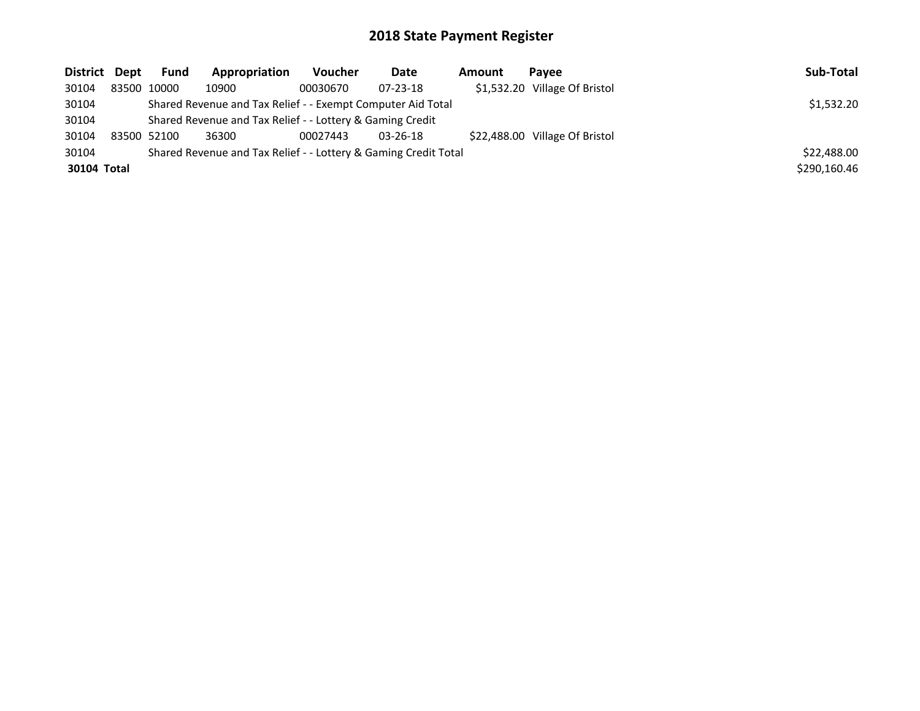# 2018 State Payment Register

| District | Dept | Fund | Appropriation | Voucher | Date | Amount | Payee | Sub-Total |
|---|---|---|---|---|---|---|---|---|
| 30104 | 83500 | 10000 | 10900 | 00030670 | 07-23-18 | $1,532.20 | Village Of Bristol | |
| 30104 | | Shared Revenue and Tax Relief - - Exempt Computer Aid Total | | | | | | $1,532.20 |
| 30104 | | Shared Revenue and Tax Relief - - Lottery & Gaming Credit | | | | | | |
| 30104 | 83500 | 52100 | 36300 | 00027443 | 03-26-18 | $22,488.00 | Village Of Bristol | |
| 30104 | | Shared Revenue and Tax Relief - - Lottery & Gaming Credit Total | | | | | | $22,488.00 |
| **30104 Total** | | | | | | | | $290,160.46 |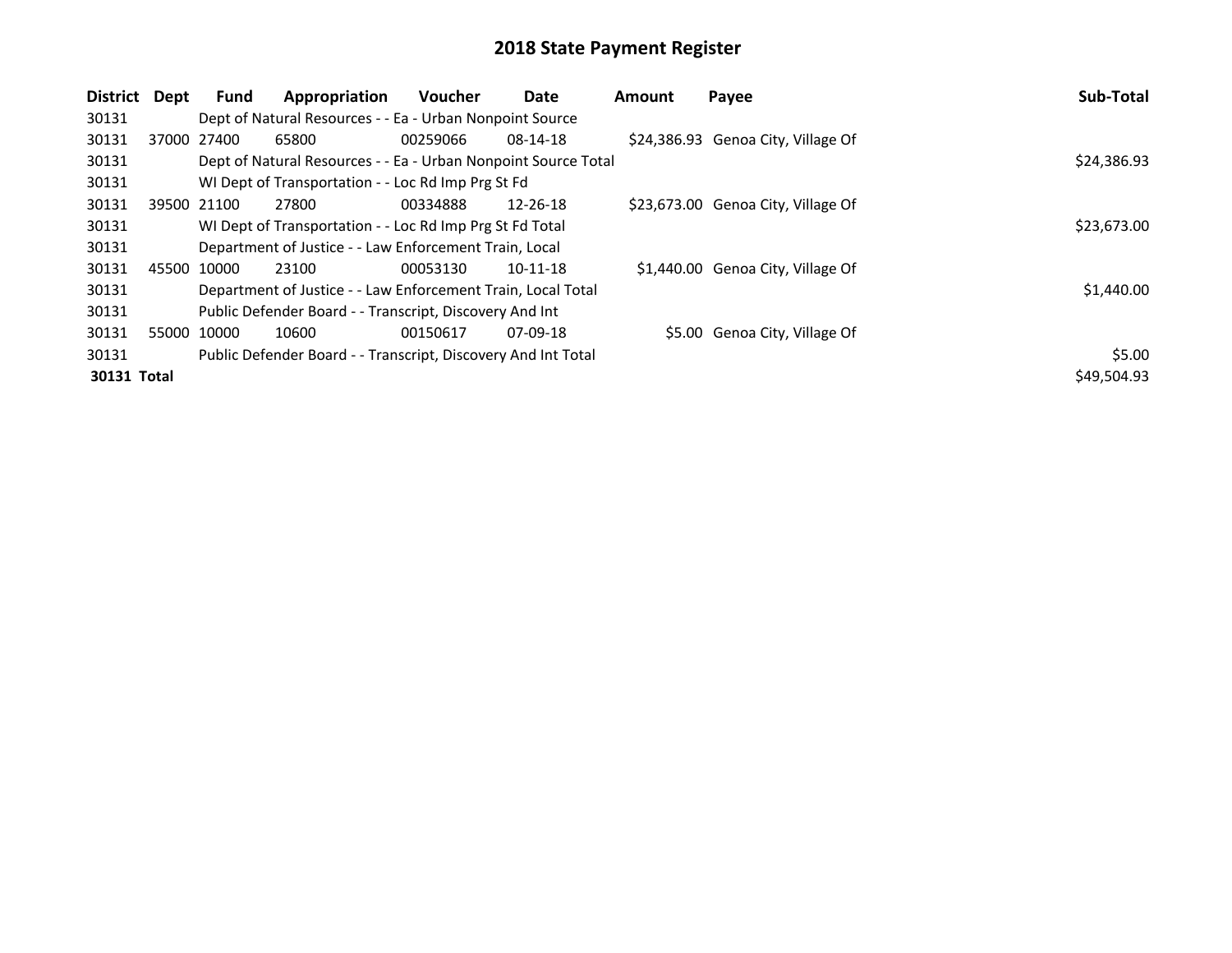# 2018 State Payment Register

| District | Dept | Fund | Appropriation | Voucher | Date | Amount | Payee | Sub-Total |
|---|---|---|---|---|---|---|---|---|
| 30131 | | Dept of Natural Resources - - Ea - Urban Nonpoint Source | | | | | | |
| 30131 | 37000 | 27400 | 65800 | 00259066 | 08-14-18 | $24,386.93 | Genoa City, Village Of | |
| 30131 | | Dept of Natural Resources - - Ea - Urban Nonpoint Source Total | | | | | | $24,386.93 |
| 30131 | | WI Dept of Transportation - - Loc Rd Imp Prg St Fd | | | | | | |
| 30131 | 39500 | 21100 | 27800 | 00334888 | 12-26-18 | $23,673.00 | Genoa City, Village Of | |
| 30131 | | WI Dept of Transportation - - Loc Rd Imp Prg St Fd Total | | | | | | $23,673.00 |
| 30131 | | Department of Justice - - Law Enforcement Train, Local | | | | | | |
| 30131 | 45500 | 10000 | 23100 | 00053130 | 10-11-18 | $1,440.00 | Genoa City, Village Of | |
| 30131 | | Department of Justice - - Law Enforcement Train, Local Total | | | | | | $1,440.00 |
| 30131 | | Public Defender Board - - Transcript, Discovery And Int | | | | | | |
| 30131 | 55000 | 10000 | 10600 | 00150617 | 07-09-18 | $5.00 | Genoa City, Village Of | |
| 30131 | | Public Defender Board - - Transcript, Discovery And Int Total | | | | | | $5.00 |
| **30131 Total** | | | | | | | | $49,504.93 |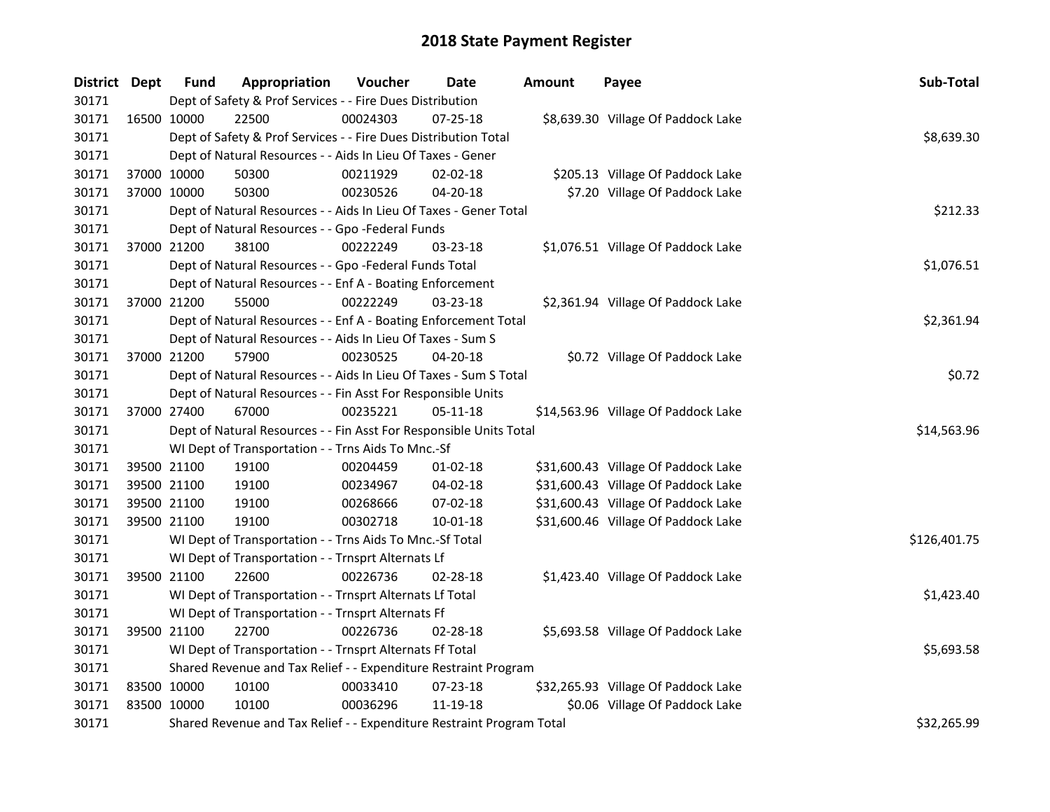# 2018 State Payment Register

| District | Dept | Fund | Appropriation | Voucher | Date | Amount | Payee | Sub-Total |
|---|---|---|---|---|---|---|---|---|
| 30171 | | Dept of Safety & Prof Services - - Fire Dues Distribution | | | | | | |
| 30171 | 16500 | 10000 | 22500 | 00024303 | 07-25-18 | $8,639.30 | Village Of Paddock Lake | |
| 30171 | | Dept of Safety & Prof Services - - Fire Dues Distribution Total | | | | | | $8,639.30 |
| 30171 | | Dept of Natural Resources - - Aids In Lieu Of Taxes - Gener | | | | | | |
| 30171 | 37000 | 10000 | 50300 | 00211929 | 02-02-18 | $205.13 | Village Of Paddock Lake | |
| 30171 | 37000 | 10000 | 50300 | 00230526 | 04-20-18 | $7.20 | Village Of Paddock Lake | |
| 30171 | | Dept of Natural Resources - - Aids In Lieu Of Taxes - Gener Total | | | | | | $212.33 |
| 30171 | | Dept of Natural Resources - - Gpo -Federal Funds | | | | | | |
| 30171 | 37000 | 21200 | 38100 | 00222249 | 03-23-18 | $1,076.51 | Village Of Paddock Lake | |
| 30171 | | Dept of Natural Resources - - Gpo -Federal Funds Total | | | | | | $1,076.51 |
| 30171 | | Dept of Natural Resources - - Enf A - Boating Enforcement | | | | | | |
| 30171 | 37000 | 21200 | 55000 | 00222249 | 03-23-18 | $2,361.94 | Village Of Paddock Lake | |
| 30171 | | Dept of Natural Resources - - Enf A - Boating Enforcement Total | | | | | | $2,361.94 |
| 30171 | | Dept of Natural Resources - - Aids In Lieu Of Taxes - Sum S | | | | | | |
| 30171 | 37000 | 21200 | 57900 | 00230525 | 04-20-18 | $0.72 | Village Of Paddock Lake | |
| 30171 | | Dept of Natural Resources - - Aids In Lieu Of Taxes - Sum S Total | | | | | | $0.72 |
| 30171 | | Dept of Natural Resources - - Fin Asst For Responsible Units | | | | | | |
| 30171 | 37000 | 27400 | 67000 | 00235221 | 05-11-18 | $14,563.96 | Village Of Paddock Lake | |
| 30171 | | Dept of Natural Resources - - Fin Asst For Responsible Units Total | | | | | | $14,563.96 |
| 30171 | | WI Dept of Transportation - - Trns Aids To Mnc.-Sf | | | | | | |
| 30171 | 39500 | 21100 | 19100 | 00204459 | 01-02-18 | $31,600.43 | Village Of Paddock Lake | |
| 30171 | 39500 | 21100 | 19100 | 00234967 | 04-02-18 | $31,600.43 | Village Of Paddock Lake | |
| 30171 | 39500 | 21100 | 19100 | 00268666 | 07-02-18 | $31,600.43 | Village Of Paddock Lake | |
| 30171 | 39500 | 21100 | 19100 | 00302718 | 10-01-18 | $31,600.46 | Village Of Paddock Lake | |
| 30171 | | WI Dept of Transportation - - Trns Aids To Mnc.-Sf Total | | | | | | $126,401.75 |
| 30171 | | WI Dept of Transportation - - Trnsprt Alternats Lf | | | | | | |
| 30171 | 39500 | 21100 | 22600 | 00226736 | 02-28-18 | $1,423.40 | Village Of Paddock Lake | |
| 30171 | | WI Dept of Transportation - - Trnsprt Alternats Lf Total | | | | | | $1,423.40 |
| 30171 | | WI Dept of Transportation - - Trnsprt Alternats Ff | | | | | | |
| 30171 | 39500 | 21100 | 22700 | 00226736 | 02-28-18 | $5,693.58 | Village Of Paddock Lake | |
| 30171 | | WI Dept of Transportation - - Trnsprt Alternats Ff Total | | | | | | $5,693.58 |
| 30171 | | Shared Revenue and Tax Relief - - Expenditure Restraint Program | | | | | | |
| 30171 | 83500 | 10000 | 10100 | 00033410 | 07-23-18 | $32,265.93 | Village Of Paddock Lake | |
| 30171 | 83500 | 10000 | 10100 | 00036296 | 11-19-18 | $0.06 | Village Of Paddock Lake | |
| 30171 | | Shared Revenue and Tax Relief - - Expenditure Restraint Program Total | | | | | | $32,265.99 |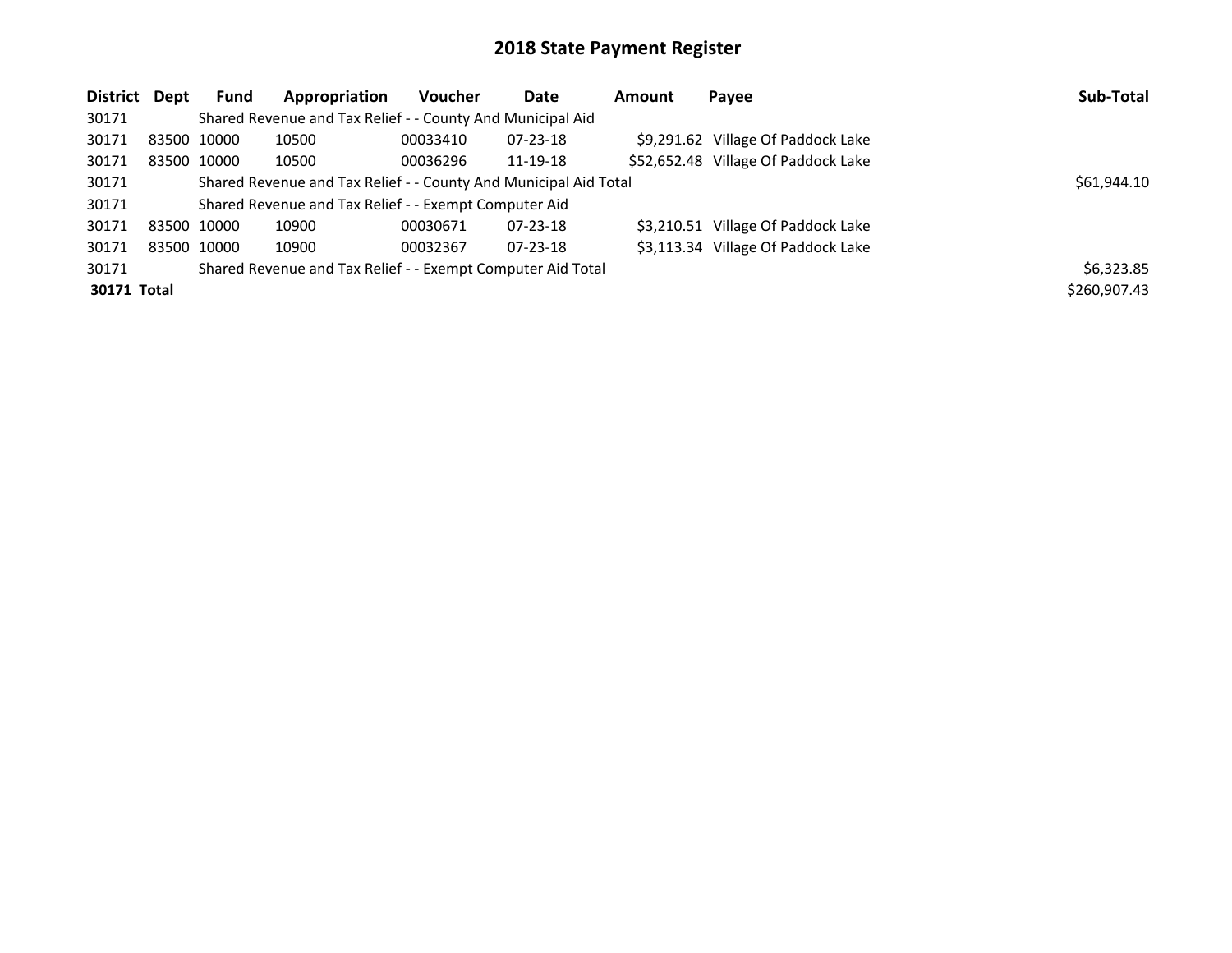# 2018 State Payment Register

| District | Dept | Fund | Appropriation | Voucher | Date | Amount | Payee | Sub-Total |
|---|---|---|---|---|---|---|---|---|
| 30171 | | Shared Revenue and Tax Relief - - County And Municipal Aid | | | | | | |
| 30171 | 83500 | 10000 | 10500 | 00033410 | 07-23-18 | $9,291.62 | Village Of Paddock Lake | |
| 30171 | 83500 | 10000 | 10500 | 00036296 | 11-19-18 | $52,652.48 | Village Of Paddock Lake | |
| 30171 | | Shared Revenue and Tax Relief - - County And Municipal Aid Total | | | | | | $61,944.10 |
| 30171 | | Shared Revenue and Tax Relief - - Exempt Computer Aid | | | | | | |
| 30171 | 83500 | 10000 | 10900 | 00030671 | 07-23-18 | $3,210.51 | Village Of Paddock Lake | |
| 30171 | 83500 | 10000 | 10900 | 00032367 | 07-23-18 | $3,113.34 | Village Of Paddock Lake | |
| 30171 | | Shared Revenue and Tax Relief - - Exempt Computer Aid Total | | | | | | $6,323.85 |
| **30171 Total** | | | | | | | | $260,907.43 |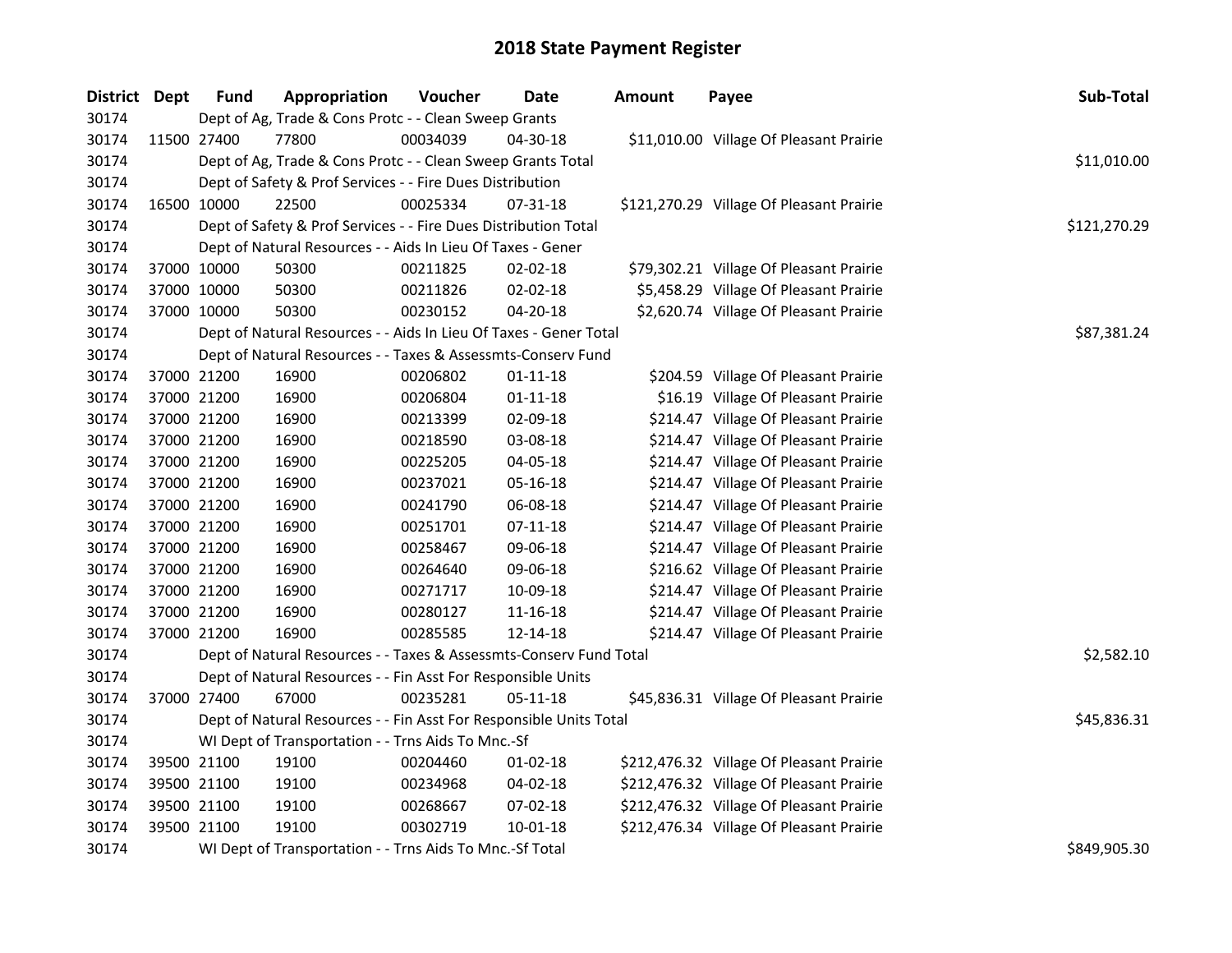# 2018 State Payment Register

| District | Dept | Fund | Appropriation | Voucher | Date | Amount | Payee | Sub-Total |
|---|---|---|---|---|---|---|---|---|
| 30174 | | Dept of Ag, Trade & Cons Protc - - Clean Sweep Grants | | | | | | |
| 30174 | 11500 | 27400 | 77800 | 00034039 | 04-30-18 | $11,010.00 | Village Of Pleasant Prairie | |
| 30174 | | Dept of Ag, Trade & Cons Protc - - Clean Sweep Grants Total | | | | | | $11,010.00 |
| 30174 | | Dept of Safety & Prof Services - - Fire Dues Distribution | | | | | | |
| 30174 | 16500 | 10000 | 22500 | 00025334 | 07-31-18 | $121,270.29 | Village Of Pleasant Prairie | |
| 30174 | | Dept of Safety & Prof Services - - Fire Dues Distribution Total | | | | | | $121,270.29 |
| 30174 | | Dept of Natural Resources - - Aids In Lieu Of Taxes - Gener | | | | | | |
| 30174 | 37000 | 10000 | 50300 | 00211825 | 02-02-18 | $79,302.21 | Village Of Pleasant Prairie | |
| 30174 | 37000 | 10000 | 50300 | 00211826 | 02-02-18 | $5,458.29 | Village Of Pleasant Prairie | |
| 30174 | 37000 | 10000 | 50300 | 00230152 | 04-20-18 | $2,620.74 | Village Of Pleasant Prairie | |
| 30174 | | Dept of Natural Resources - - Aids In Lieu Of Taxes - Gener Total | | | | | | $87,381.24 |
| 30174 | | Dept of Natural Resources - - Taxes & Assessmts-Conserv Fund | | | | | | |
| 30174 | 37000 | 21200 | 16900 | 00206802 | 01-11-18 | $204.59 | Village Of Pleasant Prairie | |
| 30174 | 37000 | 21200 | 16900 | 00206804 | 01-11-18 | $16.19 | Village Of Pleasant Prairie | |
| 30174 | 37000 | 21200 | 16900 | 00213399 | 02-09-18 | $214.47 | Village Of Pleasant Prairie | |
| 30174 | 37000 | 21200 | 16900 | 00218590 | 03-08-18 | $214.47 | Village Of Pleasant Prairie | |
| 30174 | 37000 | 21200 | 16900 | 00225205 | 04-05-18 | $214.47 | Village Of Pleasant Prairie | |
| 30174 | 37000 | 21200 | 16900 | 00237021 | 05-16-18 | $214.47 | Village Of Pleasant Prairie | |
| 30174 | 37000 | 21200 | 16900 | 00241790 | 06-08-18 | $214.47 | Village Of Pleasant Prairie | |
| 30174 | 37000 | 21200 | 16900 | 00251701 | 07-11-18 | $214.47 | Village Of Pleasant Prairie | |
| 30174 | 37000 | 21200 | 16900 | 00258467 | 09-06-18 | $214.47 | Village Of Pleasant Prairie | |
| 30174 | 37000 | 21200 | 16900 | 00264640 | 09-06-18 | $216.62 | Village Of Pleasant Prairie | |
| 30174 | 37000 | 21200 | 16900 | 00271717 | 10-09-18 | $214.47 | Village Of Pleasant Prairie | |
| 30174 | 37000 | 21200 | 16900 | 00280127 | 11-16-18 | $214.47 | Village Of Pleasant Prairie | |
| 30174 | 37000 | 21200 | 16900 | 00285585 | 12-14-18 | $214.47 | Village Of Pleasant Prairie | |
| 30174 | | Dept of Natural Resources - - Taxes & Assessmts-Conserv Fund Total | | | | | | $2,582.10 |
| 30174 | | Dept of Natural Resources - - Fin Asst For Responsible Units | | | | | | |
| 30174 | 37000 | 27400 | 67000 | 00235281 | 05-11-18 | $45,836.31 | Village Of Pleasant Prairie | |
| 30174 | | Dept of Natural Resources - - Fin Asst For Responsible Units Total | | | | | | $45,836.31 |
| 30174 | | WI Dept of Transportation - - Trns Aids To Mnc.-Sf | | | | | | |
| 30174 | 39500 | 21100 | 19100 | 00204460 | 01-02-18 | $212,476.32 | Village Of Pleasant Prairie | |
| 30174 | 39500 | 21100 | 19100 | 00234968 | 04-02-18 | $212,476.32 | Village Of Pleasant Prairie | |
| 30174 | 39500 | 21100 | 19100 | 00268667 | 07-02-18 | $212,476.32 | Village Of Pleasant Prairie | |
| 30174 | 39500 | 21100 | 19100 | 00302719 | 10-01-18 | $212,476.34 | Village Of Pleasant Prairie | |
| 30174 | | WI Dept of Transportation - - Trns Aids To Mnc.-Sf Total | | | | | | $849,905.30 |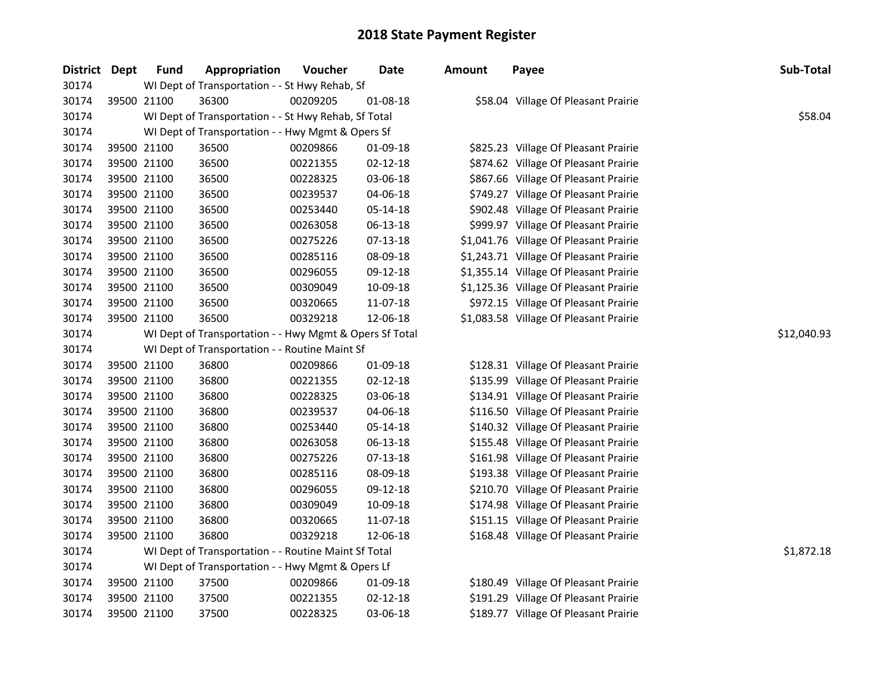# 2018 State Payment Register

| District | Dept | Fund | Appropriation | Voucher | Date | Amount | Payee | Sub-Total |
|---|---|---|---|---|---|---|---|---|
| 30174 | | WI Dept of Transportation - - St Hwy Rehab, Sf | | | | | | |
| 30174 | 39500 | 21100 | 36300 | 00209205 | 01-08-18 | $58.04 | Village Of Pleasant Prairie | |
| 30174 | | WI Dept of Transportation - - St Hwy Rehab, Sf Total | | | | | | $58.04 |
| 30174 | | WI Dept of Transportation - - Hwy Mgmt & Opers Sf | | | | | | |
| 30174 | 39500 | 21100 | 36500 | 00209866 | 01-09-18 | $825.23 | Village Of Pleasant Prairie | |
| 30174 | 39500 | 21100 | 36500 | 00221355 | 02-12-18 | $874.62 | Village Of Pleasant Prairie | |
| 30174 | 39500 | 21100 | 36500 | 00228325 | 03-06-18 | $867.66 | Village Of Pleasant Prairie | |
| 30174 | 39500 | 21100 | 36500 | 00239537 | 04-06-18 | $749.27 | Village Of Pleasant Prairie | |
| 30174 | 39500 | 21100 | 36500 | 00253440 | 05-14-18 | $902.48 | Village Of Pleasant Prairie | |
| 30174 | 39500 | 21100 | 36500 | 00263058 | 06-13-18 | $999.97 | Village Of Pleasant Prairie | |
| 30174 | 39500 | 21100 | 36500 | 00275226 | 07-13-18 | $1,041.76 | Village Of Pleasant Prairie | |
| 30174 | 39500 | 21100 | 36500 | 00285116 | 08-09-18 | $1,243.71 | Village Of Pleasant Prairie | |
| 30174 | 39500 | 21100 | 36500 | 00296055 | 09-12-18 | $1,355.14 | Village Of Pleasant Prairie | |
| 30174 | 39500 | 21100 | 36500 | 00309049 | 10-09-18 | $1,125.36 | Village Of Pleasant Prairie | |
| 30174 | 39500 | 21100 | 36500 | 00320665 | 11-07-18 | $972.15 | Village Of Pleasant Prairie | |
| 30174 | 39500 | 21100 | 36500 | 00329218 | 12-06-18 | $1,083.58 | Village Of Pleasant Prairie | |
| 30174 | | WI Dept of Transportation - - Hwy Mgmt & Opers Sf Total | | | | | | $12,040.93 |
| 30174 | | WI Dept of Transportation - - Routine Maint Sf | | | | | | |
| 30174 | 39500 | 21100 | 36800 | 00209866 | 01-09-18 | $128.31 | Village Of Pleasant Prairie | |
| 30174 | 39500 | 21100 | 36800 | 00221355 | 02-12-18 | $135.99 | Village Of Pleasant Prairie | |
| 30174 | 39500 | 21100 | 36800 | 00228325 | 03-06-18 | $134.91 | Village Of Pleasant Prairie | |
| 30174 | 39500 | 21100 | 36800 | 00239537 | 04-06-18 | $116.50 | Village Of Pleasant Prairie | |
| 30174 | 39500 | 21100 | 36800 | 00253440 | 05-14-18 | $140.32 | Village Of Pleasant Prairie | |
| 30174 | 39500 | 21100 | 36800 | 00263058 | 06-13-18 | $155.48 | Village Of Pleasant Prairie | |
| 30174 | 39500 | 21100 | 36800 | 00275226 | 07-13-18 | $161.98 | Village Of Pleasant Prairie | |
| 30174 | 39500 | 21100 | 36800 | 00285116 | 08-09-18 | $193.38 | Village Of Pleasant Prairie | |
| 30174 | 39500 | 21100 | 36800 | 00296055 | 09-12-18 | $210.70 | Village Of Pleasant Prairie | |
| 30174 | 39500 | 21100 | 36800 | 00309049 | 10-09-18 | $174.98 | Village Of Pleasant Prairie | |
| 30174 | 39500 | 21100 | 36800 | 00320665 | 11-07-18 | $151.15 | Village Of Pleasant Prairie | |
| 30174 | 39500 | 21100 | 36800 | 00329218 | 12-06-18 | $168.48 | Village Of Pleasant Prairie | |
| 30174 | | WI Dept of Transportation - - Routine Maint Sf Total | | | | | | $1,872.18 |
| 30174 | | WI Dept of Transportation - - Hwy Mgmt & Opers Lf | | | | | | |
| 30174 | 39500 | 21100 | 37500 | 00209866 | 01-09-18 | $180.49 | Village Of Pleasant Prairie | |
| 30174 | 39500 | 21100 | 37500 | 00221355 | 02-12-18 | $191.29 | Village Of Pleasant Prairie | |
| 30174 | 39500 | 21100 | 37500 | 00228325 | 03-06-18 | $189.77 | Village Of Pleasant Prairie | |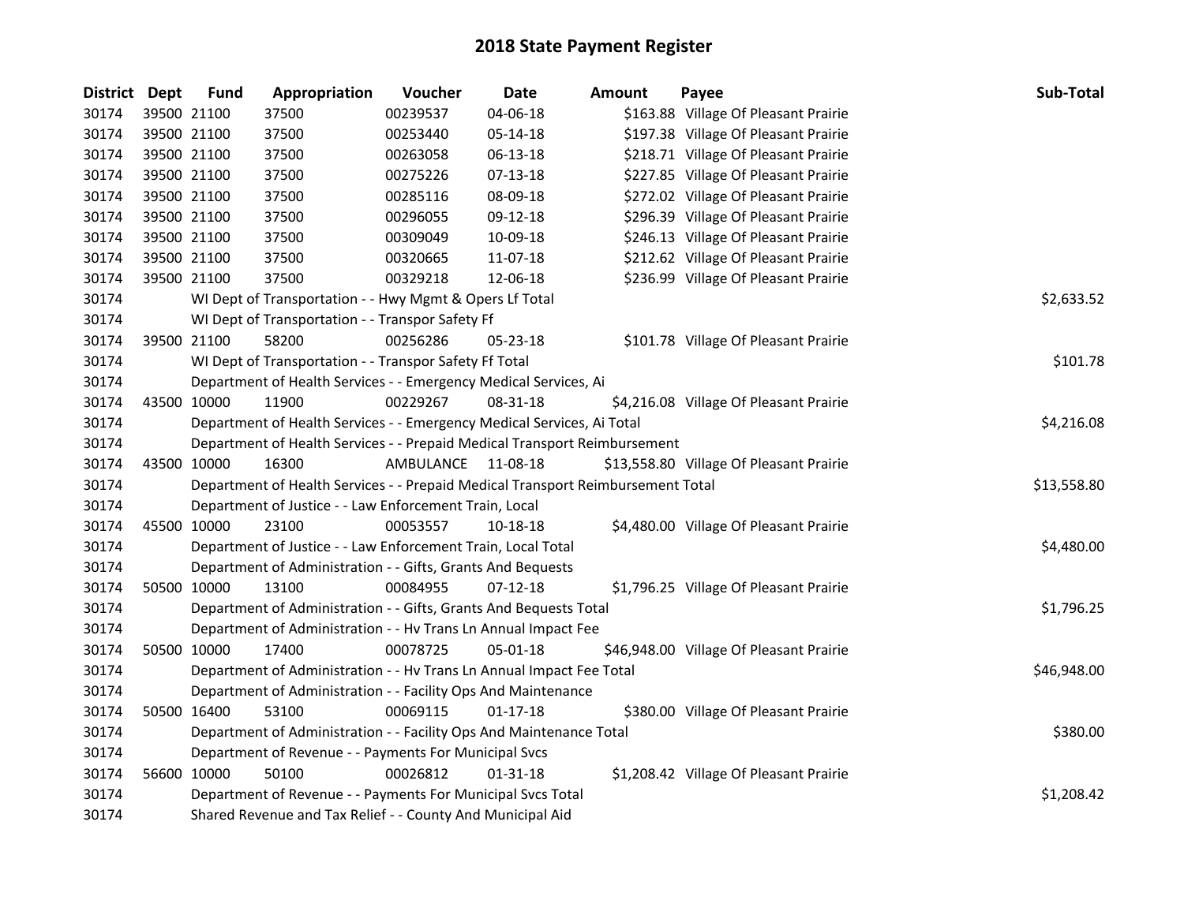# 2018 State Payment Register

| District | Dept | Fund | Appropriation | Voucher | Date | Amount | Payee | Sub-Total |
|---|---|---|---|---|---|---|---|---|
| 30174 | 39500 | 21100 | 37500 | 00239537 | 04-06-18 | $163.88 | Village Of Pleasant Prairie | |
| 30174 | 39500 | 21100 | 37500 | 00253440 | 05-14-18 | $197.38 | Village Of Pleasant Prairie | |
| 30174 | 39500 | 21100 | 37500 | 00263058 | 06-13-18 | $218.71 | Village Of Pleasant Prairie | |
| 30174 | 39500 | 21100 | 37500 | 00275226 | 07-13-18 | $227.85 | Village Of Pleasant Prairie | |
| 30174 | 39500 | 21100 | 37500 | 00285116 | 08-09-18 | $272.02 | Village Of Pleasant Prairie | |
| 30174 | 39500 | 21100 | 37500 | 00296055 | 09-12-18 | $296.39 | Village Of Pleasant Prairie | |
| 30174 | 39500 | 21100 | 37500 | 00309049 | 10-09-18 | $246.13 | Village Of Pleasant Prairie | |
| 30174 | 39500 | 21100 | 37500 | 00320665 | 11-07-18 | $212.62 | Village Of Pleasant Prairie | |
| 30174 | 39500 | 21100 | 37500 | 00329218 | 12-06-18 | $236.99 | Village Of Pleasant Prairie | |
| 30174 | | WI Dept of Transportation - - Hwy Mgmt & Opers Lf Total | | | | | | $2,633.52 |
| 30174 | | WI Dept of Transportation - - Transpor Safety Ff | | | | | | |
| 30174 | 39500 | 21100 | 58200 | 00256286 | 05-23-18 | $101.78 | Village Of Pleasant Prairie | |
| 30174 | | WI Dept of Transportation - - Transpor Safety Ff Total | | | | | | $101.78 |
| 30174 | | Department of Health Services - - Emergency Medical Services, Ai | | | | | | |
| 30174 | 43500 | 10000 | 11900 | 00229267 | 08-31-18 | $4,216.08 | Village Of Pleasant Prairie | |
| 30174 | | Department of Health Services - - Emergency Medical Services, Ai Total | | | | | | $4,216.08 |
| 30174 | | Department of Health Services - - Prepaid Medical Transport Reimbursement | | | | | | |
| 30174 | 43500 | 10000 | 16300 | AMBULANCE | 11-08-18 | $13,558.80 | Village Of Pleasant Prairie | |
| 30174 | | Department of Health Services - - Prepaid Medical Transport Reimbursement Total | | | | | | $13,558.80 |
| 30174 | | Department of Justice - - Law Enforcement Train, Local | | | | | | |
| 30174 | 45500 | 10000 | 23100 | 00053557 | 10-18-18 | $4,480.00 | Village Of Pleasant Prairie | |
| 30174 | | Department of Justice - - Law Enforcement Train, Local Total | | | | | | $4,480.00 |
| 30174 | | Department of Administration - - Gifts, Grants And Bequests | | | | | | |
| 30174 | 50500 | 10000 | 13100 | 00084955 | 07-12-18 | $1,796.25 | Village Of Pleasant Prairie | |
| 30174 | | Department of Administration - - Gifts, Grants And Bequests Total | | | | | | $1,796.25 |
| 30174 | | Department of Administration - - Hv Trans Ln Annual Impact Fee | | | | | | |
| 30174 | 50500 | 10000 | 17400 | 00078725 | 05-01-18 | $46,948.00 | Village Of Pleasant Prairie | |
| 30174 | | Department of Administration - - Hv Trans Ln Annual Impact Fee Total | | | | | | $46,948.00 |
| 30174 | | Department of Administration - - Facility Ops And Maintenance | | | | | | |
| 30174 | 50500 | 16400 | 53100 | 00069115 | 01-17-18 | $380.00 | Village Of Pleasant Prairie | |
| 30174 | | Department of Administration - - Facility Ops And Maintenance Total | | | | | | $380.00 |
| 30174 | | Department of Revenue - - Payments For Municipal Svcs | | | | | | |
| 30174 | 56600 | 10000 | 50100 | 00026812 | 01-31-18 | $1,208.42 | Village Of Pleasant Prairie | |
| 30174 | | Department of Revenue - - Payments For Municipal Svcs Total | | | | | | $1,208.42 |
| 30174 | | Shared Revenue and Tax Relief - - County And Municipal Aid | | | | | | |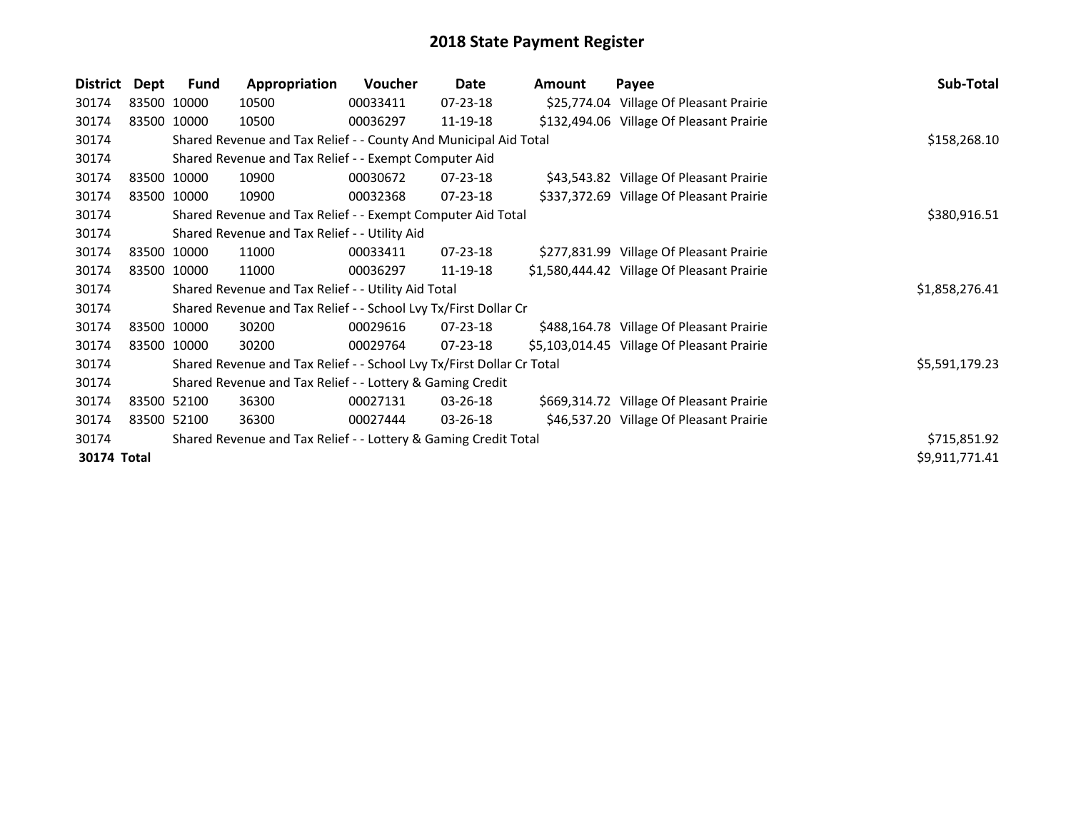# 2018 State Payment Register

| District | Dept | Fund | Appropriation | Voucher | Date | Amount | Payee | Sub-Total |
|---|---|---|---|---|---|---|---|---|
| 30174 | 83500 | 10000 | 10500 | 00033411 | 07-23-18 | $25,774.04 | Village Of Pleasant Prairie | |
| 30174 | 83500 | 10000 | 10500 | 00036297 | 11-19-18 | $132,494.06 | Village Of Pleasant Prairie | |
| 30174 | Shared Revenue and Tax Relief - - County And Municipal Aid Total | | | | | | | $158,268.10 |
| 30174 | Shared Revenue and Tax Relief - - Exempt Computer Aid | | | | | | | |
| 30174 | 83500 | 10000 | 10900 | 00030672 | 07-23-18 | $43,543.82 | Village Of Pleasant Prairie | |
| 30174 | 83500 | 10000 | 10900 | 00032368 | 07-23-18 | $337,372.69 | Village Of Pleasant Prairie | |
| 30174 | Shared Revenue and Tax Relief - - Exempt Computer Aid Total | | | | | | | $380,916.51 |
| 30174 | Shared Revenue and Tax Relief - - Utility Aid | | | | | | | |
| 30174 | 83500 | 10000 | 11000 | 00033411 | 07-23-18 | $277,831.99 | Village Of Pleasant Prairie | |
| 30174 | 83500 | 10000 | 11000 | 00036297 | 11-19-18 | $1,580,444.42 | Village Of Pleasant Prairie | |
| 30174 | Shared Revenue and Tax Relief - - Utility Aid Total | | | | | | | $1,858,276.41 |
| 30174 | Shared Revenue and Tax Relief - - School Lvy Tx/First Dollar Cr | | | | | | | |
| 30174 | 83500 | 10000 | 30200 | 00029616 | 07-23-18 | $488,164.78 | Village Of Pleasant Prairie | |
| 30174 | 83500 | 10000 | 30200 | 00029764 | 07-23-18 | $5,103,014.45 | Village Of Pleasant Prairie | |
| 30174 | Shared Revenue and Tax Relief - - School Lvy Tx/First Dollar Cr Total | | | | | | | $5,591,179.23 |
| 30174 | Shared Revenue and Tax Relief - - Lottery & Gaming Credit | | | | | | | |
| 30174 | 83500 | 52100 | 36300 | 00027131 | 03-26-18 | $669,314.72 | Village Of Pleasant Prairie | |
| 30174 | 83500 | 52100 | 36300 | 00027444 | 03-26-18 | $46,537.20 | Village Of Pleasant Prairie | |
| 30174 | Shared Revenue and Tax Relief - - Lottery & Gaming Credit Total | | | | | | | $715,851.92 |
| **30174 Total** | | | | | | | | $9,911,771.41 |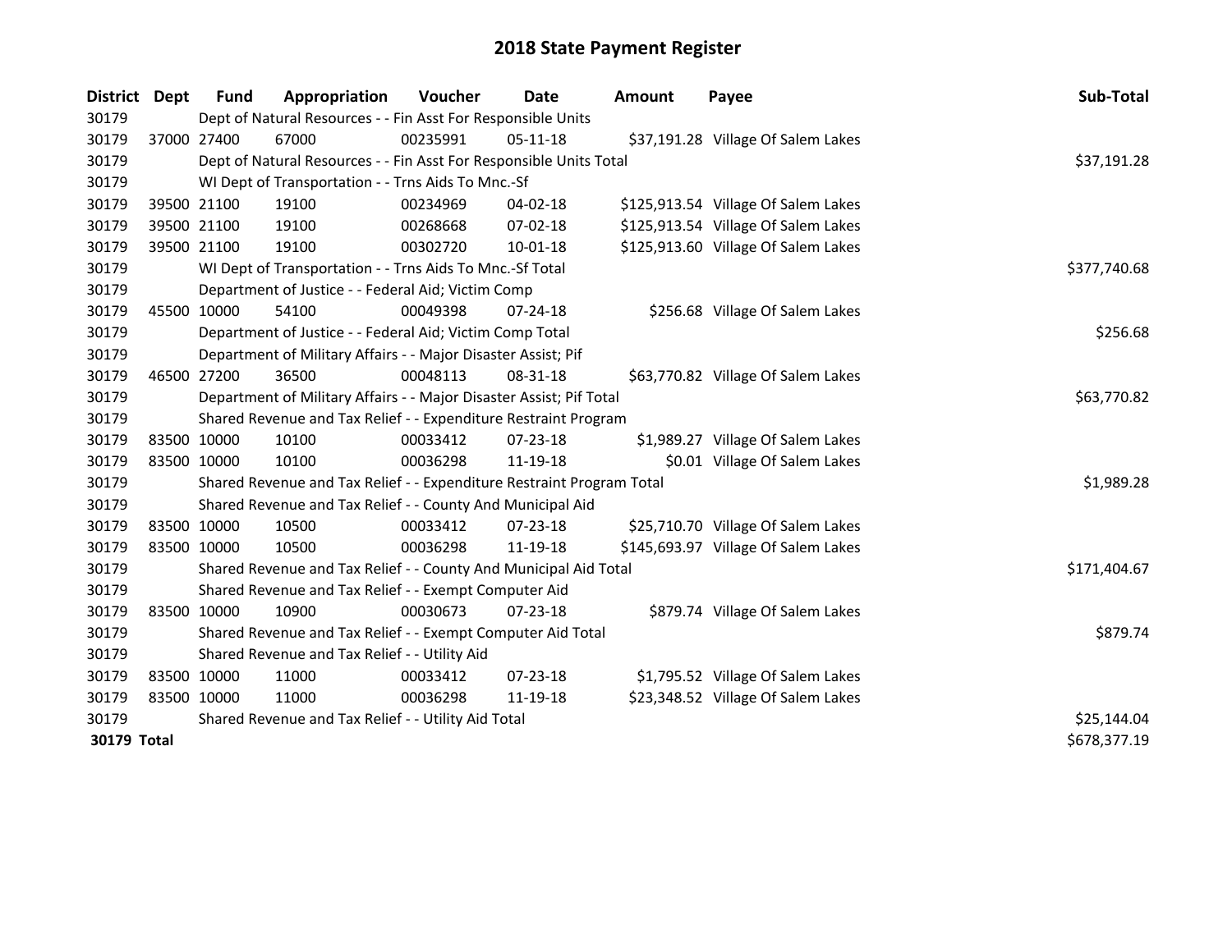# 2018 State Payment Register

| District | Dept | Fund | Appropriation | Voucher | Date | Amount | Payee | Sub-Total |
|---|---|---|---|---|---|---|---|---|
| 30179 | Dept of Natural Resources - - Fin Asst For Responsible Units | | | | | | | |
| 30179 | 37000 | 27400 | 67000 | 00235991 | 05-11-18 | $37,191.28 | Village Of Salem Lakes | |
| 30179 | Dept of Natural Resources - - Fin Asst For Responsible Units Total | | | | | | | $37,191.28 |
| 30179 | WI Dept of Transportation - - Trns Aids To Mnc.-Sf | | | | | | | |
| 30179 | 39500 | 21100 | 19100 | 00234969 | 04-02-18 | $125,913.54 | Village Of Salem Lakes | |
| 30179 | 39500 | 21100 | 19100 | 00268668 | 07-02-18 | $125,913.54 | Village Of Salem Lakes | |
| 30179 | 39500 | 21100 | 19100 | 00302720 | 10-01-18 | $125,913.60 | Village Of Salem Lakes | |
| 30179 | WI Dept of Transportation - - Trns Aids To Mnc.-Sf Total | | | | | | | $377,740.68 |
| 30179 | Department of Justice - - Federal Aid; Victim Comp | | | | | | | |
| 30179 | 45500 | 10000 | 54100 | 00049398 | 07-24-18 | $256.68 | Village Of Salem Lakes | |
| 30179 | Department of Justice - - Federal Aid; Victim Comp Total | | | | | | | $256.68 |
| 30179 | Department of Military Affairs - - Major Disaster Assist; Pif | | | | | | | |
| 30179 | 46500 | 27200 | 36500 | 00048113 | 08-31-18 | $63,770.82 | Village Of Salem Lakes | |
| 30179 | Department of Military Affairs - - Major Disaster Assist; Pif Total | | | | | | | $63,770.82 |
| 30179 | Shared Revenue and Tax Relief - - Expenditure Restraint Program | | | | | | | |
| 30179 | 83500 | 10000 | 10100 | 00033412 | 07-23-18 | $1,989.27 | Village Of Salem Lakes | |
| 30179 | 83500 | 10000 | 10100 | 00036298 | 11-19-18 | $0.01 | Village Of Salem Lakes | |
| 30179 | Shared Revenue and Tax Relief - - Expenditure Restraint Program Total | | | | | | | $1,989.28 |
| 30179 | Shared Revenue and Tax Relief - - County And Municipal Aid | | | | | | | |
| 30179 | 83500 | 10000 | 10500 | 00033412 | 07-23-18 | $25,710.70 | Village Of Salem Lakes | |
| 30179 | 83500 | 10000 | 10500 | 00036298 | 11-19-18 | $145,693.97 | Village Of Salem Lakes | |
| 30179 | Shared Revenue and Tax Relief - - County And Municipal Aid Total | | | | | | | $171,404.67 |
| 30179 | Shared Revenue and Tax Relief - - Exempt Computer Aid | | | | | | | |
| 30179 | 83500 | 10000 | 10900 | 00030673 | 07-23-18 | $879.74 | Village Of Salem Lakes | |
| 30179 | Shared Revenue and Tax Relief - - Exempt Computer Aid Total | | | | | | | $879.74 |
| 30179 | Shared Revenue and Tax Relief - - Utility Aid | | | | | | | |
| 30179 | 83500 | 10000 | 11000 | 00033412 | 07-23-18 | $1,795.52 | Village Of Salem Lakes | |
| 30179 | 83500 | 10000 | 11000 | 00036298 | 11-19-18 | $23,348.52 | Village Of Salem Lakes | |
| 30179 | Shared Revenue and Tax Relief - - Utility Aid Total | | | | | | | $25,144.04 |
| **30179 Total** | | | | | | | | $678,377.19 |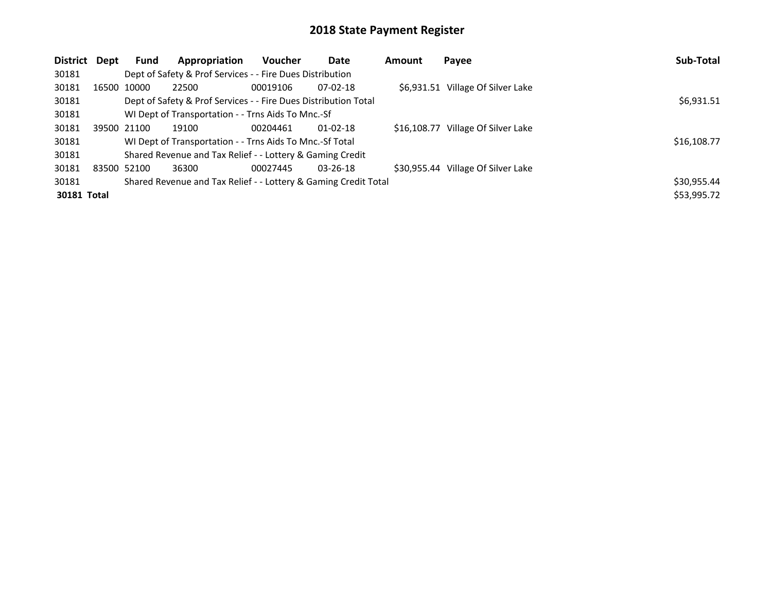# 2018 State Payment Register

| District | Dept | Fund | Appropriation | Voucher | Date | Amount | Payee | Sub-Total |
|---|---|---|---|---|---|---|---|---|
| 30181 | | Dept of Safety & Prof Services - - Fire Dues Distribution | | | | | | |
| 30181 | 16500 | 10000 | 22500 | 00019106 | 07-02-18 | $6,931.51 | Village Of Silver Lake | |
| 30181 | | Dept of Safety & Prof Services - - Fire Dues Distribution Total | | | | | | $6,931.51 |
| 30181 | | WI Dept of Transportation - - Trns Aids To Mnc.-Sf | | | | | | |
| 30181 | 39500 | 21100 | 19100 | 00204461 | 01-02-18 | $16,108.77 | Village Of Silver Lake | |
| 30181 | | WI Dept of Transportation - - Trns Aids To Mnc.-Sf Total | | | | | | $16,108.77 |
| 30181 | | Shared Revenue and Tax Relief - - Lottery & Gaming Credit | | | | | | |
| 30181 | 83500 | 52100 | 36300 | 00027445 | 03-26-18 | $30,955.44 | Village Of Silver Lake | |
| 30181 | | Shared Revenue and Tax Relief - - Lottery & Gaming Credit Total | | | | | | $30,955.44 |
| **30181 Total** | | | | | | | | $53,995.72 |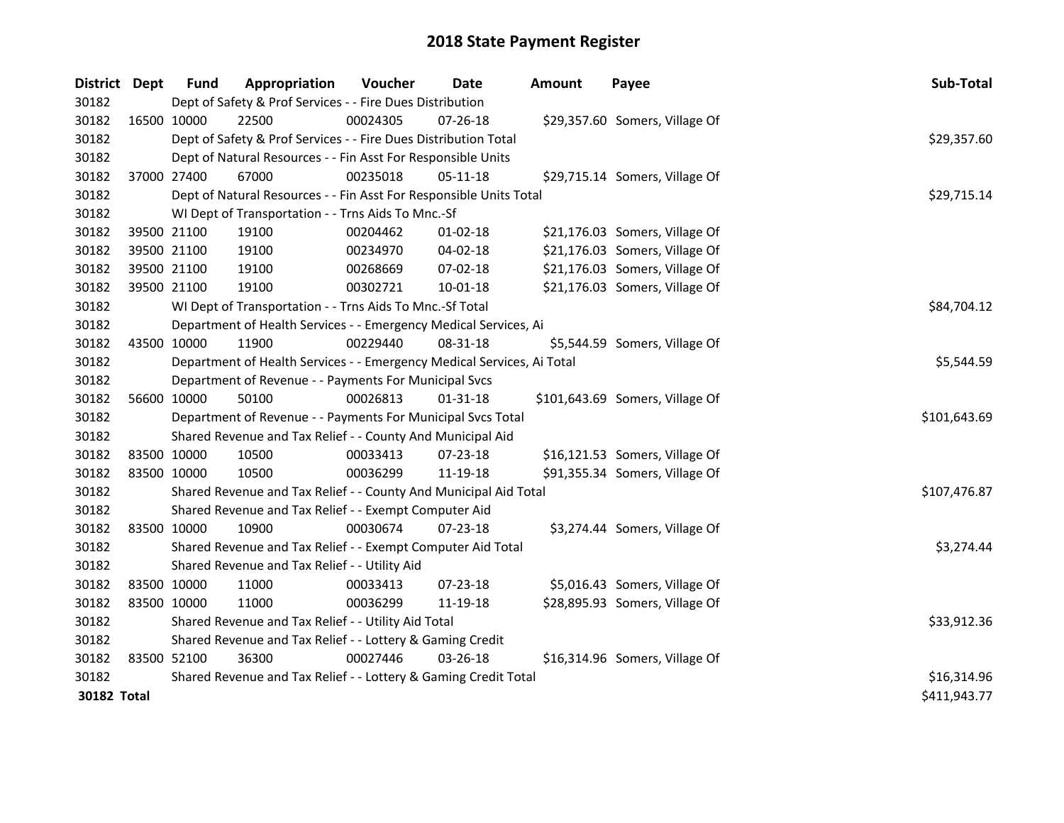# 2018 State Payment Register

| District | Dept | Fund | Appropriation | Voucher | Date | Amount | Payee | Sub-Total |
|---|---|---|---|---|---|---|---|---|
| 30182 | Dept of Safety & Prof Services - - Fire Dues Distribution | | | | | | | |
| 30182 | 16500 | 10000 | 22500 | 00024305 | 07-26-18 | $29,357.60 | Somers, Village Of | |
| 30182 | Dept of Safety & Prof Services - - Fire Dues Distribution Total | | | | | | | $29,357.60 |
| 30182 | Dept of Natural Resources - - Fin Asst For Responsible Units | | | | | | | |
| 30182 | 37000 | 27400 | 67000 | 00235018 | 05-11-18 | $29,715.14 | Somers, Village Of | |
| 30182 | Dept of Natural Resources - - Fin Asst For Responsible Units Total | | | | | | | $29,715.14 |
| 30182 | WI Dept of Transportation - - Trns Aids To Mnc.-Sf | | | | | | | |
| 30182 | 39500 | 21100 | 19100 | 00204462 | 01-02-18 | $21,176.03 | Somers, Village Of | |
| 30182 | 39500 | 21100 | 19100 | 00234970 | 04-02-18 | $21,176.03 | Somers, Village Of | |
| 30182 | 39500 | 21100 | 19100 | 00268669 | 07-02-18 | $21,176.03 | Somers, Village Of | |
| 30182 | 39500 | 21100 | 19100 | 00302721 | 10-01-18 | $21,176.03 | Somers, Village Of | |
| 30182 | WI Dept of Transportation - - Trns Aids To Mnc.-Sf Total | | | | | | | $84,704.12 |
| 30182 | Department of Health Services - - Emergency Medical Services, Ai | | | | | | | |
| 30182 | 43500 | 10000 | 11900 | 00229440 | 08-31-18 | $5,544.59 | Somers, Village Of | |
| 30182 | Department of Health Services - - Emergency Medical Services, Ai Total | | | | | | | $5,544.59 |
| 30182 | Department of Revenue - - Payments For Municipal Svcs | | | | | | | |
| 30182 | 56600 | 10000 | 50100 | 00026813 | 01-31-18 | $101,643.69 | Somers, Village Of | |
| 30182 | Department of Revenue - - Payments For Municipal Svcs Total | | | | | | | $101,643.69 |
| 30182 | Shared Revenue and Tax Relief - - County And Municipal Aid | | | | | | | |
| 30182 | 83500 | 10000 | 10500 | 00033413 | 07-23-18 | $16,121.53 | Somers, Village Of | |
| 30182 | 83500 | 10000 | 10500 | 00036299 | 11-19-18 | $91,355.34 | Somers, Village Of | |
| 30182 | Shared Revenue and Tax Relief - - County And Municipal Aid Total | | | | | | | $107,476.87 |
| 30182 | Shared Revenue and Tax Relief - - Exempt Computer Aid | | | | | | | |
| 30182 | 83500 | 10000 | 10900 | 00030674 | 07-23-18 | $3,274.44 | Somers, Village Of | |
| 30182 | Shared Revenue and Tax Relief - - Exempt Computer Aid Total | | | | | | | $3,274.44 |
| 30182 | Shared Revenue and Tax Relief - - Utility Aid | | | | | | | |
| 30182 | 83500 | 10000 | 11000 | 00033413 | 07-23-18 | $5,016.43 | Somers, Village Of | |
| 30182 | 83500 | 10000 | 11000 | 00036299 | 11-19-18 | $28,895.93 | Somers, Village Of | |
| 30182 | Shared Revenue and Tax Relief - - Utility Aid Total | | | | | | | $33,912.36 |
| 30182 | Shared Revenue and Tax Relief - - Lottery & Gaming Credit | | | | | | | |
| 30182 | 83500 | 52100 | 36300 | 00027446 | 03-26-18 | $16,314.96 | Somers, Village Of | |
| 30182 | Shared Revenue and Tax Relief - - Lottery & Gaming Credit Total | | | | | | | $16,314.96 |
| **30182 Total** | | | | | | | | $411,943.77 |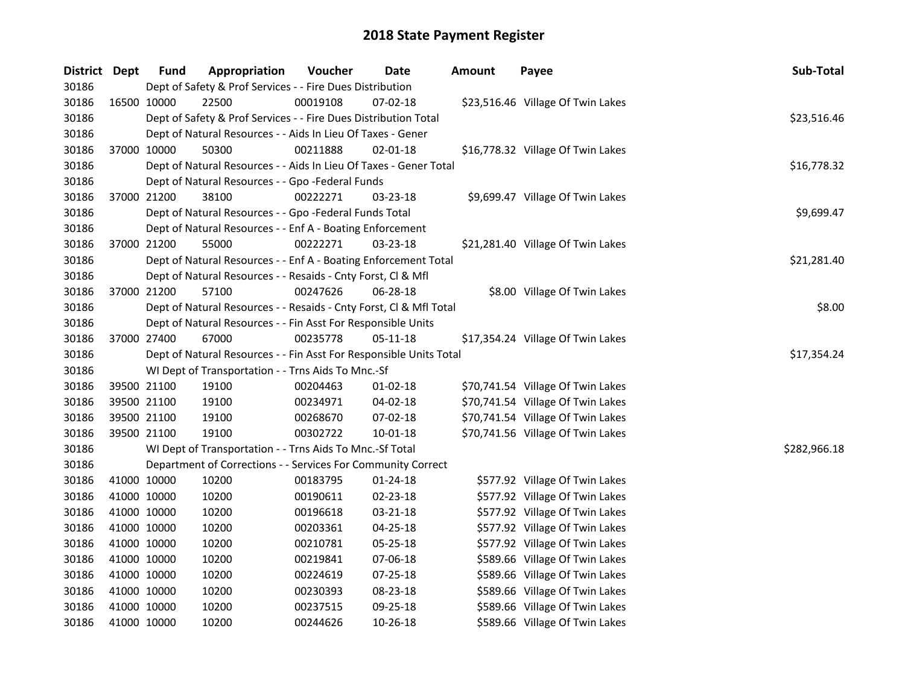# 2018 State Payment Register

| District | Dept | Fund | Appropriation | Voucher | Date | Amount | Payee | Sub-Total |
|---|---|---|---|---|---|---|---|---|
| 30186 | | Dept of Safety & Prof Services - - Fire Dues Distribution | | | | | | |
| 30186 | 16500 | 10000 | 22500 | 00019108 | 07-02-18 | $23,516.46 | Village Of Twin Lakes | |
| 30186 | | Dept of Safety & Prof Services - - Fire Dues Distribution Total | | | | | | $23,516.46 |
| 30186 | | Dept of Natural Resources - - Aids In Lieu Of Taxes - Gener | | | | | | |
| 30186 | 37000 | 10000 | 50300 | 00211888 | 02-01-18 | $16,778.32 | Village Of Twin Lakes | |
| 30186 | | Dept of Natural Resources - - Aids In Lieu Of Taxes - Gener Total | | | | | | $16,778.32 |
| 30186 | | Dept of Natural Resources - - Gpo -Federal Funds | | | | | | |
| 30186 | 37000 | 21200 | 38100 | 00222271 | 03-23-18 | $9,699.47 | Village Of Twin Lakes | |
| 30186 | | Dept of Natural Resources - - Gpo -Federal Funds Total | | | | | | $9,699.47 |
| 30186 | | Dept of Natural Resources - - Enf A - Boating Enforcement | | | | | | |
| 30186 | 37000 | 21200 | 55000 | 00222271 | 03-23-18 | $21,281.40 | Village Of Twin Lakes | |
| 30186 | | Dept of Natural Resources - - Enf A - Boating Enforcement Total | | | | | | $21,281.40 |
| 30186 | | Dept of Natural Resources - - Resaids - Cnty Forst, Cl & Mfl | | | | | | |
| 30186 | 37000 | 21200 | 57100 | 00247626 | 06-28-18 | $8.00 | Village Of Twin Lakes | |
| 30186 | | Dept of Natural Resources - - Resaids - Cnty Forst, Cl & Mfl Total | | | | | | $8.00 |
| 30186 | | Dept of Natural Resources - - Fin Asst For Responsible Units | | | | | | |
| 30186 | 37000 | 27400 | 67000 | 00235778 | 05-11-18 | $17,354.24 | Village Of Twin Lakes | |
| 30186 | | Dept of Natural Resources - - Fin Asst For Responsible Units Total | | | | | | $17,354.24 |
| 30186 | | WI Dept of Transportation - - Trns Aids To Mnc.-Sf | | | | | | |
| 30186 | 39500 | 21100 | 19100 | 00204463 | 01-02-18 | $70,741.54 | Village Of Twin Lakes | |
| 30186 | 39500 | 21100 | 19100 | 00234971 | 04-02-18 | $70,741.54 | Village Of Twin Lakes | |
| 30186 | 39500 | 21100 | 19100 | 00268670 | 07-02-18 | $70,741.54 | Village Of Twin Lakes | |
| 30186 | 39500 | 21100 | 19100 | 00302722 | 10-01-18 | $70,741.56 | Village Of Twin Lakes | |
| 30186 | | WI Dept of Transportation - - Trns Aids To Mnc.-Sf Total | | | | | | $282,966.18 |
| 30186 | | Department of Corrections - - Services For Community Correct | | | | | | |
| 30186 | 41000 | 10000 | 10200 | 00183795 | 01-24-18 | $577.92 | Village Of Twin Lakes | |
| 30186 | 41000 | 10000 | 10200 | 00190611 | 02-23-18 | $577.92 | Village Of Twin Lakes | |
| 30186 | 41000 | 10000 | 10200 | 00196618 | 03-21-18 | $577.92 | Village Of Twin Lakes | |
| 30186 | 41000 | 10000 | 10200 | 00203361 | 04-25-18 | $577.92 | Village Of Twin Lakes | |
| 30186 | 41000 | 10000 | 10200 | 00210781 | 05-25-18 | $577.92 | Village Of Twin Lakes | |
| 30186 | 41000 | 10000 | 10200 | 00219841 | 07-06-18 | $589.66 | Village Of Twin Lakes | |
| 30186 | 41000 | 10000 | 10200 | 00224619 | 07-25-18 | $589.66 | Village Of Twin Lakes | |
| 30186 | 41000 | 10000 | 10200 | 00230393 | 08-23-18 | $589.66 | Village Of Twin Lakes | |
| 30186 | 41000 | 10000 | 10200 | 00237515 | 09-25-18 | $589.66 | Village Of Twin Lakes | |
| 30186 | 41000 | 10000 | 10200 | 00244626 | 10-26-18 | $589.66 | Village Of Twin Lakes | |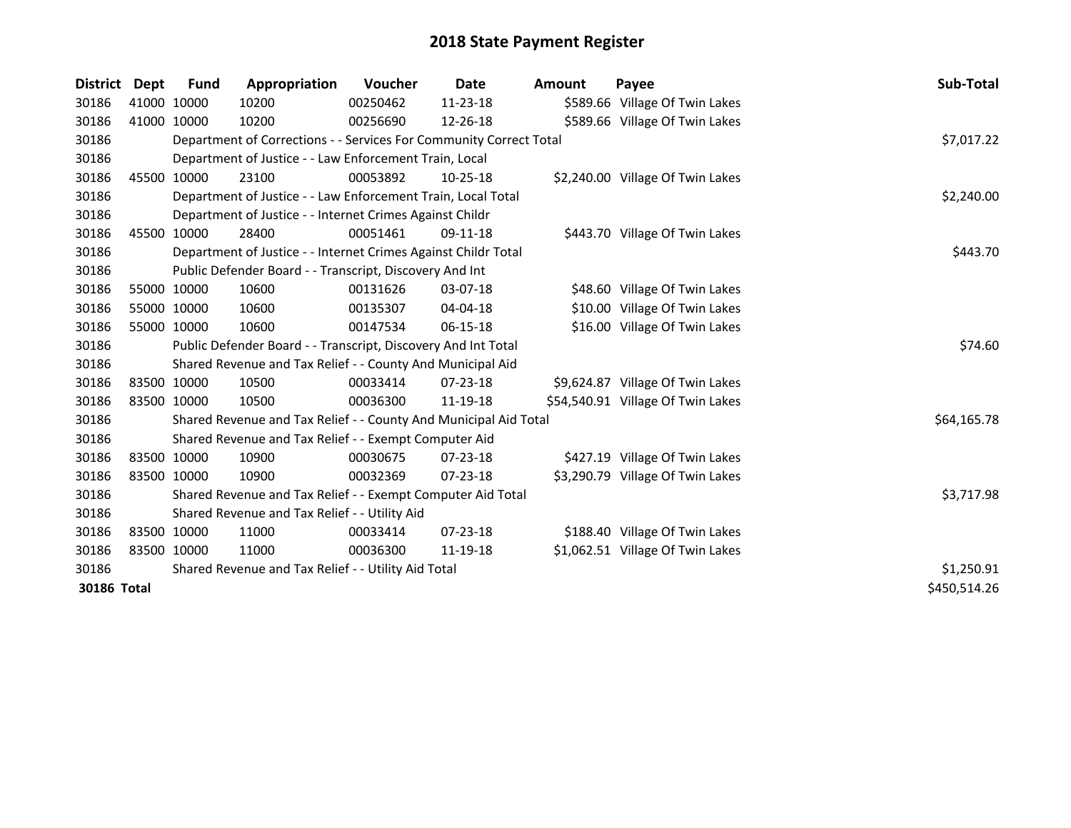# 2018 State Payment Register

| District | Dept | Fund | Appropriation | Voucher | Date | Amount | Payee | Sub-Total |
|---|---|---|---|---|---|---|---|---|
| 30186 | 41000 | 10000 | 10200 | 00250462 | 11-23-18 | $589.66 | Village Of Twin Lakes | |
| 30186 | 41000 | 10000 | 10200 | 00256690 | 12-26-18 | $589.66 | Village Of Twin Lakes | |
| 30186 | | | Department of Corrections - - Services For Community Correct Total | | | | | $7,017.22 |
| 30186 | | | Department of Justice - - Law Enforcement Train, Local | | | | | |
| 30186 | 45500 | 10000 | 23100 | 00053892 | 10-25-18 | $2,240.00 | Village Of Twin Lakes | |
| 30186 | | | Department of Justice - - Law Enforcement Train, Local Total | | | | | $2,240.00 |
| 30186 | | | Department of Justice - - Internet Crimes Against Childr | | | | | |
| 30186 | 45500 | 10000 | 28400 | 00051461 | 09-11-18 | $443.70 | Village Of Twin Lakes | |
| 30186 | | | Department of Justice - - Internet Crimes Against Childr Total | | | | | $443.70 |
| 30186 | | | Public Defender Board - - Transcript, Discovery And Int | | | | | |
| 30186 | 55000 | 10000 | 10600 | 00131626 | 03-07-18 | $48.60 | Village Of Twin Lakes | |
| 30186 | 55000 | 10000 | 10600 | 00135307 | 04-04-18 | $10.00 | Village Of Twin Lakes | |
| 30186 | 55000 | 10000 | 10600 | 00147534 | 06-15-18 | $16.00 | Village Of Twin Lakes | |
| 30186 | | | Public Defender Board - - Transcript, Discovery And Int Total | | | | | $74.60 |
| 30186 | | | Shared Revenue and Tax Relief - - County And Municipal Aid | | | | | |
| 30186 | 83500 | 10000 | 10500 | 00033414 | 07-23-18 | $9,624.87 | Village Of Twin Lakes | |
| 30186 | 83500 | 10000 | 10500 | 00036300 | 11-19-18 | $54,540.91 | Village Of Twin Lakes | |
| 30186 | | | Shared Revenue and Tax Relief - - County And Municipal Aid Total | | | | | $64,165.78 |
| 30186 | | | Shared Revenue and Tax Relief - - Exempt Computer Aid | | | | | |
| 30186 | 83500 | 10000 | 10900 | 00030675 | 07-23-18 | $427.19 | Village Of Twin Lakes | |
| 30186 | 83500 | 10000 | 10900 | 00032369 | 07-23-18 | $3,290.79 | Village Of Twin Lakes | |
| 30186 | | | Shared Revenue and Tax Relief - - Exempt Computer Aid Total | | | | | $3,717.98 |
| 30186 | | | Shared Revenue and Tax Relief - - Utility Aid | | | | | |
| 30186 | 83500 | 10000 | 11000 | 00033414 | 07-23-18 | $188.40 | Village Of Twin Lakes | |
| 30186 | 83500 | 10000 | 11000 | 00036300 | 11-19-18 | $1,062.51 | Village Of Twin Lakes | |
| 30186 | | | Shared Revenue and Tax Relief - - Utility Aid Total | | | | | $1,250.91 |
| **30186 Total** | | | | | | | | $450,514.26 |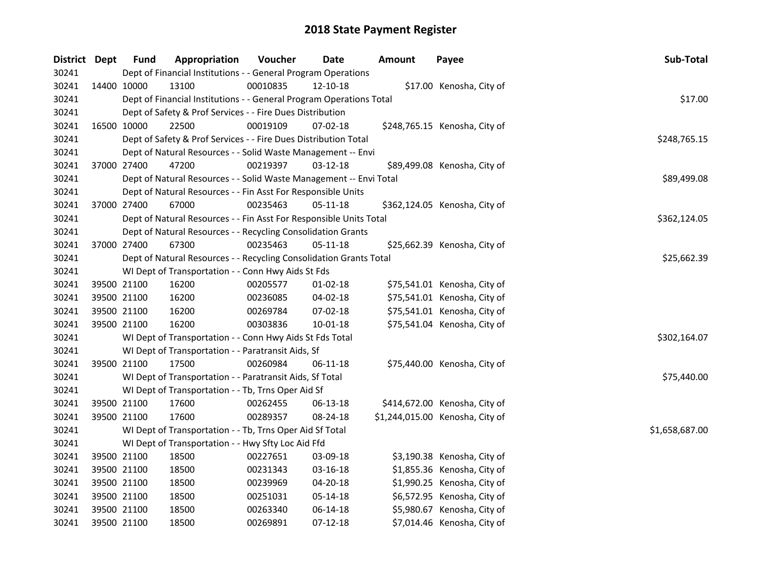# 2018 State Payment Register

| District | Dept | Fund | Appropriation | Voucher | Date | Amount | Payee | Sub-Total |
|---|---|---|---|---|---|---|---|---|
| 30241 | | | Dept of Financial Institutions - - General Program Operations | | | | | |
| 30241 | 14400 | 10000 | 13100 | 00010835 | 12-10-18 | $17.00 | Kenosha, City of | |
| 30241 | | | Dept of Financial Institutions - - General Program Operations Total | | | | | $17.00 |
| 30241 | | | Dept of Safety & Prof Services - - Fire Dues Distribution | | | | | |
| 30241 | 16500 | 10000 | 22500 | 00019109 | 07-02-18 | $248,765.15 | Kenosha, City of | |
| 30241 | | | Dept of Safety & Prof Services - - Fire Dues Distribution Total | | | | | $248,765.15 |
| 30241 | | | Dept of Natural Resources - - Solid Waste Management -- Envi | | | | | |
| 30241 | 37000 | 27400 | 47200 | 00219397 | 03-12-18 | $89,499.08 | Kenosha, City of | |
| 30241 | | | Dept of Natural Resources - - Solid Waste Management -- Envi Total | | | | | $89,499.08 |
| 30241 | | | Dept of Natural Resources - - Fin Asst For Responsible Units | | | | | |
| 30241 | 37000 | 27400 | 67000 | 00235463 | 05-11-18 | $362,124.05 | Kenosha, City of | |
| 30241 | | | Dept of Natural Resources - - Fin Asst For Responsible Units Total | | | | | $362,124.05 |
| 30241 | | | Dept of Natural Resources - - Recycling Consolidation Grants | | | | | |
| 30241 | 37000 | 27400 | 67300 | 00235463 | 05-11-18 | $25,662.39 | Kenosha, City of | |
| 30241 | | | Dept of Natural Resources - - Recycling Consolidation Grants Total | | | | | $25,662.39 |
| 30241 | | | WI Dept of Transportation - - Conn Hwy Aids St Fds | | | | | |
| 30241 | 39500 | 21100 | 16200 | 00205577 | 01-02-18 | $75,541.01 | Kenosha, City of | |
| 30241 | 39500 | 21100 | 16200 | 00236085 | 04-02-18 | $75,541.01 | Kenosha, City of | |
| 30241 | 39500 | 21100 | 16200 | 00269784 | 07-02-18 | $75,541.01 | Kenosha, City of | |
| 30241 | 39500 | 21100 | 16200 | 00303836 | 10-01-18 | $75,541.04 | Kenosha, City of | |
| 30241 | | | WI Dept of Transportation - - Conn Hwy Aids St Fds Total | | | | | $302,164.07 |
| 30241 | | | WI Dept of Transportation - - Paratransit Aids, Sf | | | | | |
| 30241 | 39500 | 21100 | 17500 | 00260984 | 06-11-18 | $75,440.00 | Kenosha, City of | |
| 30241 | | | WI Dept of Transportation - - Paratransit Aids, Sf Total | | | | | $75,440.00 |
| 30241 | | | WI Dept of Transportation - - Tb, Trns Oper Aid Sf | | | | | |
| 30241 | 39500 | 21100 | 17600 | 00262455 | 06-13-18 | $414,672.00 | Kenosha, City of | |
| 30241 | 39500 | 21100 | 17600 | 00289357 | 08-24-18 | $1,244,015.00 | Kenosha, City of | |
| 30241 | | | WI Dept of Transportation - - Tb, Trns Oper Aid Sf Total | | | | | $1,658,687.00 |
| 30241 | | | WI Dept of Transportation - - Hwy Sfty Loc Aid Ffd | | | | | |
| 30241 | 39500 | 21100 | 18500 | 00227651 | 03-09-18 | $3,190.38 | Kenosha, City of | |
| 30241 | 39500 | 21100 | 18500 | 00231343 | 03-16-18 | $1,855.36 | Kenosha, City of | |
| 30241 | 39500 | 21100 | 18500 | 00239969 | 04-20-18 | $1,990.25 | Kenosha, City of | |
| 30241 | 39500 | 21100 | 18500 | 00251031 | 05-14-18 | $6,572.95 | Kenosha, City of | |
| 30241 | 39500 | 21100 | 18500 | 00263340 | 06-14-18 | $5,980.67 | Kenosha, City of | |
| 30241 | 39500 | 21100 | 18500 | 00269891 | 07-12-18 | $7,014.46 | Kenosha, City of | |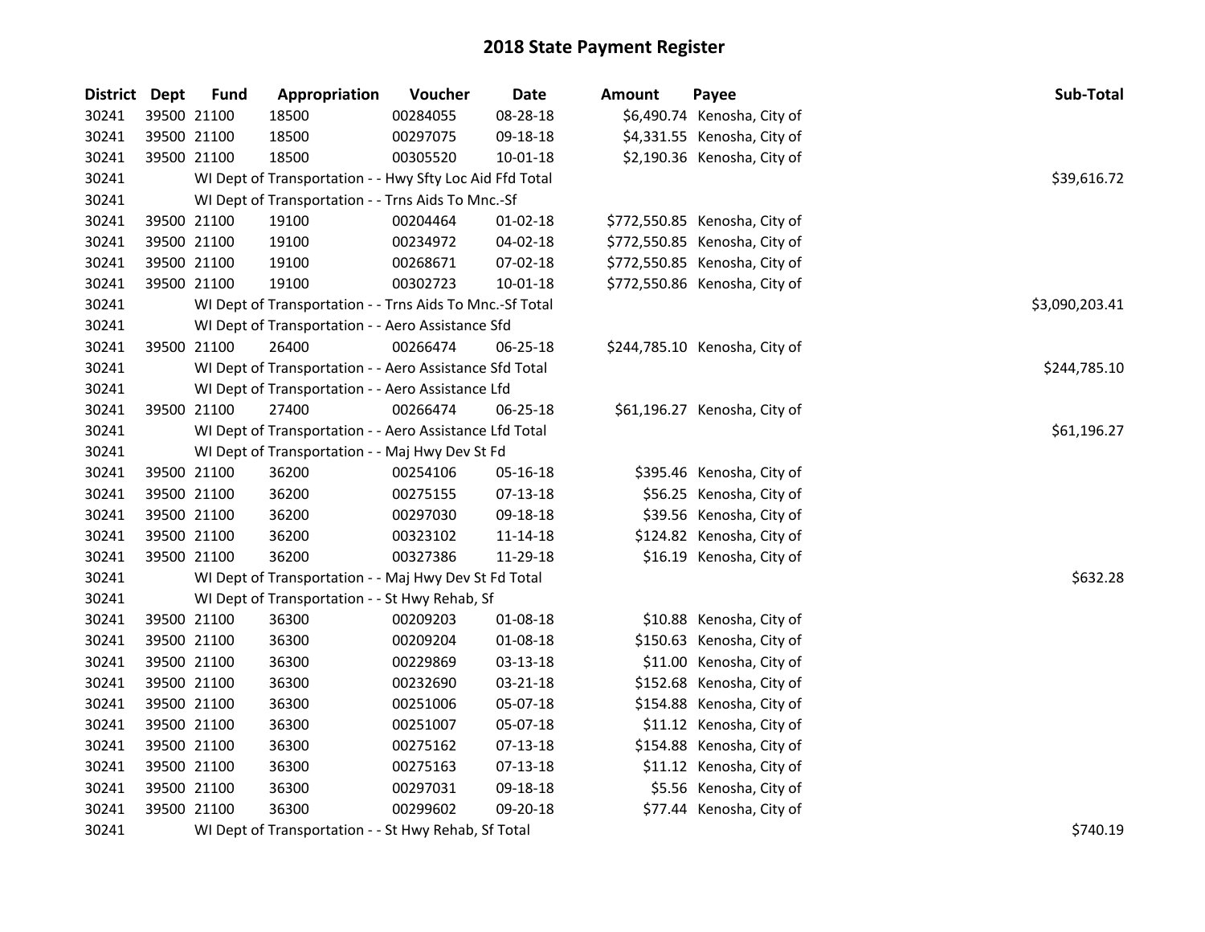# 2018 State Payment Register

| District | Dept | Fund | Appropriation | Voucher | Date | Amount | Payee | Sub-Total |
|---|---|---|---|---|---|---|---|---|
| 30241 | 39500 | 21100 | 18500 | 00284055 | 08-28-18 | $6,490.74 | Kenosha, City of | |
| 30241 | 39500 | 21100 | 18500 | 00297075 | 09-18-18 | $4,331.55 | Kenosha, City of | |
| 30241 | 39500 | 21100 | 18500 | 00305520 | 10-01-18 | $2,190.36 | Kenosha, City of | |
| 30241 | | | WI Dept of Transportation - - Hwy Sfty Loc Aid Ffd Total | | | | | $39,616.72 |
| 30241 | | | WI Dept of Transportation - - Trns Aids To Mnc.-Sf | | | | | |
| 30241 | 39500 | 21100 | 19100 | 00204464 | 01-02-18 | $772,550.85 | Kenosha, City of | |
| 30241 | 39500 | 21100 | 19100 | 00234972 | 04-02-18 | $772,550.85 | Kenosha, City of | |
| 30241 | 39500 | 21100 | 19100 | 00268671 | 07-02-18 | $772,550.85 | Kenosha, City of | |
| 30241 | 39500 | 21100 | 19100 | 00302723 | 10-01-18 | $772,550.86 | Kenosha, City of | |
| 30241 | | | WI Dept of Transportation - - Trns Aids To Mnc.-Sf Total | | | | | $3,090,203.41 |
| 30241 | | | WI Dept of Transportation - - Aero Assistance Sfd | | | | | |
| 30241 | 39500 | 21100 | 26400 | 00266474 | 06-25-18 | $244,785.10 | Kenosha, City of | |
| 30241 | | | WI Dept of Transportation - - Aero Assistance Sfd Total | | | | | $244,785.10 |
| 30241 | | | WI Dept of Transportation - - Aero Assistance Lfd | | | | | |
| 30241 | 39500 | 21100 | 27400 | 00266474 | 06-25-18 | $61,196.27 | Kenosha, City of | |
| 30241 | | | WI Dept of Transportation - - Aero Assistance Lfd Total | | | | | $61,196.27 |
| 30241 | | | WI Dept of Transportation - - Maj Hwy Dev St Fd | | | | | |
| 30241 | 39500 | 21100 | 36200 | 00254106 | 05-16-18 | $395.46 | Kenosha, City of | |
| 30241 | 39500 | 21100 | 36200 | 00275155 | 07-13-18 | $56.25 | Kenosha, City of | |
| 30241 | 39500 | 21100 | 36200 | 00297030 | 09-18-18 | $39.56 | Kenosha, City of | |
| 30241 | 39500 | 21100 | 36200 | 00323102 | 11-14-18 | $124.82 | Kenosha, City of | |
| 30241 | 39500 | 21100 | 36200 | 00327386 | 11-29-18 | $16.19 | Kenosha, City of | |
| 30241 | | | WI Dept of Transportation - - Maj Hwy Dev St Fd Total | | | | | $632.28 |
| 30241 | | | WI Dept of Transportation - - St Hwy Rehab, Sf | | | | | |
| 30241 | 39500 | 21100 | 36300 | 00209203 | 01-08-18 | $10.88 | Kenosha, City of | |
| 30241 | 39500 | 21100 | 36300 | 00209204 | 01-08-18 | $150.63 | Kenosha, City of | |
| 30241 | 39500 | 21100 | 36300 | 00229869 | 03-13-18 | $11.00 | Kenosha, City of | |
| 30241 | 39500 | 21100 | 36300 | 00232690 | 03-21-18 | $152.68 | Kenosha, City of | |
| 30241 | 39500 | 21100 | 36300 | 00251006 | 05-07-18 | $154.88 | Kenosha, City of | |
| 30241 | 39500 | 21100 | 36300 | 00251007 | 05-07-18 | $11.12 | Kenosha, City of | |
| 30241 | 39500 | 21100 | 36300 | 00275162 | 07-13-18 | $154.88 | Kenosha, City of | |
| 30241 | 39500 | 21100 | 36300 | 00275163 | 07-13-18 | $11.12 | Kenosha, City of | |
| 30241 | 39500 | 21100 | 36300 | 00297031 | 09-18-18 | $5.56 | Kenosha, City of | |
| 30241 | 39500 | 21100 | 36300 | 00299602 | 09-20-18 | $77.44 | Kenosha, City of | |
| 30241 | | | WI Dept of Transportation - - St Hwy Rehab, Sf Total | | | | | $740.19 |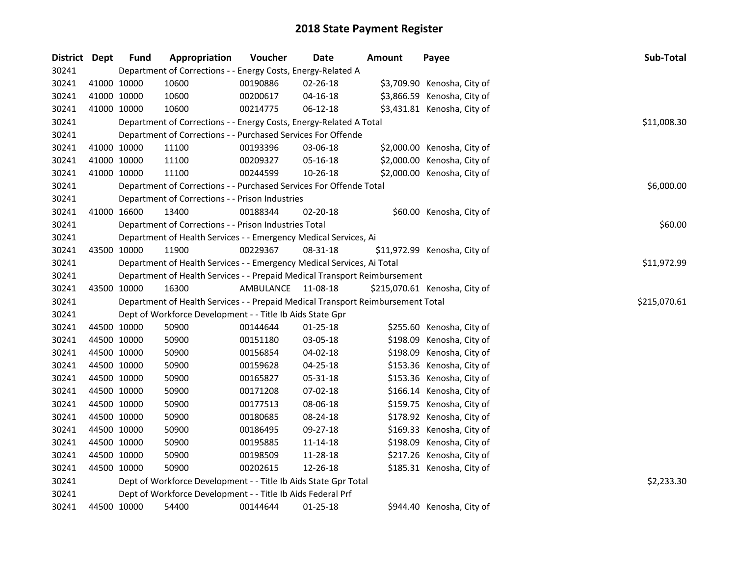# 2018 State Payment Register

| District | Dept | Fund | Appropriation | Voucher | Date | Amount | Payee | Sub-Total |
|---|---|---|---|---|---|---|---|---|
| 30241 | | Department of Corrections - - Energy Costs, Energy-Related A | | | | | | |
| 30241 | 41000 | 10000 | 10600 | 00190886 | 02-26-18 | $3,709.90 | Kenosha, City of | |
| 30241 | 41000 | 10000 | 10600 | 00200617 | 04-16-18 | $3,866.59 | Kenosha, City of | |
| 30241 | 41000 | 10000 | 10600 | 00214775 | 06-12-18 | $3,431.81 | Kenosha, City of | |
| 30241 | | Department of Corrections - - Energy Costs, Energy-Related A Total | | | | | | $11,008.30 |
| 30241 | | Department of Corrections - - Purchased Services For Offende | | | | | | |
| 30241 | 41000 | 10000 | 11100 | 00193396 | 03-06-18 | $2,000.00 | Kenosha, City of | |
| 30241 | 41000 | 10000 | 11100 | 00209327 | 05-16-18 | $2,000.00 | Kenosha, City of | |
| 30241 | 41000 | 10000 | 11100 | 00244599 | 10-26-18 | $2,000.00 | Kenosha, City of | |
| 30241 | | Department of Corrections - - Purchased Services For Offende Total | | | | | | $6,000.00 |
| 30241 | | Department of Corrections - - Prison Industries | | | | | | |
| 30241 | 41000 | 16600 | 13400 | 00188344 | 02-20-18 | $60.00 | Kenosha, City of | |
| 30241 | | Department of Corrections - - Prison Industries Total | | | | | | $60.00 |
| 30241 | | Department of Health Services - - Emergency Medical Services, Ai | | | | | | |
| 30241 | 43500 | 10000 | 11900 | 00229367 | 08-31-18 | $11,972.99 | Kenosha, City of | |
| 30241 | | Department of Health Services - - Emergency Medical Services, Ai Total | | | | | | $11,972.99 |
| 30241 | | Department of Health Services - - Prepaid Medical Transport Reimbursement | | | | | | |
| 30241 | 43500 | 10000 | 16300 | AMBULANCE | 11-08-18 | $215,070.61 | Kenosha, City of | |
| 30241 | | Department of Health Services - - Prepaid Medical Transport Reimbursement Total | | | | | | $215,070.61 |
| 30241 | | Dept of Workforce Development - - Title Ib Aids State Gpr | | | | | | |
| 30241 | 44500 | 10000 | 50900 | 00144644 | 01-25-18 | $255.60 | Kenosha, City of | |
| 30241 | 44500 | 10000 | 50900 | 00151180 | 03-05-18 | $198.09 | Kenosha, City of | |
| 30241 | 44500 | 10000 | 50900 | 00156854 | 04-02-18 | $198.09 | Kenosha, City of | |
| 30241 | 44500 | 10000 | 50900 | 00159628 | 04-25-18 | $153.36 | Kenosha, City of | |
| 30241 | 44500 | 10000 | 50900 | 00165827 | 05-31-18 | $153.36 | Kenosha, City of | |
| 30241 | 44500 | 10000 | 50900 | 00171208 | 07-02-18 | $166.14 | Kenosha, City of | |
| 30241 | 44500 | 10000 | 50900 | 00177513 | 08-06-18 | $159.75 | Kenosha, City of | |
| 30241 | 44500 | 10000 | 50900 | 00180685 | 08-24-18 | $178.92 | Kenosha, City of | |
| 30241 | 44500 | 10000 | 50900 | 00186495 | 09-27-18 | $169.33 | Kenosha, City of | |
| 30241 | 44500 | 10000 | 50900 | 00195885 | 11-14-18 | $198.09 | Kenosha, City of | |
| 30241 | 44500 | 10000 | 50900 | 00198509 | 11-28-18 | $217.26 | Kenosha, City of | |
| 30241 | 44500 | 10000 | 50900 | 00202615 | 12-26-18 | $185.31 | Kenosha, City of | |
| 30241 | | Dept of Workforce Development - - Title Ib Aids State Gpr Total | | | | | | $2,233.30 |
| 30241 | | Dept of Workforce Development - - Title Ib Aids Federal Prf | | | | | | |
| 30241 | 44500 | 10000 | 54400 | 00144644 | 01-25-18 | $944.40 | Kenosha, City of | |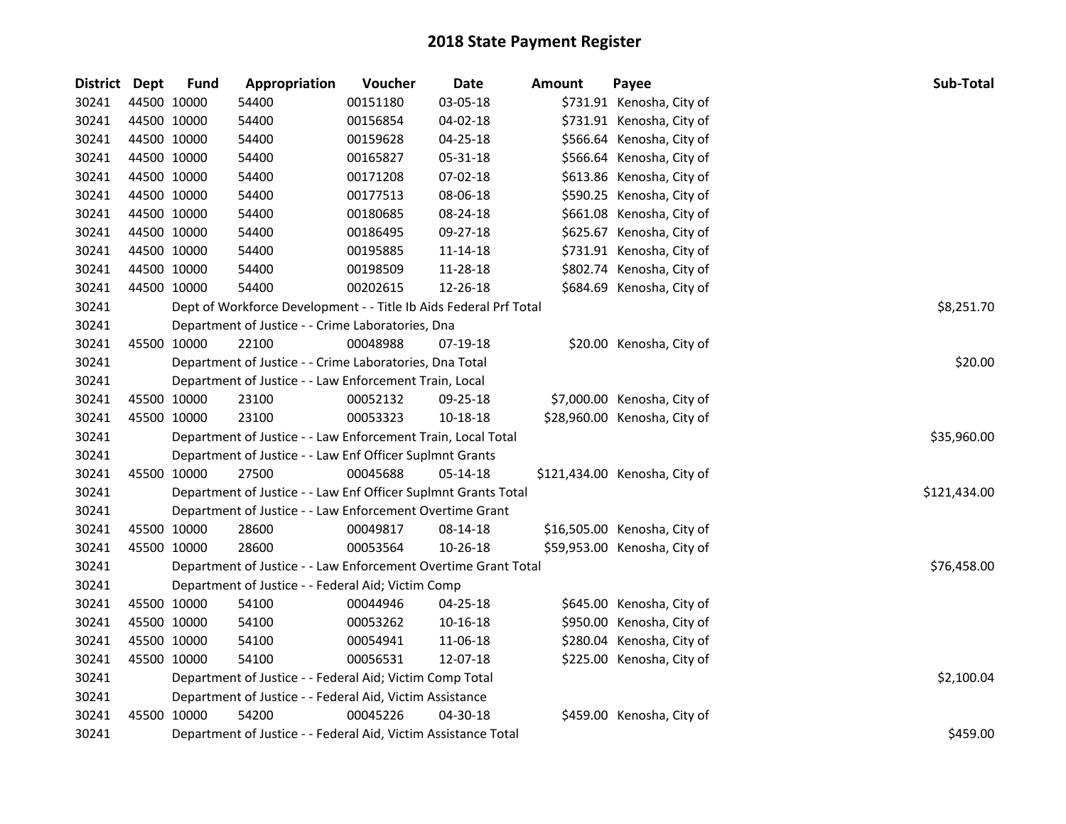# 2018 State Payment Register

| District | Dept | Fund | Appropriation | Voucher | Date | Amount | Payee | Sub-Total |
|---|---|---|---|---|---|---|---|---|
| 30241 | 44500 | 10000 | 54400 | 00151180 | 03-05-18 | $731.91 | Kenosha, City of | |
| 30241 | 44500 | 10000 | 54400 | 00156854 | 04-02-18 | $731.91 | Kenosha, City of | |
| 30241 | 44500 | 10000 | 54400 | 00159628 | 04-25-18 | $566.64 | Kenosha, City of | |
| 30241 | 44500 | 10000 | 54400 | 00165827 | 05-31-18 | $566.64 | Kenosha, City of | |
| 30241 | 44500 | 10000 | 54400 | 00171208 | 07-02-18 | $613.86 | Kenosha, City of | |
| 30241 | 44500 | 10000 | 54400 | 00177513 | 08-06-18 | $590.25 | Kenosha, City of | |
| 30241 | 44500 | 10000 | 54400 | 00180685 | 08-24-18 | $661.08 | Kenosha, City of | |
| 30241 | 44500 | 10000 | 54400 | 00186495 | 09-27-18 | $625.67 | Kenosha, City of | |
| 30241 | 44500 | 10000 | 54400 | 00195885 | 11-14-18 | $731.91 | Kenosha, City of | |
| 30241 | 44500 | 10000 | 54400 | 00198509 | 11-28-18 | $802.74 | Kenosha, City of | |
| 30241 | 44500 | 10000 | 54400 | 00202615 | 12-26-18 | $684.69 | Kenosha, City of | |
| 30241 | | Dept of Workforce Development - - Title Ib Aids Federal Prf Total | | | | | | $8,251.70 |
| 30241 | | Department of Justice - - Crime Laboratories, Dna | | | | | | |
| 30241 | 45500 | 10000 | 22100 | 00048988 | 07-19-18 | $20.00 | Kenosha, City of | |
| 30241 | | Department of Justice - - Crime Laboratories, Dna Total | | | | | | $20.00 |
| 30241 | | Department of Justice - - Law Enforcement Train, Local | | | | | | |
| 30241 | 45500 | 10000 | 23100 | 00052132 | 09-25-18 | $7,000.00 | Kenosha, City of | |
| 30241 | 45500 | 10000 | 23100 | 00053323 | 10-18-18 | $28,960.00 | Kenosha, City of | |
| 30241 | | Department of Justice - - Law Enforcement Train, Local Total | | | | | | $35,960.00 |
| 30241 | | Department of Justice - - Law Enf Officer Suplmnt Grants | | | | | | |
| 30241 | 45500 | 10000 | 27500 | 00045688 | 05-14-18 | $121,434.00 | Kenosha, City of | |
| 30241 | | Department of Justice - - Law Enf Officer Suplmnt Grants Total | | | | | | $121,434.00 |
| 30241 | | Department of Justice - - Law Enforcement Overtime Grant | | | | | | |
| 30241 | 45500 | 10000 | 28600 | 00049817 | 08-14-18 | $16,505.00 | Kenosha, City of | |
| 30241 | 45500 | 10000 | 28600 | 00053564 | 10-26-18 | $59,953.00 | Kenosha, City of | |
| 30241 | | Department of Justice - - Law Enforcement Overtime Grant Total | | | | | | $76,458.00 |
| 30241 | | Department of Justice - - Federal Aid; Victim Comp | | | | | | |
| 30241 | 45500 | 10000 | 54100 | 00044946 | 04-25-18 | $645.00 | Kenosha, City of | |
| 30241 | 45500 | 10000 | 54100 | 00053262 | 10-16-18 | $950.00 | Kenosha, City of | |
| 30241 | 45500 | 10000 | 54100 | 00054941 | 11-06-18 | $280.04 | Kenosha, City of | |
| 30241 | 45500 | 10000 | 54100 | 00056531 | 12-07-18 | $225.00 | Kenosha, City of | |
| 30241 | | Department of Justice - - Federal Aid; Victim Comp Total | | | | | | $2,100.04 |
| 30241 | | Department of Justice - - Federal Aid, Victim Assistance | | | | | | |
| 30241 | 45500 | 10000 | 54200 | 00045226 | 04-30-18 | $459.00 | Kenosha, City of | |
| 30241 | | Department of Justice - - Federal Aid, Victim Assistance Total | | | | | | $459.00 |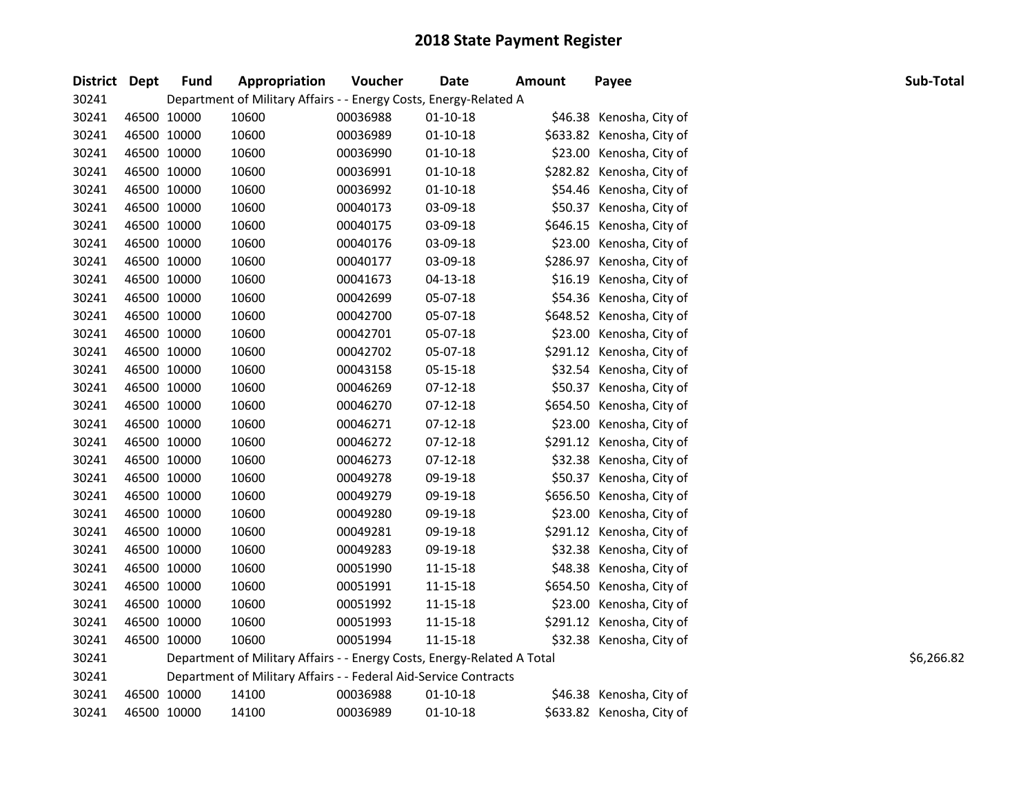# 2018 State Payment Register

| District | Dept | Fund | Appropriation | Voucher | Date | Amount | Payee | Sub-Total |
|---|---|---|---|---|---|---|---|---|
| 30241 | | Department of Military Affairs - - Energy Costs, Energy-Related A | | | | | | |
| 30241 | 46500 | 10000 | 10600 | 00036988 | 01-10-18 | $46.38 | Kenosha, City of | |
| 30241 | 46500 | 10000 | 10600 | 00036989 | 01-10-18 | $633.82 | Kenosha, City of | |
| 30241 | 46500 | 10000 | 10600 | 00036990 | 01-10-18 | $23.00 | Kenosha, City of | |
| 30241 | 46500 | 10000 | 10600 | 00036991 | 01-10-18 | $282.82 | Kenosha, City of | |
| 30241 | 46500 | 10000 | 10600 | 00036992 | 01-10-18 | $54.46 | Kenosha, City of | |
| 30241 | 46500 | 10000 | 10600 | 00040173 | 03-09-18 | $50.37 | Kenosha, City of | |
| 30241 | 46500 | 10000 | 10600 | 00040175 | 03-09-18 | $646.15 | Kenosha, City of | |
| 30241 | 46500 | 10000 | 10600 | 00040176 | 03-09-18 | $23.00 | Kenosha, City of | |
| 30241 | 46500 | 10000 | 10600 | 00040177 | 03-09-18 | $286.97 | Kenosha, City of | |
| 30241 | 46500 | 10000 | 10600 | 00041673 | 04-13-18 | $16.19 | Kenosha, City of | |
| 30241 | 46500 | 10000 | 10600 | 00042699 | 05-07-18 | $54.36 | Kenosha, City of | |
| 30241 | 46500 | 10000 | 10600 | 00042700 | 05-07-18 | $648.52 | Kenosha, City of | |
| 30241 | 46500 | 10000 | 10600 | 00042701 | 05-07-18 | $23.00 | Kenosha, City of | |
| 30241 | 46500 | 10000 | 10600 | 00042702 | 05-07-18 | $291.12 | Kenosha, City of | |
| 30241 | 46500 | 10000 | 10600 | 00043158 | 05-15-18 | $32.54 | Kenosha, City of | |
| 30241 | 46500 | 10000 | 10600 | 00046269 | 07-12-18 | $50.37 | Kenosha, City of | |
| 30241 | 46500 | 10000 | 10600 | 00046270 | 07-12-18 | $654.50 | Kenosha, City of | |
| 30241 | 46500 | 10000 | 10600 | 00046271 | 07-12-18 | $23.00 | Kenosha, City of | |
| 30241 | 46500 | 10000 | 10600 | 00046272 | 07-12-18 | $291.12 | Kenosha, City of | |
| 30241 | 46500 | 10000 | 10600 | 00046273 | 07-12-18 | $32.38 | Kenosha, City of | |
| 30241 | 46500 | 10000 | 10600 | 00049278 | 09-19-18 | $50.37 | Kenosha, City of | |
| 30241 | 46500 | 10000 | 10600 | 00049279 | 09-19-18 | $656.50 | Kenosha, City of | |
| 30241 | 46500 | 10000 | 10600 | 00049280 | 09-19-18 | $23.00 | Kenosha, City of | |
| 30241 | 46500 | 10000 | 10600 | 00049281 | 09-19-18 | $291.12 | Kenosha, City of | |
| 30241 | 46500 | 10000 | 10600 | 00049283 | 09-19-18 | $32.38 | Kenosha, City of | |
| 30241 | 46500 | 10000 | 10600 | 00051990 | 11-15-18 | $48.38 | Kenosha, City of | |
| 30241 | 46500 | 10000 | 10600 | 00051991 | 11-15-18 | $654.50 | Kenosha, City of | |
| 30241 | 46500 | 10000 | 10600 | 00051992 | 11-15-18 | $23.00 | Kenosha, City of | |
| 30241 | 46500 | 10000 | 10600 | 00051993 | 11-15-18 | $291.12 | Kenosha, City of | |
| 30241 | 46500 | 10000 | 10600 | 00051994 | 11-15-18 | $32.38 | Kenosha, City of | |
| 30241 | | Department of Military Affairs - - Energy Costs, Energy-Related A Total | | | | | | $6,266.82 |
| 30241 | | Department of Military Affairs - - Federal Aid-Service Contracts | | | | | | |
| 30241 | 46500 | 10000 | 14100 | 00036988 | 01-10-18 | $46.38 | Kenosha, City of | |
| 30241 | 46500 | 10000 | 14100 | 00036989 | 01-10-18 | $633.82 | Kenosha, City of | |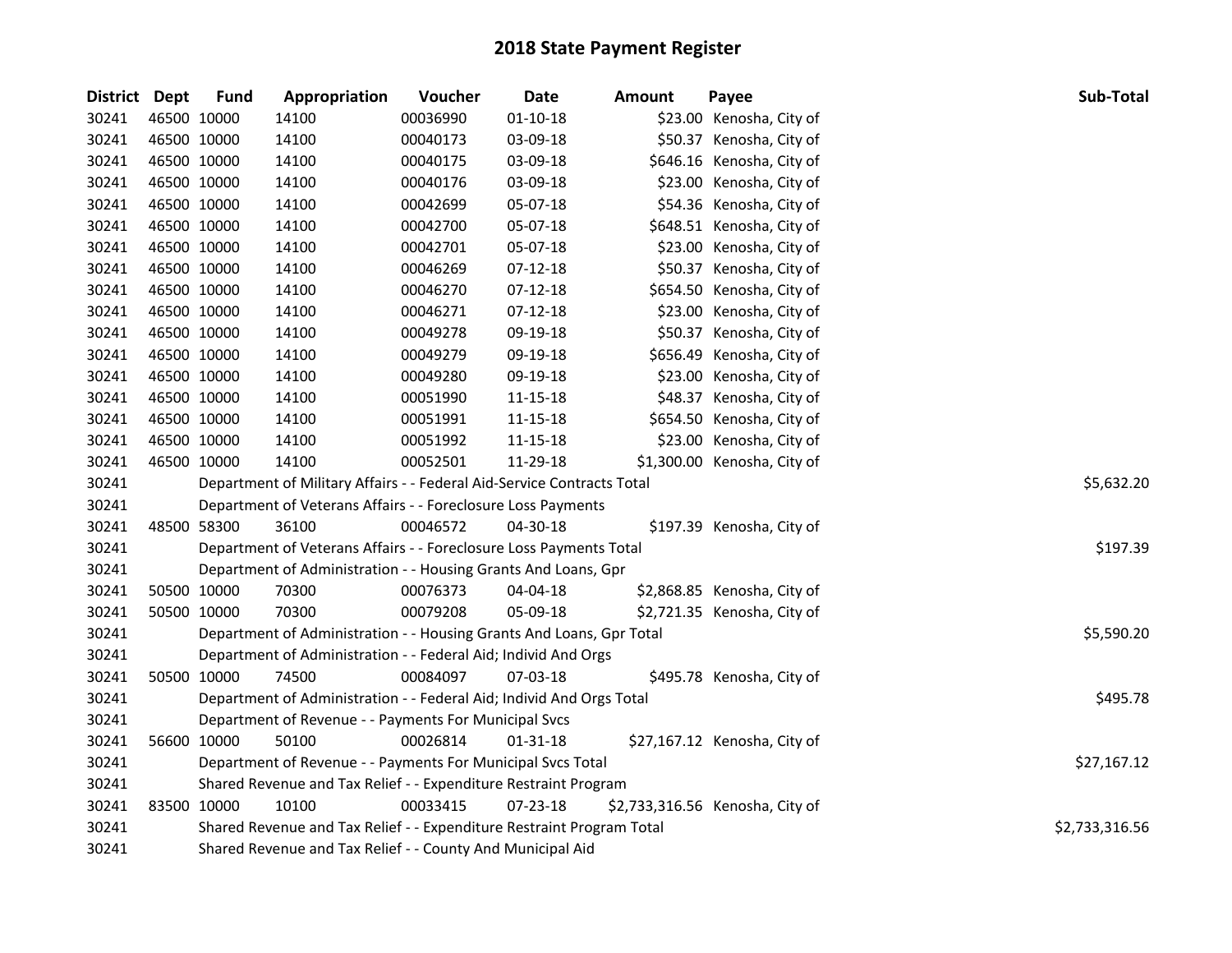# 2018 State Payment Register

| District | Dept | Fund | Appropriation | Voucher | Date | Amount | Payee | Sub-Total |
|---|---|---|---|---|---|---|---|---|
| 30241 | 46500 | 10000 | 14100 | 00036990 | 01-10-18 | $23.00 | Kenosha, City of | |
| 30241 | 46500 | 10000 | 14100 | 00040173 | 03-09-18 | $50.37 | Kenosha, City of | |
| 30241 | 46500 | 10000 | 14100 | 00040175 | 03-09-18 | $646.16 | Kenosha, City of | |
| 30241 | 46500 | 10000 | 14100 | 00040176 | 03-09-18 | $23.00 | Kenosha, City of | |
| 30241 | 46500 | 10000 | 14100 | 00042699 | 05-07-18 | $54.36 | Kenosha, City of | |
| 30241 | 46500 | 10000 | 14100 | 00042700 | 05-07-18 | $648.51 | Kenosha, City of | |
| 30241 | 46500 | 10000 | 14100 | 00042701 | 05-07-18 | $23.00 | Kenosha, City of | |
| 30241 | 46500 | 10000 | 14100 | 00046269 | 07-12-18 | $50.37 | Kenosha, City of | |
| 30241 | 46500 | 10000 | 14100 | 00046270 | 07-12-18 | $654.50 | Kenosha, City of | |
| 30241 | 46500 | 10000 | 14100 | 00046271 | 07-12-18 | $23.00 | Kenosha, City of | |
| 30241 | 46500 | 10000 | 14100 | 00049278 | 09-19-18 | $50.37 | Kenosha, City of | |
| 30241 | 46500 | 10000 | 14100 | 00049279 | 09-19-18 | $656.49 | Kenosha, City of | |
| 30241 | 46500 | 10000 | 14100 | 00049280 | 09-19-18 | $23.00 | Kenosha, City of | |
| 30241 | 46500 | 10000 | 14100 | 00051990 | 11-15-18 | $48.37 | Kenosha, City of | |
| 30241 | 46500 | 10000 | 14100 | 00051991 | 11-15-18 | $654.50 | Kenosha, City of | |
| 30241 | 46500 | 10000 | 14100 | 00051992 | 11-15-18 | $23.00 | Kenosha, City of | |
| 30241 | 46500 | 10000 | 14100 | 00052501 | 11-29-18 | $1,300.00 | Kenosha, City of | |
| 30241 | | | Department of Military Affairs - - Federal Aid-Service Contracts Total | | | | | $5,632.20 |
| 30241 | | | Department of Veterans Affairs - - Foreclosure Loss Payments | | | | | |
| 30241 | 48500 | 58300 | 36100 | 00046572 | 04-30-18 | $197.39 | Kenosha, City of | |
| 30241 | | | Department of Veterans Affairs - - Foreclosure Loss Payments Total | | | | | $197.39 |
| 30241 | | | Department of Administration - - Housing Grants And Loans, Gpr | | | | | |
| 30241 | 50500 | 10000 | 70300 | 00076373 | 04-04-18 | $2,868.85 | Kenosha, City of | |
| 30241 | 50500 | 10000 | 70300 | 00079208 | 05-09-18 | $2,721.35 | Kenosha, City of | |
| 30241 | | | Department of Administration - - Housing Grants And Loans, Gpr Total | | | | | $5,590.20 |
| 30241 | | | Department of Administration - - Federal Aid; Individ And Orgs | | | | | |
| 30241 | 50500 | 10000 | 74500 | 00084097 | 07-03-18 | $495.78 | Kenosha, City of | |
| 30241 | | | Department of Administration - - Federal Aid; Individ And Orgs Total | | | | | $495.78 |
| 30241 | | | Department of Revenue - - Payments For Municipal Svcs | | | | | |
| 30241 | 56600 | 10000 | 50100 | 00026814 | 01-31-18 | $27,167.12 | Kenosha, City of | |
| 30241 | | | Department of Revenue - - Payments For Municipal Svcs Total | | | | | $27,167.12 |
| 30241 | | | Shared Revenue and Tax Relief - - Expenditure Restraint Program | | | | | |
| 30241 | 83500 | 10000 | 10100 | 00033415 | 07-23-18 | $2,733,316.56 | Kenosha, City of | |
| 30241 | | | Shared Revenue and Tax Relief - - Expenditure Restraint Program Total | | | | | $2,733,316.56 |
| 30241 | | | Shared Revenue and Tax Relief - - County And Municipal Aid | | | | | |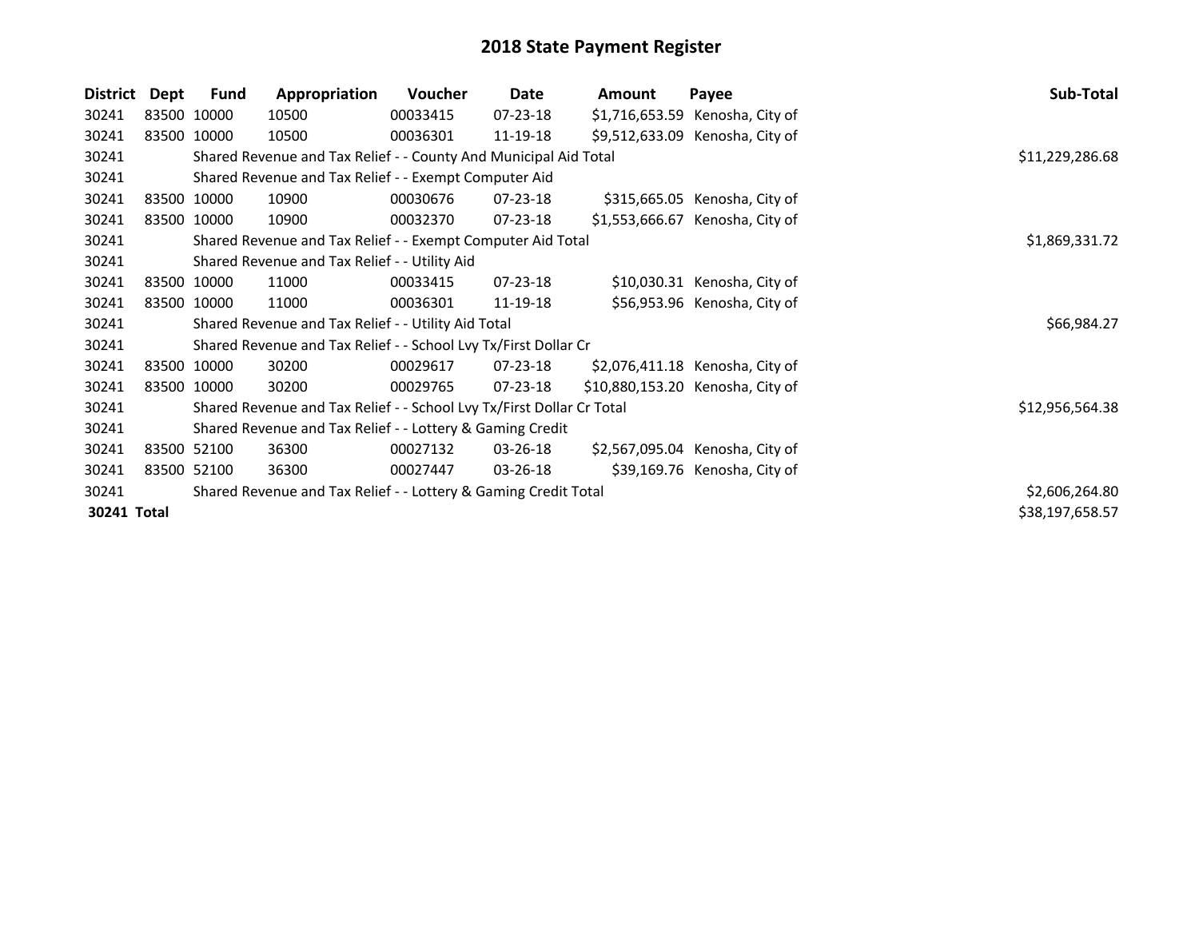# 2018 State Payment Register

| District | Dept | Fund | Appropriation | Voucher | Date | Amount | Payee | Sub-Total |
|---|---|---|---|---|---|---|---|---|
| 30241 | 83500 | 10000 | 10500 | 00033415 | 07-23-18 | $1,716,653.59 | Kenosha, City of | |
| 30241 | 83500 | 10000 | 10500 | 00036301 | 11-19-18 | $9,512,633.09 | Kenosha, City of | |
| 30241 | | Shared Revenue and Tax Relief - - County And Municipal Aid Total | | | | | | $11,229,286.68 |
| 30241 | | Shared Revenue and Tax Relief - - Exempt Computer Aid | | | | | | |
| 30241 | 83500 | 10000 | 10900 | 00030676 | 07-23-18 | $315,665.05 | Kenosha, City of | |
| 30241 | 83500 | 10000 | 10900 | 00032370 | 07-23-18 | $1,553,666.67 | Kenosha, City of | |
| 30241 | | Shared Revenue and Tax Relief - - Exempt Computer Aid Total | | | | | | $1,869,331.72 |
| 30241 | | Shared Revenue and Tax Relief - - Utility Aid | | | | | | |
| 30241 | 83500 | 10000 | 11000 | 00033415 | 07-23-18 | $10,030.31 | Kenosha, City of | |
| 30241 | 83500 | 10000 | 11000 | 00036301 | 11-19-18 | $56,953.96 | Kenosha, City of | |
| 30241 | | Shared Revenue and Tax Relief - - Utility Aid Total | | | | | | $66,984.27 |
| 30241 | | Shared Revenue and Tax Relief - - School Lvy Tx/First Dollar Cr | | | | | | |
| 30241 | 83500 | 10000 | 30200 | 00029617 | 07-23-18 | $2,076,411.18 | Kenosha, City of | |
| 30241 | 83500 | 10000 | 30200 | 00029765 | 07-23-18 | $10,880,153.20 | Kenosha, City of | |
| 30241 | | Shared Revenue and Tax Relief - - School Lvy Tx/First Dollar Cr Total | | | | | | $12,956,564.38 |
| 30241 | | Shared Revenue and Tax Relief - - Lottery & Gaming Credit | | | | | | |
| 30241 | 83500 | 52100 | 36300 | 00027132 | 03-26-18 | $2,567,095.04 | Kenosha, City of | |
| 30241 | 83500 | 52100 | 36300 | 00027447 | 03-26-18 | $39,169.76 | Kenosha, City of | |
| 30241 | | Shared Revenue and Tax Relief - - Lottery & Gaming Credit Total | | | | | | $2,606,264.80 |
| **30241 Total** | | | | | | | | $38,197,658.57 |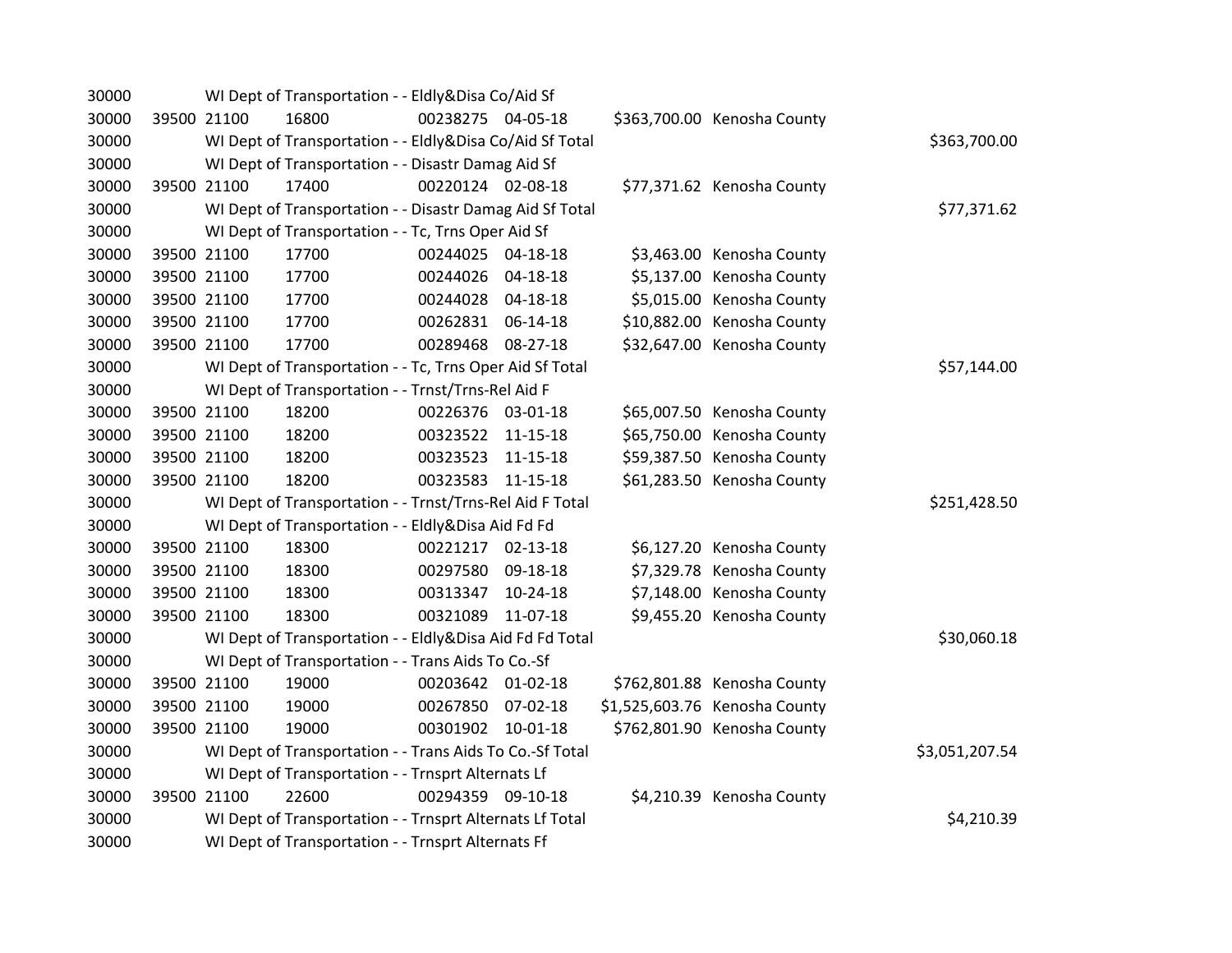| | | | | | | | | |
|---|---|---|---|---|---|---|---|---|
| 30000 | | WI Dept of Transportation - - Eldly&Disa Co/Aid Sf | | | | | | |
| 30000 | 39500 | 21100 | 16800 | 00238275 | 04-05-18 | $363,700.00 | Kenosha County | |
| 30000 | | WI Dept of Transportation - - Eldly&Disa Co/Aid Sf Total | | | | | | $363,700.00 |
| 30000 | | WI Dept of Transportation - - Disastr Damag Aid Sf | | | | | | |
| 30000 | 39500 | 21100 | 17400 | 00220124 | 02-08-18 | $77,371.62 | Kenosha County | |
| 30000 | | WI Dept of Transportation - - Disastr Damag Aid Sf Total | | | | | | $77,371.62 |
| 30000 | | WI Dept of Transportation - - Tc, Trns Oper Aid Sf | | | | | | |
| 30000 | 39500 | 21100 | 17700 | 00244025 | 04-18-18 | $3,463.00 | Kenosha County | |
| 30000 | 39500 | 21100 | 17700 | 00244026 | 04-18-18 | $5,137.00 | Kenosha County | |
| 30000 | 39500 | 21100 | 17700 | 00244028 | 04-18-18 | $5,015.00 | Kenosha County | |
| 30000 | 39500 | 21100 | 17700 | 00262831 | 06-14-18 | $10,882.00 | Kenosha County | |
| 30000 | 39500 | 21100 | 17700 | 00289468 | 08-27-18 | $32,647.00 | Kenosha County | |
| 30000 | | WI Dept of Transportation - - Tc, Trns Oper Aid Sf Total | | | | | | $57,144.00 |
| 30000 | | WI Dept of Transportation - - Trnst/Trns-Rel Aid F | | | | | | |
| 30000 | 39500 | 21100 | 18200 | 00226376 | 03-01-18 | $65,007.50 | Kenosha County | |
| 30000 | 39500 | 21100 | 18200 | 00323522 | 11-15-18 | $65,750.00 | Kenosha County | |
| 30000 | 39500 | 21100 | 18200 | 00323523 | 11-15-18 | $59,387.50 | Kenosha County | |
| 30000 | 39500 | 21100 | 18200 | 00323583 | 11-15-18 | $61,283.50 | Kenosha County | |
| 30000 | | WI Dept of Transportation - - Trnst/Trns-Rel Aid F Total | | | | | | $251,428.50 |
| 30000 | | WI Dept of Transportation - - Eldly&Disa Aid Fd Fd | | | | | | |
| 30000 | 39500 | 21100 | 18300 | 00221217 | 02-13-18 | $6,127.20 | Kenosha County | |
| 30000 | 39500 | 21100 | 18300 | 00297580 | 09-18-18 | $7,329.78 | Kenosha County | |
| 30000 | 39500 | 21100 | 18300 | 00313347 | 10-24-18 | $7,148.00 | Kenosha County | |
| 30000 | 39500 | 21100 | 18300 | 00321089 | 11-07-18 | $9,455.20 | Kenosha County | |
| 30000 | | WI Dept of Transportation - - Eldly&Disa Aid Fd Fd Total | | | | | | $30,060.18 |
| 30000 | | WI Dept of Transportation - - Trans Aids To Co.-Sf | | | | | | |
| 30000 | 39500 | 21100 | 19000 | 00203642 | 01-02-18 | $762,801.88 | Kenosha County | |
| 30000 | 39500 | 21100 | 19000 | 00267850 | 07-02-18 | $1,525,603.76 | Kenosha County | |
| 30000 | 39500 | 21100 | 19000 | 00301902 | 10-01-18 | $762,801.90 | Kenosha County | |
| 30000 | | WI Dept of Transportation - - Trans Aids To Co.-Sf Total | | | | | | $3,051,207.54 |
| 30000 | | WI Dept of Transportation - - Trnsprt Alternats Lf | | | | | | |
| 30000 | 39500 | 21100 | 22600 | 00294359 | 09-10-18 | $4,210.39 | Kenosha County | |
| 30000 | | WI Dept of Transportation - - Trnsprt Alternats Lf Total | | | | | | $4,210.39 |
| 30000 | | WI Dept of Transportation - - Trnsprt Alternats Ff | | | | | | |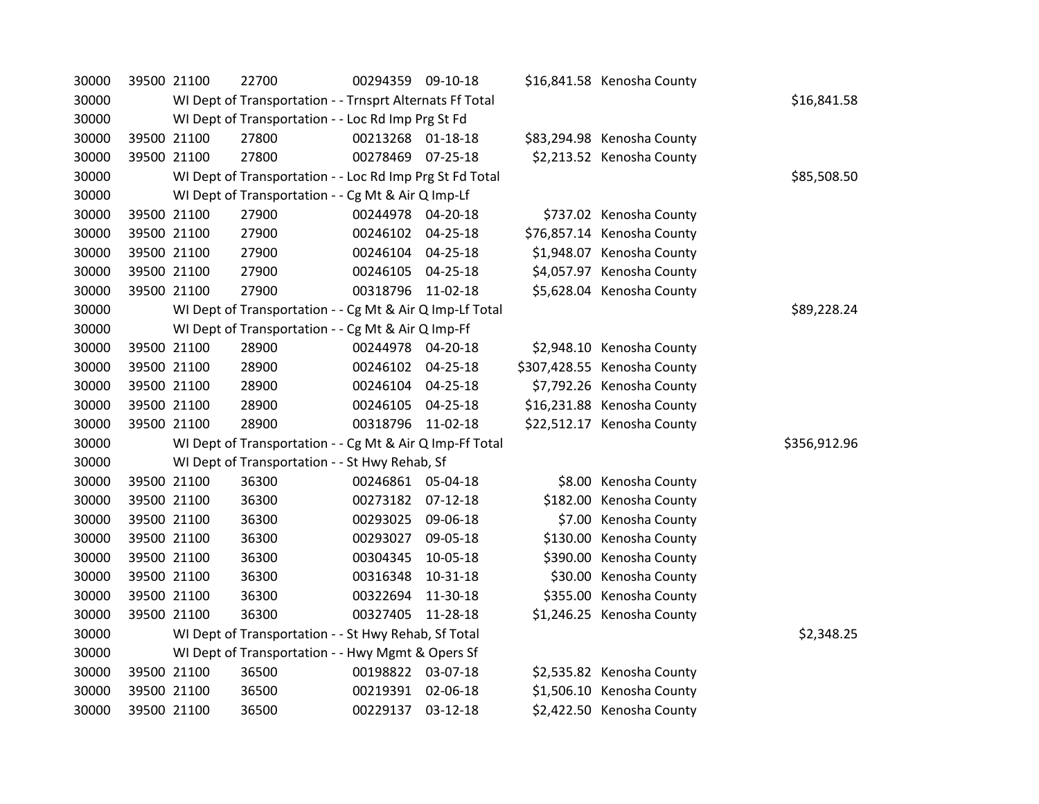| | | | | | | | | |
|---|---|---|---|---|---|---|---|---|
| 30000 | 39500 | 21100 | 22700 | 00294359 | 09-10-18 | $16,841.58 | Kenosha County | |
| 30000 | | WI Dept of Transportation - - Trnsprt Alternats Ff Total | | | | | | $16,841.58 |
| 30000 | | WI Dept of Transportation - - Loc Rd Imp Prg St Fd | | | | | | |
| 30000 | 39500 | 21100 | 27800 | 00213268 | 01-18-18 | $83,294.98 | Kenosha County | |
| 30000 | 39500 | 21100 | 27800 | 00278469 | 07-25-18 | $2,213.52 | Kenosha County | |
| 30000 | | WI Dept of Transportation - - Loc Rd Imp Prg St Fd Total | | | | | | $85,508.50 |
| 30000 | | WI Dept of Transportation - - Cg Mt & Air Q Imp-Lf | | | | | | |
| 30000 | 39500 | 21100 | 27900 | 00244978 | 04-20-18 | $737.02 | Kenosha County | |
| 30000 | 39500 | 21100 | 27900 | 00246102 | 04-25-18 | $76,857.14 | Kenosha County | |
| 30000 | 39500 | 21100 | 27900 | 00246104 | 04-25-18 | $1,948.07 | Kenosha County | |
| 30000 | 39500 | 21100 | 27900 | 00246105 | 04-25-18 | $4,057.97 | Kenosha County | |
| 30000 | 39500 | 21100 | 27900 | 00318796 | 11-02-18 | $5,628.04 | Kenosha County | |
| 30000 | | WI Dept of Transportation - - Cg Mt & Air Q Imp-Lf Total | | | | | | $89,228.24 |
| 30000 | | WI Dept of Transportation - - Cg Mt & Air Q Imp-Ff | | | | | | |
| 30000 | 39500 | 21100 | 28900 | 00244978 | 04-20-18 | $2,948.10 | Kenosha County | |
| 30000 | 39500 | 21100 | 28900 | 00246102 | 04-25-18 | $307,428.55 | Kenosha County | |
| 30000 | 39500 | 21100 | 28900 | 00246104 | 04-25-18 | $7,792.26 | Kenosha County | |
| 30000 | 39500 | 21100 | 28900 | 00246105 | 04-25-18 | $16,231.88 | Kenosha County | |
| 30000 | 39500 | 21100 | 28900 | 00318796 | 11-02-18 | $22,512.17 | Kenosha County | |
| 30000 | | WI Dept of Transportation - - Cg Mt & Air Q Imp-Ff Total | | | | | | $356,912.96 |
| 30000 | | WI Dept of Transportation - - St Hwy Rehab, Sf | | | | | | |
| 30000 | 39500 | 21100 | 36300 | 00246861 | 05-04-18 | $8.00 | Kenosha County | |
| 30000 | 39500 | 21100 | 36300 | 00273182 | 07-12-18 | $182.00 | Kenosha County | |
| 30000 | 39500 | 21100 | 36300 | 00293025 | 09-06-18 | $7.00 | Kenosha County | |
| 30000 | 39500 | 21100 | 36300 | 00293027 | 09-05-18 | $130.00 | Kenosha County | |
| 30000 | 39500 | 21100 | 36300 | 00304345 | 10-05-18 | $390.00 | Kenosha County | |
| 30000 | 39500 | 21100 | 36300 | 00316348 | 10-31-18 | $30.00 | Kenosha County | |
| 30000 | 39500 | 21100 | 36300 | 00322694 | 11-30-18 | $355.00 | Kenosha County | |
| 30000 | 39500 | 21100 | 36300 | 00327405 | 11-28-18 | $1,246.25 | Kenosha County | |
| 30000 | | WI Dept of Transportation - - St Hwy Rehab, Sf Total | | | | | | $2,348.25 |
| 30000 | | WI Dept of Transportation - - Hwy Mgmt & Opers Sf | | | | | | |
| 30000 | 39500 | 21100 | 36500 | 00198822 | 03-07-18 | $2,535.82 | Kenosha County | |
| 30000 | 39500 | 21100 | 36500 | 00219391 | 02-06-18 | $1,506.10 | Kenosha County | |
| 30000 | 39500 | 21100 | 36500 | 00229137 | 03-12-18 | $2,422.50 | Kenosha County | |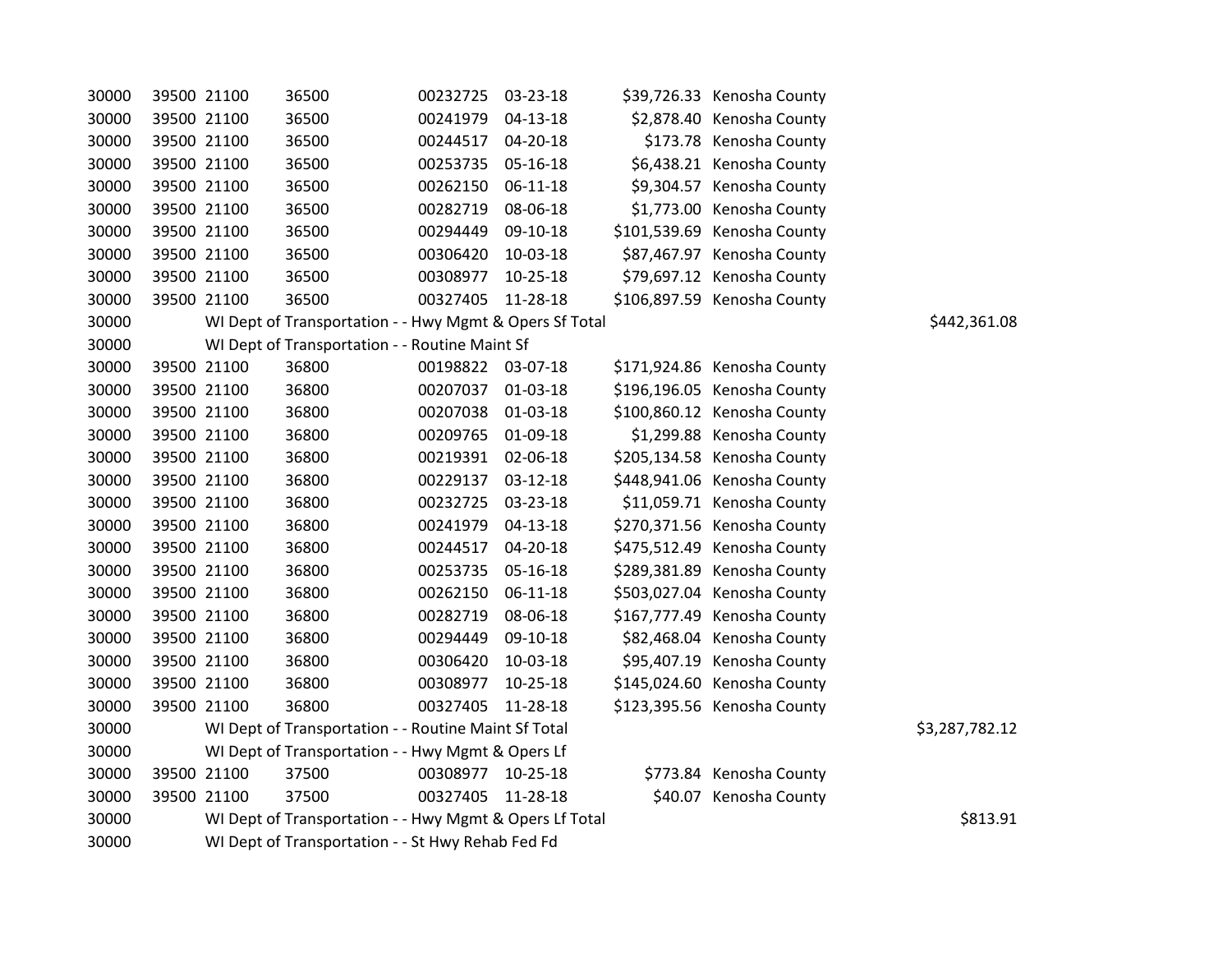| | | | | | | | | |
|---|---|---|---|---|---|---|---|---|
| 30000 | 39500 | 21100 | 36500 | 00232725 | 03-23-18 | $39,726.33 | Kenosha County | |
| 30000 | 39500 | 21100 | 36500 | 00241979 | 04-13-18 | $2,878.40 | Kenosha County | |
| 30000 | 39500 | 21100 | 36500 | 00244517 | 04-20-18 | $173.78 | Kenosha County | |
| 30000 | 39500 | 21100 | 36500 | 00253735 | 05-16-18 | $6,438.21 | Kenosha County | |
| 30000 | 39500 | 21100 | 36500 | 00262150 | 06-11-18 | $9,304.57 | Kenosha County | |
| 30000 | 39500 | 21100 | 36500 | 00282719 | 08-06-18 | $1,773.00 | Kenosha County | |
| 30000 | 39500 | 21100 | 36500 | 00294449 | 09-10-18 | $101,539.69 | Kenosha County | |
| 30000 | 39500 | 21100 | 36500 | 00306420 | 10-03-18 | $87,467.97 | Kenosha County | |
| 30000 | 39500 | 21100 | 36500 | 00308977 | 10-25-18 | $79,697.12 | Kenosha County | |
| 30000 | 39500 | 21100 | 36500 | 00327405 | 11-28-18 | $106,897.59 | Kenosha County | |
| 30000 | | WI Dept of Transportation - - Hwy Mgmt & Opers Sf Total | | | | | | $442,361.08 |
| 30000 | | WI Dept of Transportation - - Routine Maint Sf | | | | | | |
| 30000 | 39500 | 21100 | 36800 | 00198822 | 03-07-18 | $171,924.86 | Kenosha County | |
| 30000 | 39500 | 21100 | 36800 | 00207037 | 01-03-18 | $196,196.05 | Kenosha County | |
| 30000 | 39500 | 21100 | 36800 | 00207038 | 01-03-18 | $100,860.12 | Kenosha County | |
| 30000 | 39500 | 21100 | 36800 | 00209765 | 01-09-18 | $1,299.88 | Kenosha County | |
| 30000 | 39500 | 21100 | 36800 | 00219391 | 02-06-18 | $205,134.58 | Kenosha County | |
| 30000 | 39500 | 21100 | 36800 | 00229137 | 03-12-18 | $448,941.06 | Kenosha County | |
| 30000 | 39500 | 21100 | 36800 | 00232725 | 03-23-18 | $11,059.71 | Kenosha County | |
| 30000 | 39500 | 21100 | 36800 | 00241979 | 04-13-18 | $270,371.56 | Kenosha County | |
| 30000 | 39500 | 21100 | 36800 | 00244517 | 04-20-18 | $475,512.49 | Kenosha County | |
| 30000 | 39500 | 21100 | 36800 | 00253735 | 05-16-18 | $289,381.89 | Kenosha County | |
| 30000 | 39500 | 21100 | 36800 | 00262150 | 06-11-18 | $503,027.04 | Kenosha County | |
| 30000 | 39500 | 21100 | 36800 | 00282719 | 08-06-18 | $167,777.49 | Kenosha County | |
| 30000 | 39500 | 21100 | 36800 | 00294449 | 09-10-18 | $82,468.04 | Kenosha County | |
| 30000 | 39500 | 21100 | 36800 | 00306420 | 10-03-18 | $95,407.19 | Kenosha County | |
| 30000 | 39500 | 21100 | 36800 | 00308977 | 10-25-18 | $145,024.60 | Kenosha County | |
| 30000 | 39500 | 21100 | 36800 | 00327405 | 11-28-18 | $123,395.56 | Kenosha County | |
| 30000 | | WI Dept of Transportation - - Routine Maint Sf Total | | | | | | $3,287,782.12 |
| 30000 | | WI Dept of Transportation - - Hwy Mgmt & Opers Lf | | | | | | |
| 30000 | 39500 | 21100 | 37500 | 00308977 | 10-25-18 | $773.84 | Kenosha County | |
| 30000 | 39500 | 21100 | 37500 | 00327405 | 11-28-18 | $40.07 | Kenosha County | |
| 30000 | | WI Dept of Transportation - - Hwy Mgmt & Opers Lf Total | | | | | | $813.91 |
| 30000 | | WI Dept of Transportation - - St Hwy Rehab Fed Fd | | | | | | |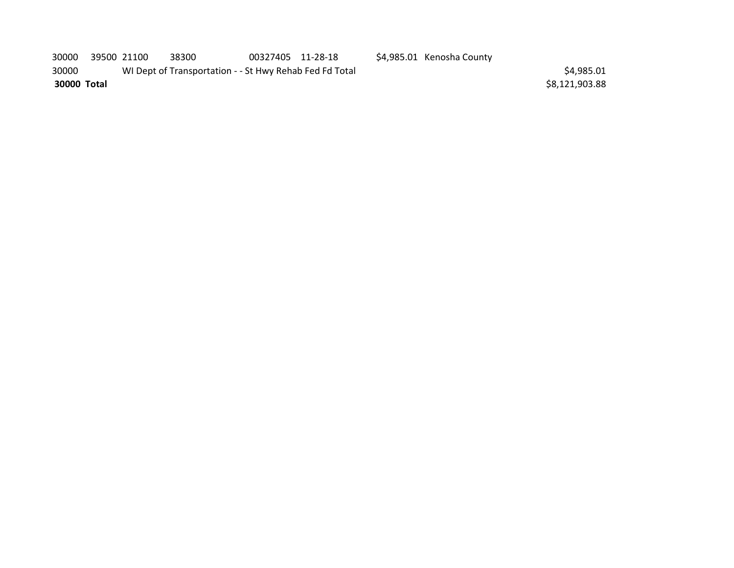| | | | | | | | | | |
|---|---|---|---|---|---|---|---|---|---|
| 30000 | 39500 | 21100 | 38300 | 00327405 | 11-28-18 | $4,985.01 | Kenosha County | | |
| 30000 | | WI Dept of Transportation - - St Hwy Rehab Fed Fd Total | | | | | | | $4,985.01 |
| **30000** | **Total** | | | | | | | | $8,121,903.88 |